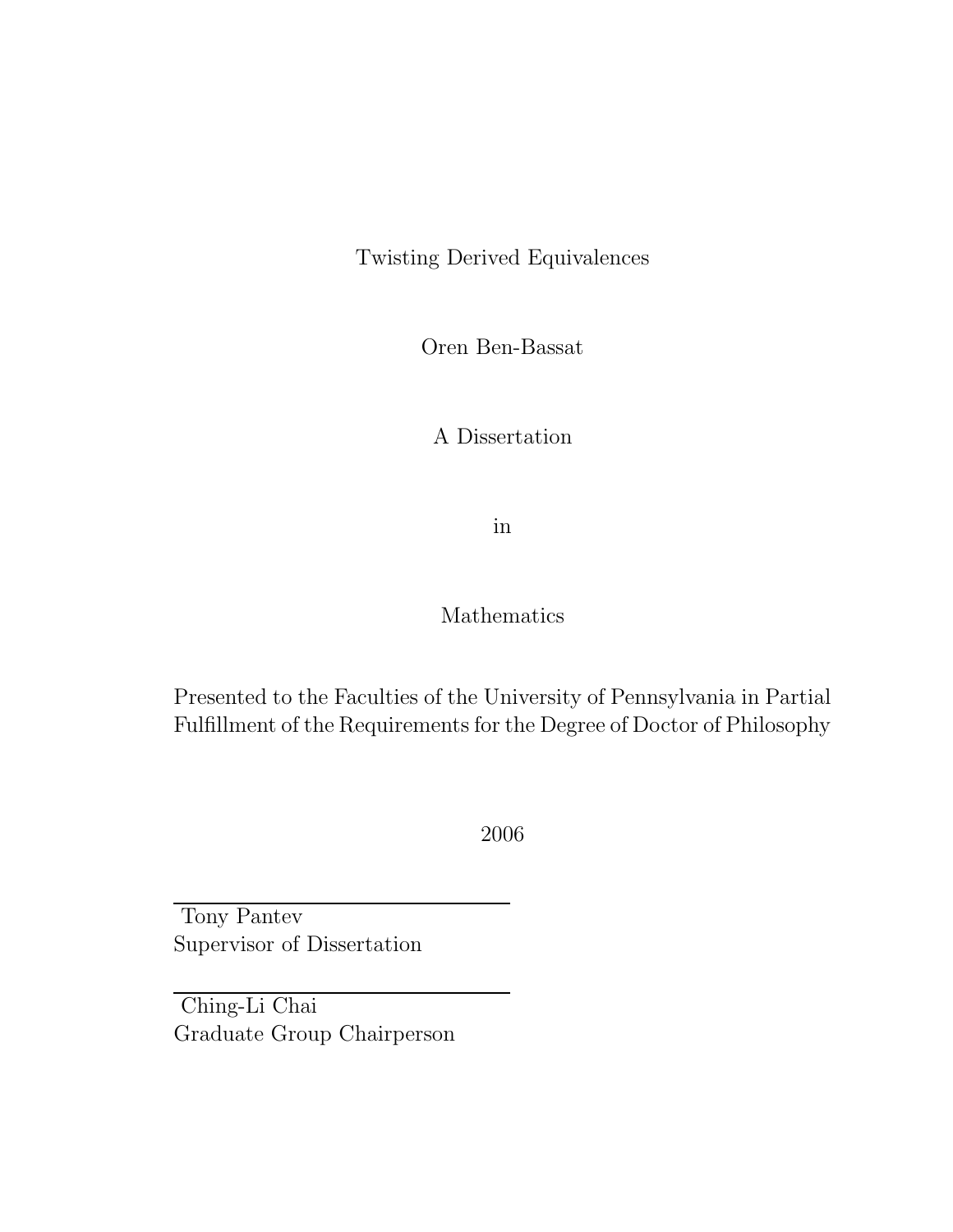# Twisting Derived Equivalences

Oren Ben-Bassat

A Dissertation

in

Mathematics

Presented to the Faculties of the University of Pennsylvania in Partial Fulfillment of the Requirements for the Degree of Doctor of Philosophy

2006

---

Tony Pantev
Supervisor of Dissertation

---

Ching-Li Chai
Graduate Group Chairperson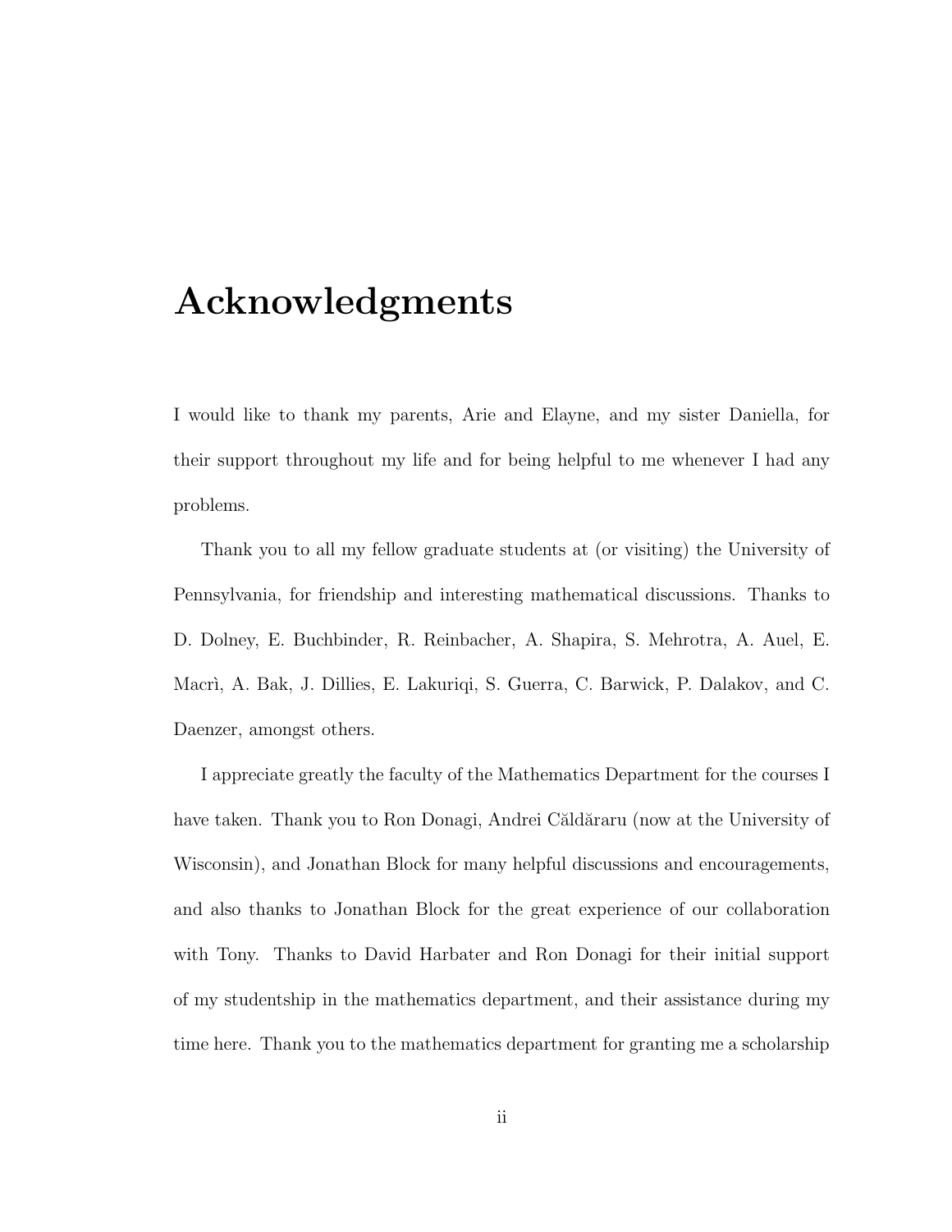# Acknowledgments

I would like to thank my parents, Arie and Elayne, and my sister Daniella, for their support throughout my life and for being helpful to me whenever I had any problems.

Thank you to all my fellow graduate students at (or visiting) the University of Pennsylvania, for friendship and interesting mathematical discussions. Thanks to D. Dolney, E. Buchbinder, R. Reinbacher, A. Shapira, S. Mehrotra, A. Auel, E. Macrì, A. Bak, J. Dillies, E. Lakuriqi, S. Guerra, C. Barwick, P. Dalakov, and C. Daenzer, amongst others.

I appreciate greatly the faculty of the Mathematics Department for the courses I have taken. Thank you to Ron Donagi, Andrei Căldăraru (now at the University of Wisconsin), and Jonathan Block for many helpful discussions and encouragements, and also thanks to Jonathan Block for the great experience of our collaboration with Tony. Thanks to David Harbater and Ron Donagi for their initial support of my studentship in the mathematics department, and their assistance during my time here. Thank you to the mathematics department for granting me a scholarship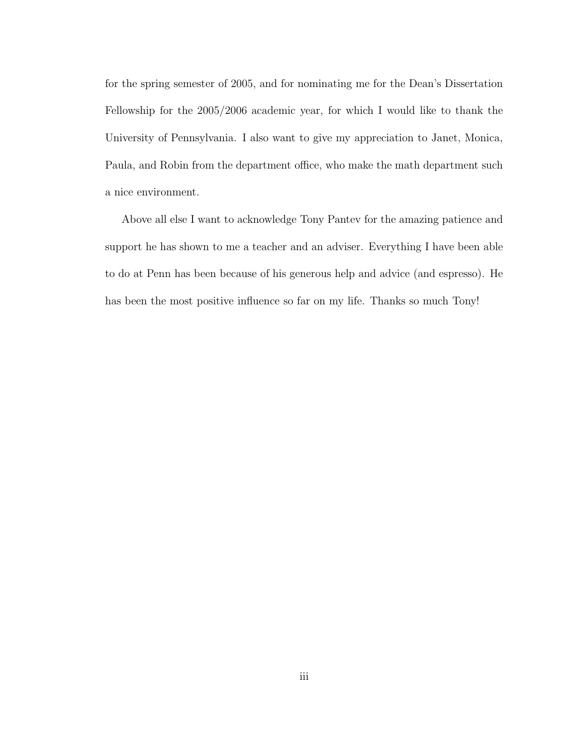for the spring semester of 2005, and for nominating me for the Dean's Dissertation Fellowship for the 2005/2006 academic year, for which I would like to thank the University of Pennsylvania. I also want to give my appreciation to Janet, Monica, Paula, and Robin from the department office, who make the math department such a nice environment.

Above all else I want to acknowledge Tony Pantev for the amazing patience and support he has shown to me a teacher and an adviser. Everything I have been able to do at Penn has been because of his generous help and advice (and espresso). He has been the most positive influence so far on my life. Thanks so much Tony!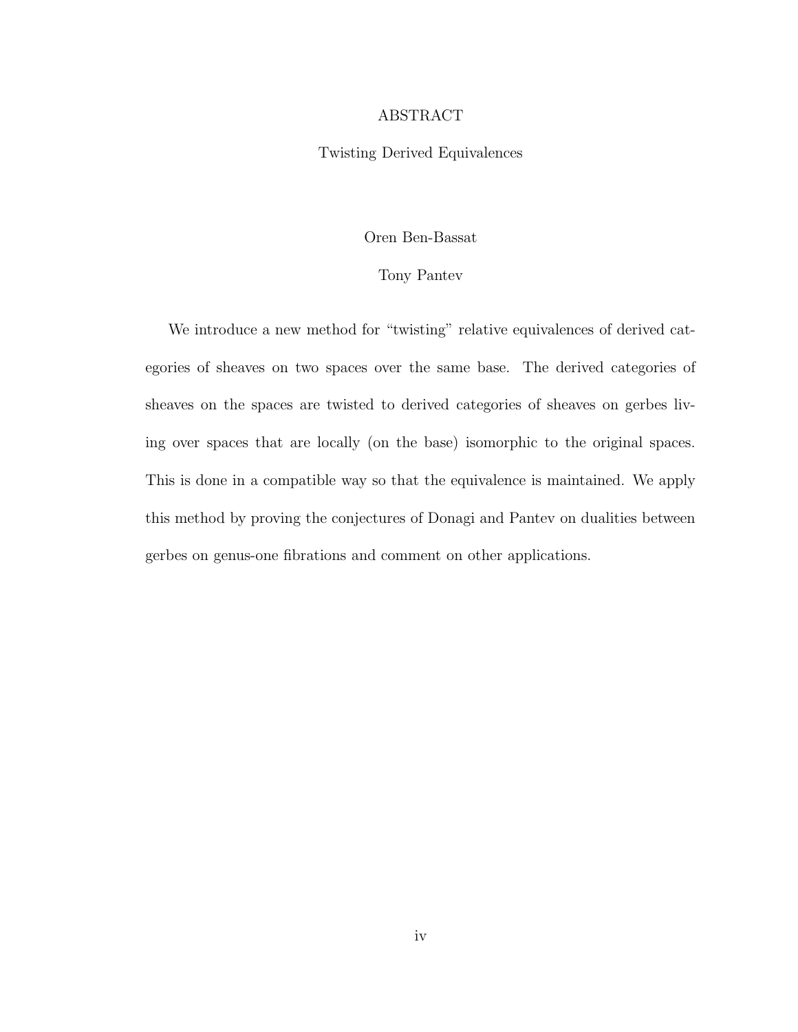# ABSTRACT

## Twisting Derived Equivalences

Oren Ben-Bassat

Tony Pantev

We introduce a new method for "twisting" relative equivalences of derived categories of sheaves on two spaces over the same base. The derived categories of sheaves on the spaces are twisted to derived categories of sheaves on gerbes living over spaces that are locally (on the base) isomorphic to the original spaces. This is done in a compatible way so that the equivalence is maintained. We apply this method by proving the conjectures of Donagi and Pantev on dualities between gerbes on genus-one fibrations and comment on other applications.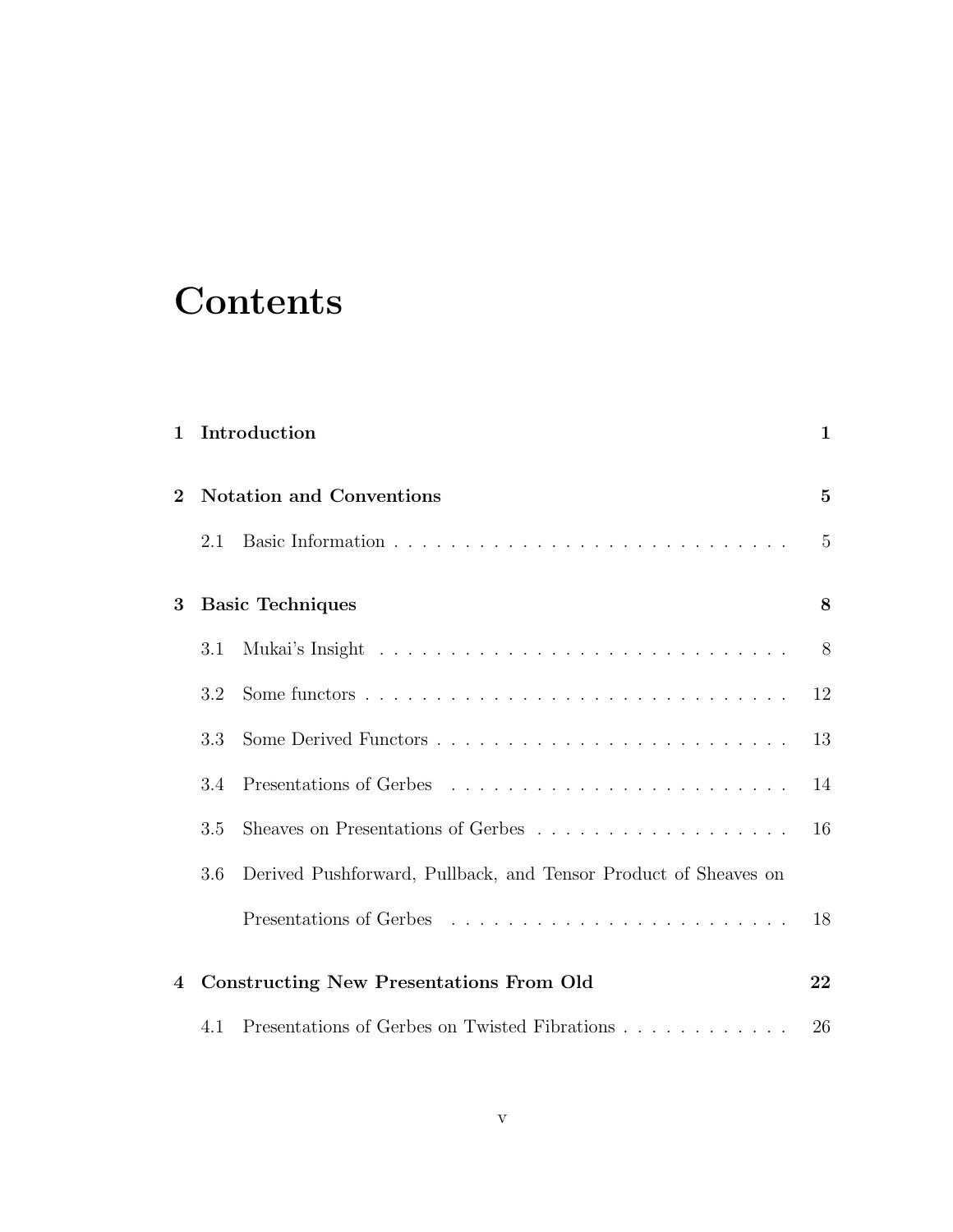# Contents

**1 Introduction** **1**

**2 Notation and Conventions** **5**

2.1 Basic Information . . . . . . . . . . . . . . . . . . . . . . . . . . . . 5

**3 Basic Techniques** **8**

3.1 Mukai's Insight . . . . . . . . . . . . . . . . . . . . . . . . . . . . . 8

3.2 Some functors . . . . . . . . . . . . . . . . . . . . . . . . . . . . . . 12

3.3 Some Derived Functors . . . . . . . . . . . . . . . . . . . . . . . . . 13

3.4 Presentations of Gerbes . . . . . . . . . . . . . . . . . . . . . . . . 14

3.5 Sheaves on Presentations of Gerbes . . . . . . . . . . . . . . . . . . 16

3.6 Derived Pushforward, Pullback, and Tensor Product of Sheaves on Presentations of Gerbes . . . . . . . . . . . . . . . . . . . . . . . . 18

**4 Constructing New Presentations From Old** **22**

4.1 Presentations of Gerbes on Twisted Fibrations . . . . . . . . . . . . 26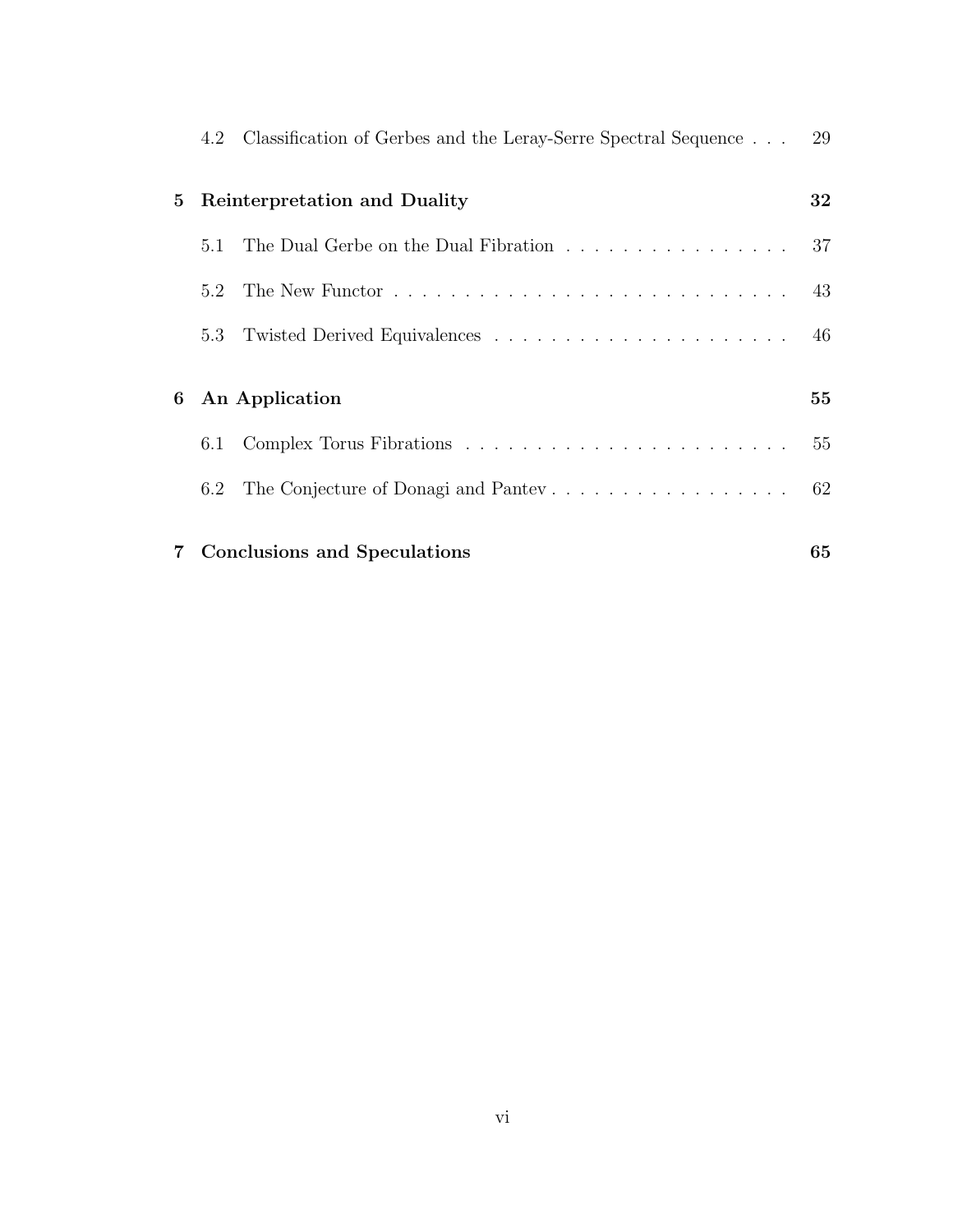4.2 Classification of Gerbes and the Leray-Serre Spectral Sequence . . . 29

**5 Reinterpretation and Duality** **32**

5.1 The Dual Gerbe on the Dual Fibration . . . . . . . . . . . . . . . . . 37

5.2 The New Functor . . . . . . . . . . . . . . . . . . . . . . . . . . . . . 43

5.3 Twisted Derived Equivalences . . . . . . . . . . . . . . . . . . . . . . 46

**6 An Application** **55**

6.1 Complex Torus Fibrations . . . . . . . . . . . . . . . . . . . . . . . . 55

6.2 The Conjecture of Donagi and Pantev . . . . . . . . . . . . . . . . . . 62

**7 Conclusions and Speculations** **65**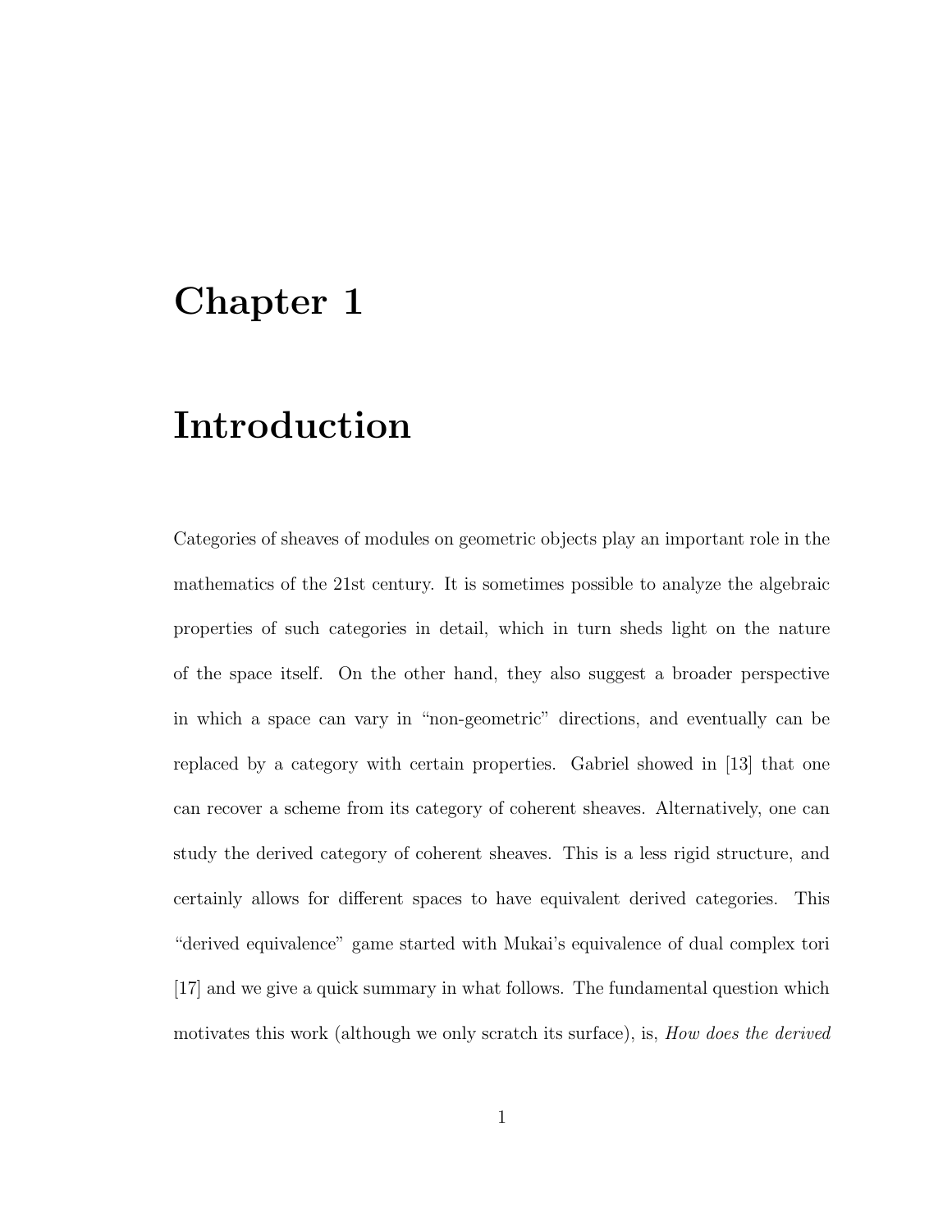# Chapter 1

# Introduction

Categories of sheaves of modules on geometric objects play an important role in the mathematics of the 21st century. It is sometimes possible to analyze the algebraic properties of such categories in detail, which in turn sheds light on the nature of the space itself. On the other hand, they also suggest a broader perspective in which a space can vary in "non-geometric" directions, and eventually can be replaced by a category with certain properties. Gabriel showed in [13] that one can recover a scheme from its category of coherent sheaves. Alternatively, one can study the derived category of coherent sheaves. This is a less rigid structure, and certainly allows for different spaces to have equivalent derived categories. This "derived equivalence" game started with Mukai's equivalence of dual complex tori [17] and we give a quick summary in what follows. The fundamental question which motivates this work (although we only scratch its surface), is, *How does the derived*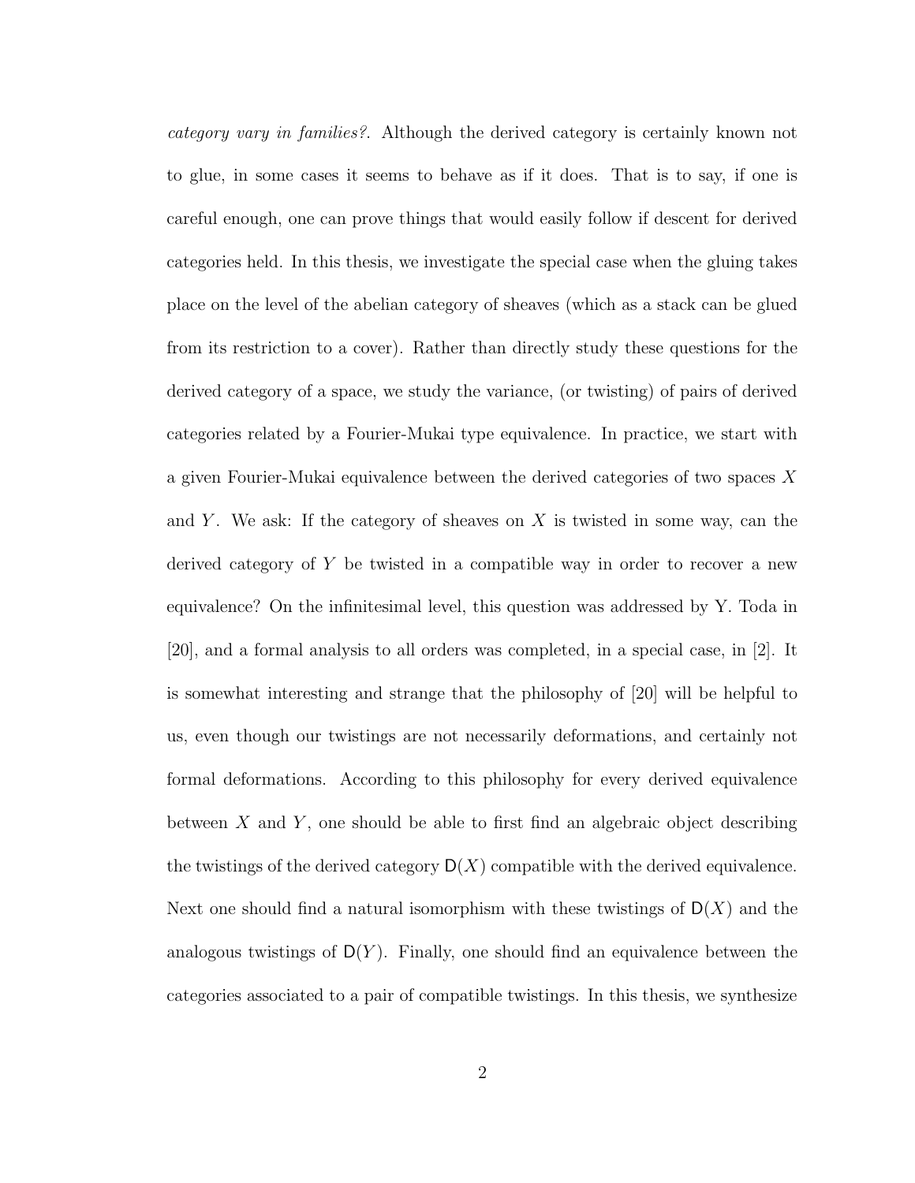*category vary in families?*. Although the derived category is certainly known not to glue, in some cases it seems to behave as if it does. That is to say, if one is careful enough, one can prove things that would easily follow if descent for derived categories held. In this thesis, we investigate the special case when the gluing takes place on the level of the abelian category of sheaves (which as a stack can be glued from its restriction to a cover). Rather than directly study these questions for the derived category of a space, we study the variance, (or twisting) of pairs of derived categories related by a Fourier-Mukai type equivalence. In practice, we start with a given Fourier-Mukai equivalence between the derived categories of two spaces $X$ and $Y$. We ask: If the category of sheaves on $X$ is twisted in some way, can the derived category of $Y$ be twisted in a compatible way in order to recover a new equivalence? On the infinitesimal level, this question was addressed by Y. Toda in [20], and a formal analysis to all orders was completed, in a special case, in [2]. It is somewhat interesting and strange that the philosophy of [20] will be helpful to us, even though our twistings are not necessarily deformations, and certainly not formal deformations. According to this philosophy for every derived equivalence between $X$ and $Y$, one should be able to first find an algebraic object describing the twistings of the derived category $\mathsf{D}(X)$ compatible with the derived equivalence. Next one should find a natural isomorphism with these twistings of $\mathsf{D}(X)$ and the analogous twistings of $\mathsf{D}(Y)$. Finally, one should find an equivalence between the categories associated to a pair of compatible twistings. In this thesis, we synthesize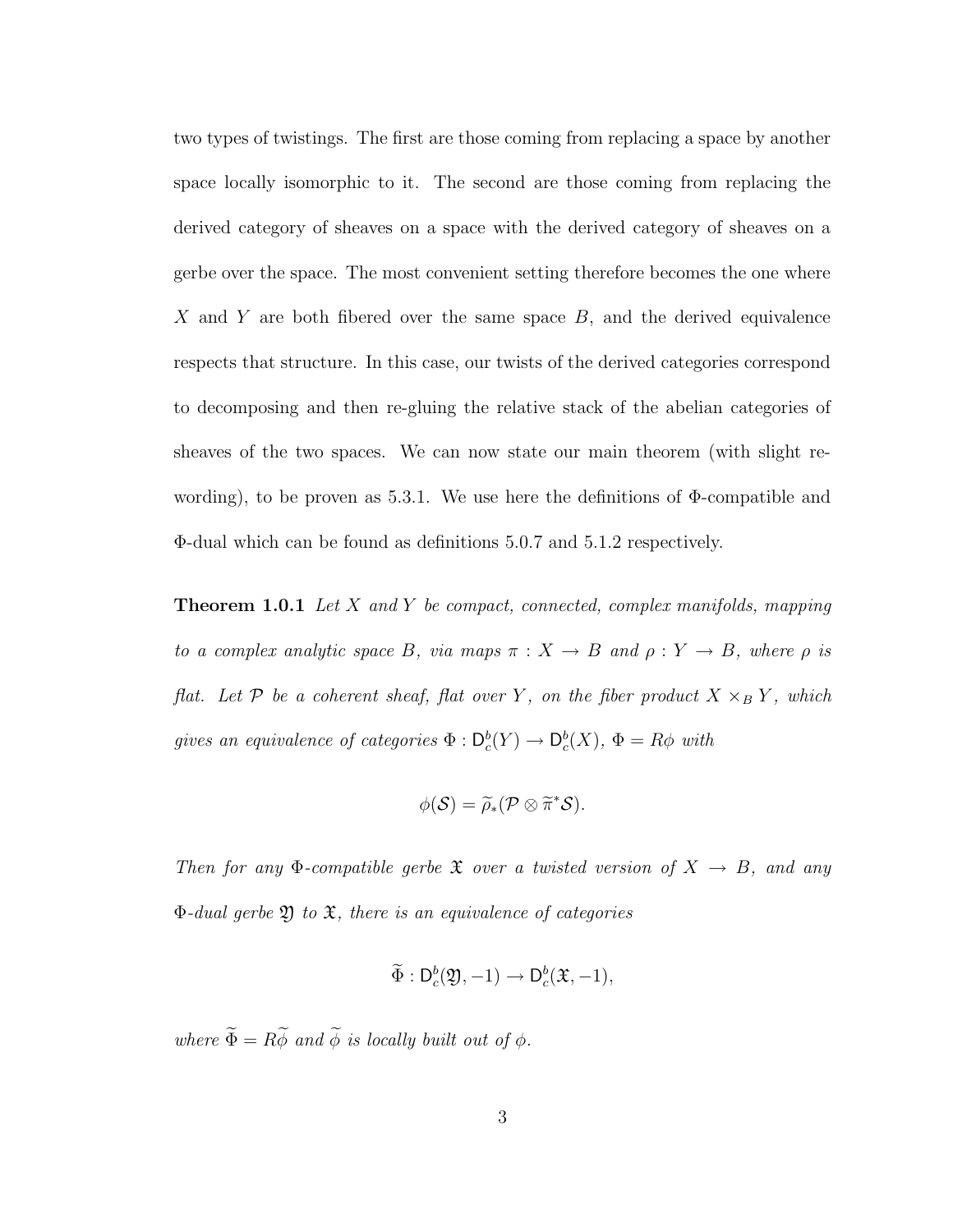two types of twistings. The first are those coming from replacing a space by another space locally isomorphic to it. The second are those coming from replacing the derived category of sheaves on a space with the derived category of sheaves on a gerbe over the space. The most convenient setting therefore becomes the one where $X$ and $Y$ are both fibered over the same space $B$, and the derived equivalence respects that structure. In this case, our twists of the derived categories correspond to decomposing and then re-gluing the relative stack of the abelian categories of sheaves of the two spaces. We can now state our main theorem (with slight re-wording), to be proven as 5.3.1. We use here the definitions of $\Phi$-compatible and $\Phi$-dual which can be found as definitions 5.0.7 and 5.1.2 respectively.

**Theorem 1.0.1** *Let $X$ and $Y$ be compact, connected, complex manifolds, mapping to a complex analytic space $B$, via maps $\pi : X \to B$ and $\rho : Y \to B$, where $\rho$ is flat. Let $\mathcal{P}$ be a coherent sheaf, flat over $Y$, on the fiber product $X \times_B Y$, which gives an equivalence of categories $\Phi : \mathsf{D}^b_c(Y) \to \mathsf{D}^b_c(X)$, $\Phi = R\phi$ with*

$$\phi(\mathcal{S}) = \widetilde{\rho}_*(\mathcal{P} \otimes \widetilde{\pi}^*\mathcal{S}).$$

*Then for any $\Phi$-compatible gerbe $\mathfrak{X}$ over a twisted version of $X \to B$, and any $\Phi$-dual gerbe $\mathfrak{Y}$ to $\mathfrak{X}$, there is an equivalence of categories*

$$\widetilde{\Phi} : \mathsf{D}^b_c(\mathfrak{Y}, -1) \to \mathsf{D}^b_c(\mathfrak{X}, -1),$$

*where $\widetilde{\Phi} = R\widetilde{\phi}$ and $\widetilde{\phi}$ is locally built out of $\phi$.*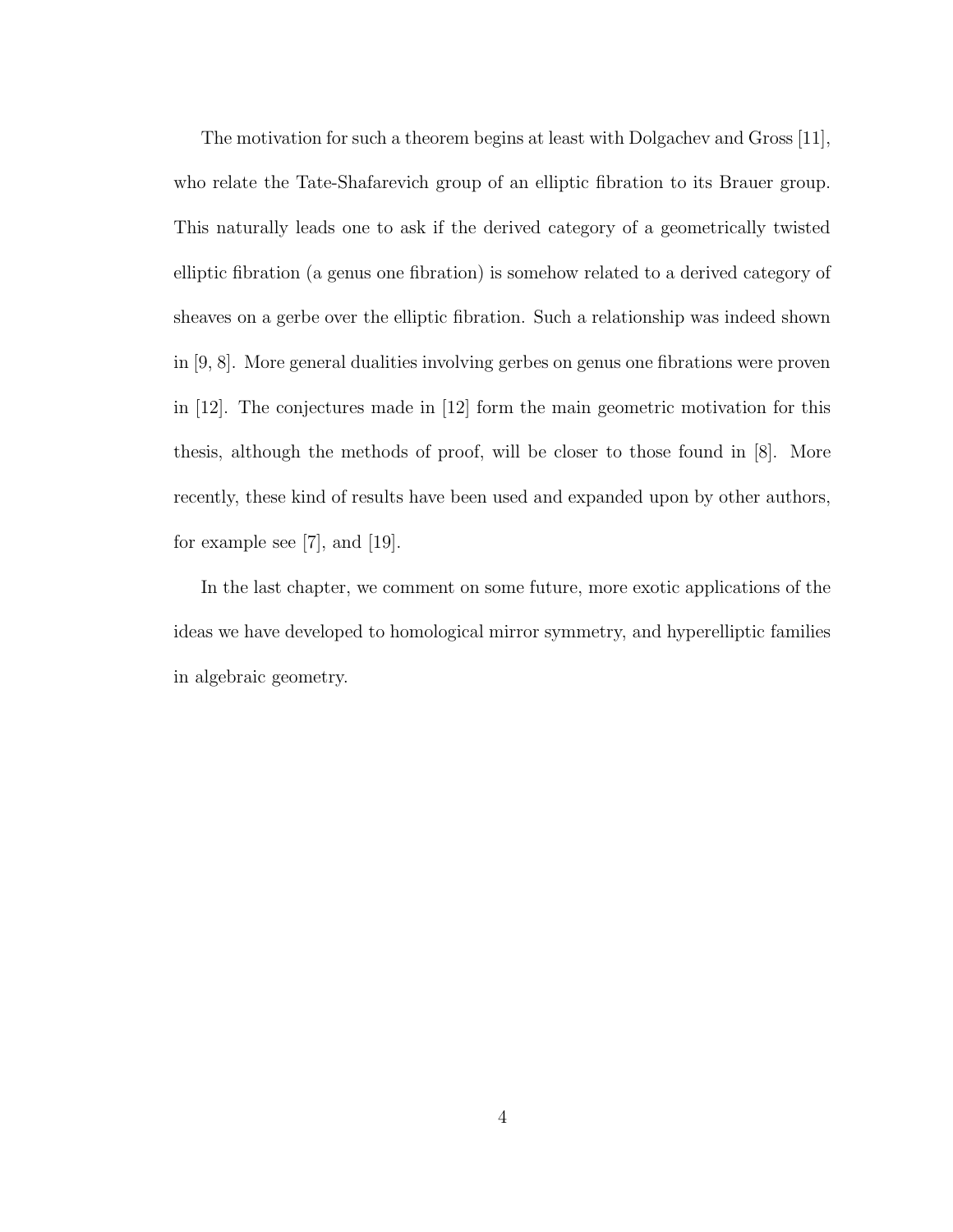The motivation for such a theorem begins at least with Dolgachev and Gross [11], who relate the Tate-Shafarevich group of an elliptic fibration to its Brauer group. This naturally leads one to ask if the derived category of a geometrically twisted elliptic fibration (a genus one fibration) is somehow related to a derived category of sheaves on a gerbe over the elliptic fibration. Such a relationship was indeed shown in [9, 8]. More general dualities involving gerbes on genus one fibrations were proven in [12]. The conjectures made in [12] form the main geometric motivation for this thesis, although the methods of proof, will be closer to those found in [8]. More recently, these kind of results have been used and expanded upon by other authors, for example see [7], and [19].

In the last chapter, we comment on some future, more exotic applications of the ideas we have developed to homological mirror symmetry, and hyperelliptic families in algebraic geometry.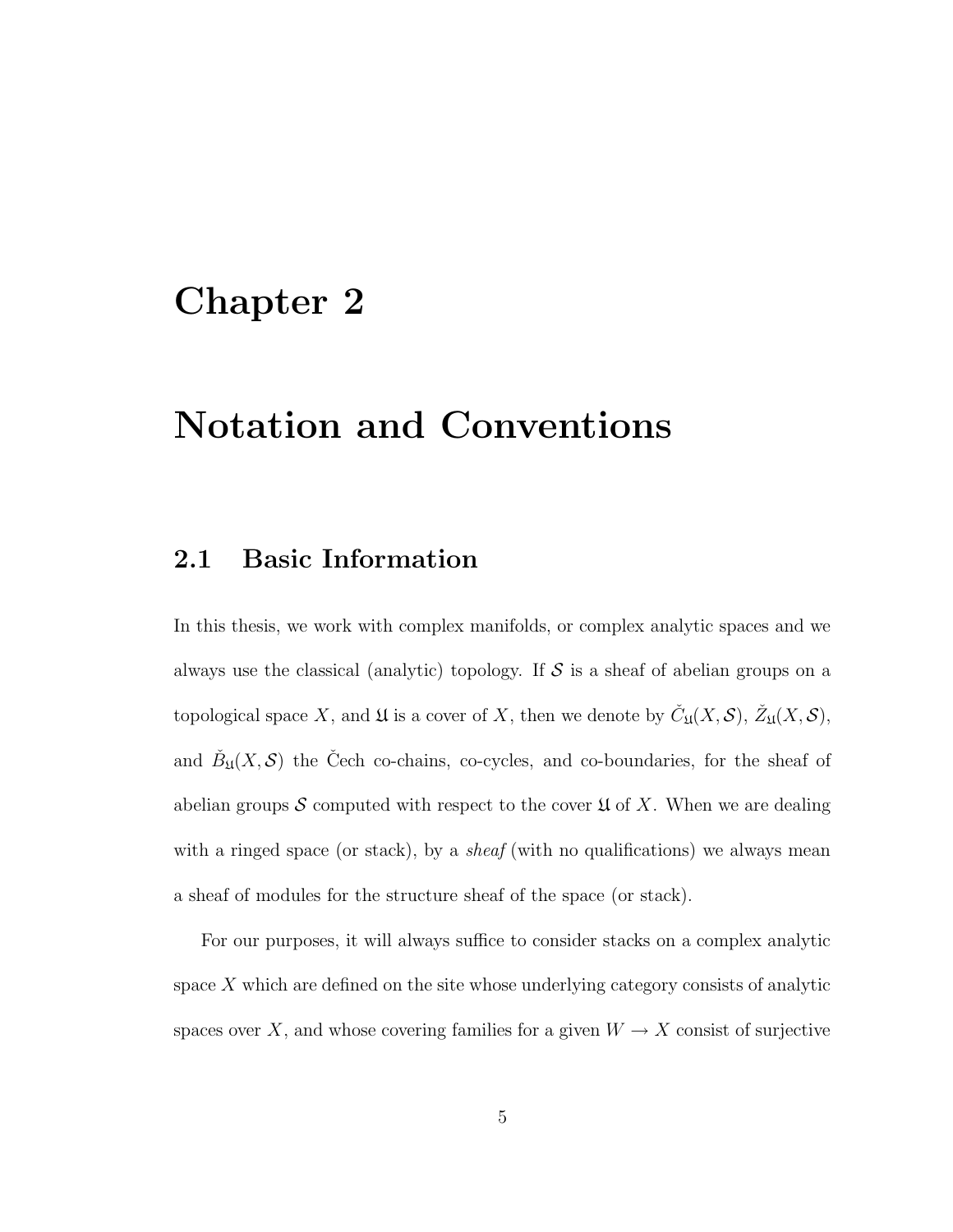# Chapter 2

# Notation and Conventions

## 2.1 Basic Information

In this thesis, we work with complex manifolds, or complex analytic spaces and we always use the classical (analytic) topology. If $\mathcal{S}$ is a sheaf of abelian groups on a topological space $X$, and $\mathfrak{U}$ is a cover of $X$, then we denote by $\check{C}_{\mathfrak{U}}(X, \mathcal{S})$, $\check{Z}_{\mathfrak{U}}(X, \mathcal{S})$, and $\check{B}_{\mathfrak{U}}(X, \mathcal{S})$ the Čech co-chains, co-cycles, and co-boundaries, for the sheaf of abelian groups $\mathcal{S}$ computed with respect to the cover $\mathfrak{U}$ of $X$. When we are dealing with a ringed space (or stack), by a *sheaf* (with no qualifications) we always mean a sheaf of modules for the structure sheaf of the space (or stack).

For our purposes, it will always suffice to consider stacks on a complex analytic space $X$ which are defined on the site whose underlying category consists of analytic spaces over $X$, and whose covering families for a given $W \to X$ consist of surjective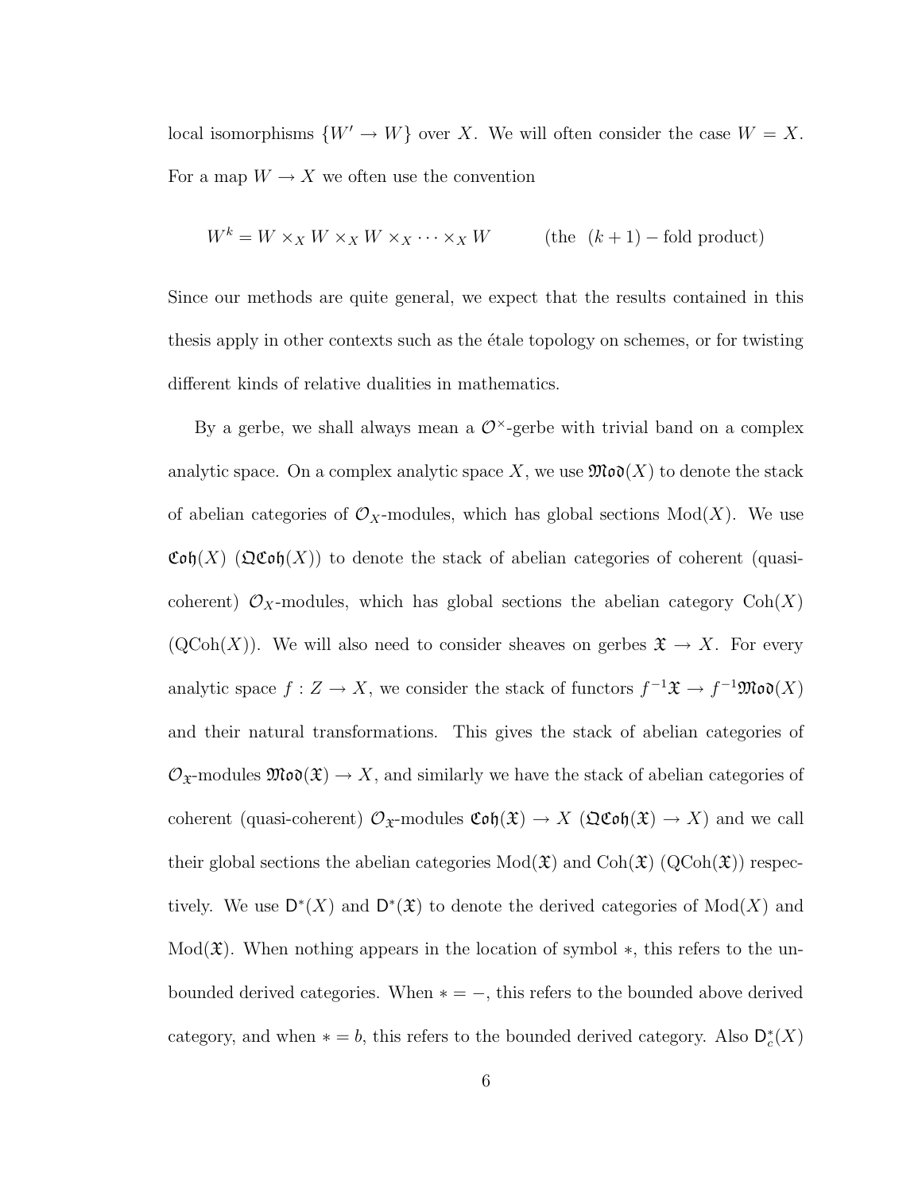local isomorphisms $\{W' \to W\}$ over $X$. We will often consider the case $W = X$. For a map $W \to X$ we often use the convention

$$W^k = W \times_X W \times_X W \times_X \cdots \times_X W \qquad \text{(the } \ (k+1)-\text{fold product)}$$

Since our methods are quite general, we expect that the results contained in this thesis apply in other contexts such as the étale topology on schemes, or for twisting different kinds of relative dualities in mathematics.

By a gerbe, we shall always mean a $\mathcal{O}^\times$-gerbe with trivial band on a complex analytic space. On a complex analytic space $X$, we use $\mathfrak{Mod}(X)$ to denote the stack of abelian categories of $\mathcal{O}_X$-modules, which has global sections $\mathrm{Mod}(X)$. We use $\mathfrak{Coh}(X)$ ($\mathfrak{QCoh}(X)$) to denote the stack of abelian categories of coherent (quasi-coherent) $\mathcal{O}_X$-modules, which has global sections the abelian category $\mathrm{Coh}(X)$ ($\mathrm{QCoh}(X)$). We will also need to consider sheaves on gerbes $\mathfrak{X} \to X$. For every analytic space $f : Z \to X$, we consider the stack of functors $f^{-1}\mathfrak{X} \to f^{-1}\mathfrak{Mod}(X)$ and their natural transformations. This gives the stack of abelian categories of $\mathcal{O}_{\mathfrak{X}}$-modules $\mathfrak{Mod}(\mathfrak{X}) \to X$, and similarly we have the stack of abelian categories of coherent (quasi-coherent) $\mathcal{O}_{\mathfrak{X}}$-modules $\mathfrak{Coh}(\mathfrak{X}) \to X$ ($\mathfrak{QCoh}(\mathfrak{X}) \to X$) and we call their global sections the abelian categories $\mathrm{Mod}(\mathfrak{X})$ and $\mathrm{Coh}(\mathfrak{X})$ ($\mathrm{QCoh}(\mathfrak{X})$) respectively. We use $\mathsf{D}^*(X)$ and $\mathsf{D}^*(\mathfrak{X})$ to denote the derived categories of $\mathrm{Mod}(X)$ and $\mathrm{Mod}(\mathfrak{X})$. When nothing appears in the location of symbol $*$, this refers to the unbounded derived categories. When $* = -$, this refers to the bounded above derived category, and when $* = b$, this refers to the bounded derived category. Also $\mathsf{D}^*_c(X)$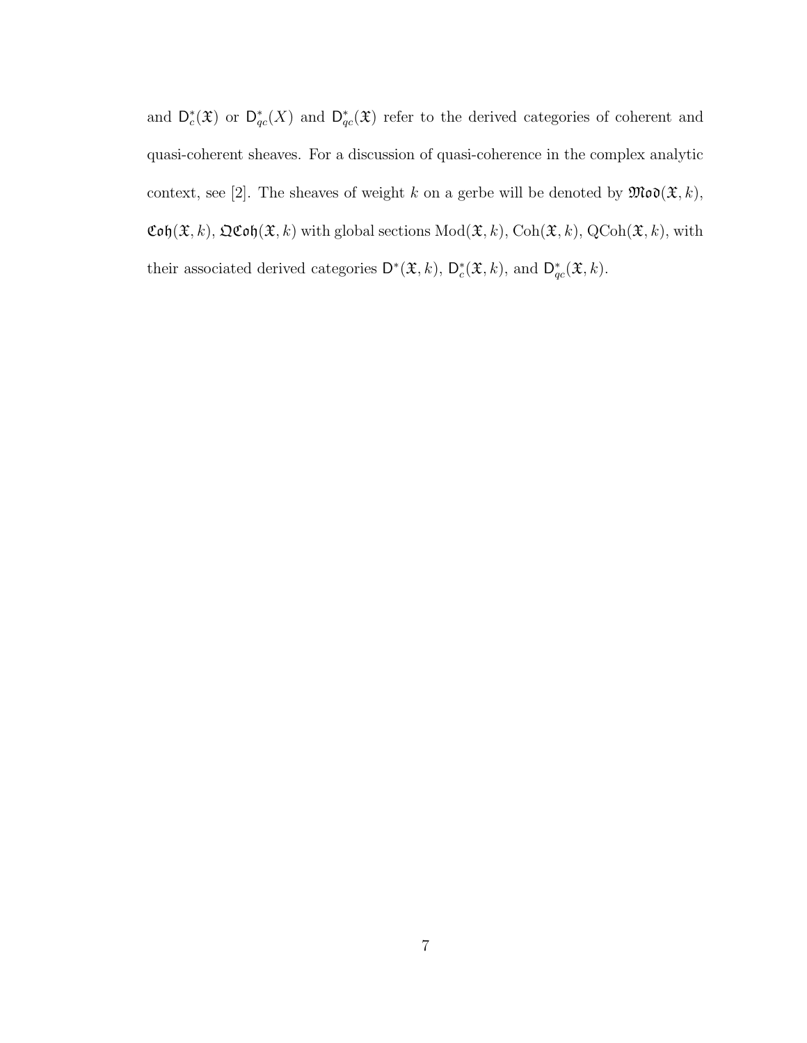and $\mathsf{D}^*_c(\mathfrak{X})$ or $\mathsf{D}^*_{qc}(X)$ and $\mathsf{D}^*_{qc}(\mathfrak{X})$ refer to the derived categories of coherent and quasi-coherent sheaves. For a discussion of quasi-coherence in the complex analytic context, see [2]. The sheaves of weight $k$ on a gerbe will be denoted by $\mathfrak{Mod}(\mathfrak{X}, k)$, $\mathfrak{Coh}(\mathfrak{X}, k)$, $\mathfrak{QCoh}(\mathfrak{X}, k)$ with global sections $\mathrm{Mod}(\mathfrak{X}, k)$, $\mathrm{Coh}(\mathfrak{X}, k)$, $\mathrm{QCoh}(\mathfrak{X}, k)$, with their associated derived categories $\mathsf{D}^*(\mathfrak{X}, k)$, $\mathsf{D}^*_c(\mathfrak{X}, k)$, and $\mathsf{D}^*_{qc}(\mathfrak{X}, k)$.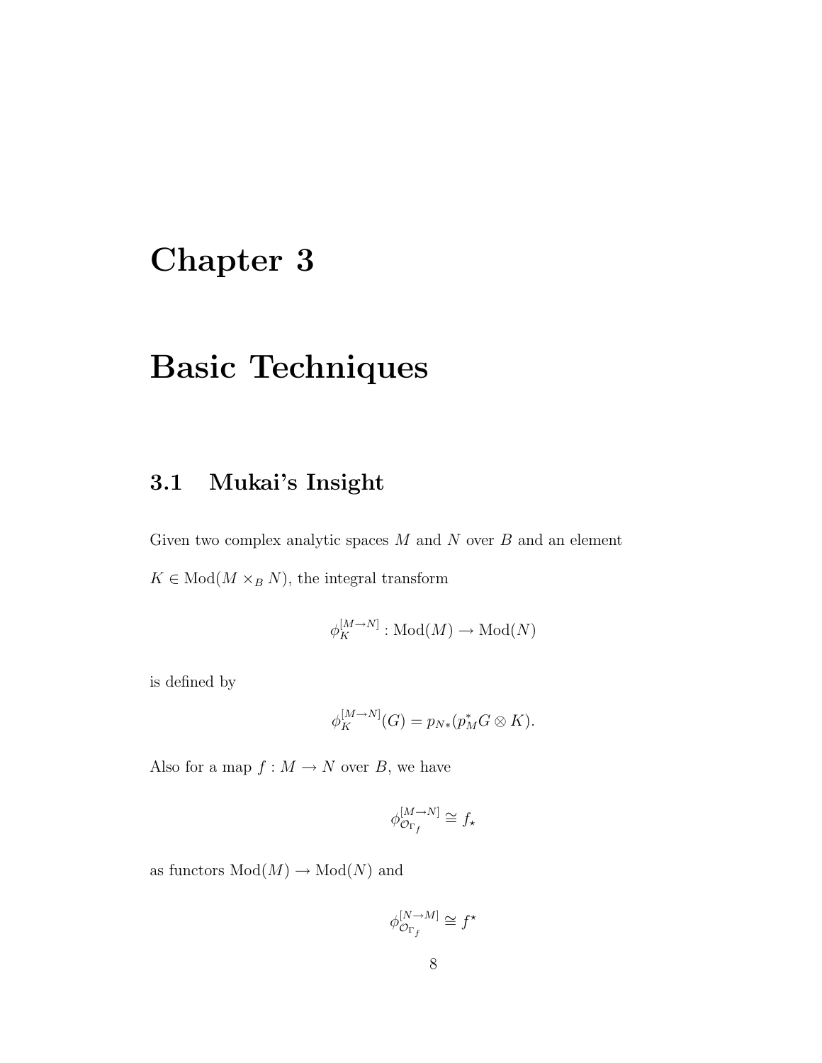# Chapter 3

# Basic Techniques

## 3.1 Mukai's Insight

Given two complex analytic spaces $M$ and $N$ over $B$ and an element $K \in \text{Mod}(M \times_B N)$, the integral transform

$$\phi_K^{[M \to N]} : \text{Mod}(M) \to \text{Mod}(N)$$

is defined by

$$\phi_K^{[M \to N]}(G) = p_{N*}(p_M^* G \otimes K).$$

Also for a map $f : M \to N$ over $B$, we have

$$\phi_{\mathcal{O}_{\Gamma_f}}^{[M \to N]} \cong f_\star$$

as functors $\text{Mod}(M) \to \text{Mod}(N)$ and

$$\phi_{\mathcal{O}_{\Gamma_f}}^{[N \to M]} \cong f^\star$$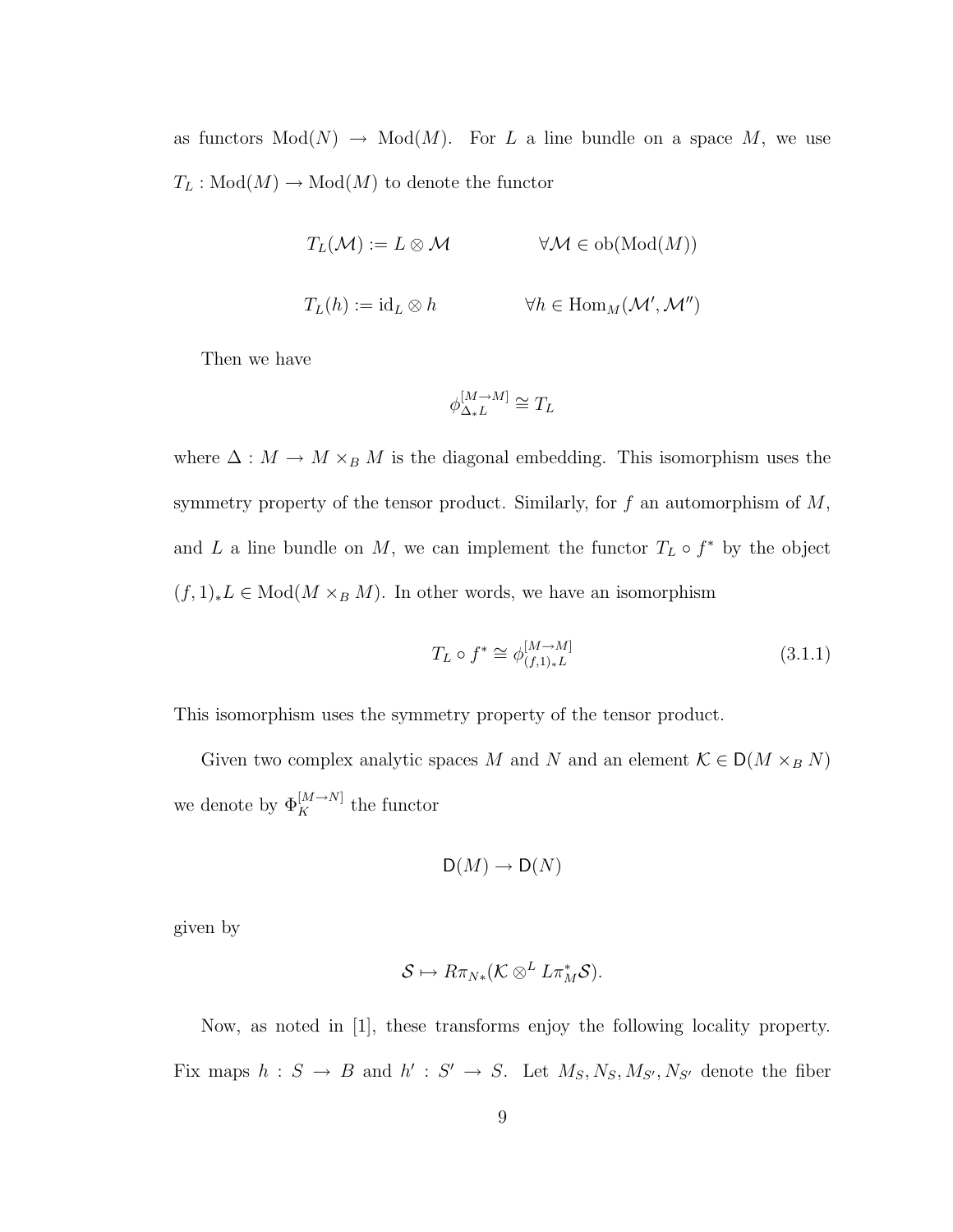as functors $\mathrm{Mod}(N) \to \mathrm{Mod}(M)$. For $L$ a line bundle on a space $M$, we use $T_L : \mathrm{Mod}(M) \to \mathrm{Mod}(M)$ to denote the functor

$$T_L(\mathcal{M}) := L \otimes \mathcal{M} \qquad\qquad \forall \mathcal{M} \in \mathrm{ob}(\mathrm{Mod}(M))$$

$$T_L(h) := \mathrm{id}_L \otimes h \qquad\qquad \forall h \in \mathrm{Hom}_M(\mathcal{M}', \mathcal{M}'')$$

Then we have

$$\phi^{[M \to M]}_{\Delta_* L} \cong T_L$$

where $\Delta : M \to M \times_B M$ is the diagonal embedding. This isomorphism uses the symmetry property of the tensor product. Similarly, for $f$ an automorphism of $M$, and $L$ a line bundle on $M$, we can implement the functor $T_L \circ f^*$ by the object $(f, 1)_* L \in \mathrm{Mod}(M \times_B M)$. In other words, we have an isomorphism

$$T_L \circ f^* \cong \phi^{[M \to M]}_{(f,1)_* L} \tag{3.1.1}$$

This isomorphism uses the symmetry property of the tensor product.

Given two complex analytic spaces $M$ and $N$ and an element $\mathcal{K} \in \mathsf{D}(M \times_B N)$ we denote by $\Phi^{[M \to N]}_K$ the functor

$$\mathsf{D}(M) \to \mathsf{D}(N)$$

given by

$$\mathcal{S} \mapsto R\pi_{N*}(\mathcal{K} \otimes^L L\pi_M^* \mathcal{S}).$$

Now, as noted in [1], these transforms enjoy the following locality property. Fix maps $h : S \to B$ and $h' : S' \to S$. Let $M_S, N_S, M_{S'}, N_{S'}$ denote the fiber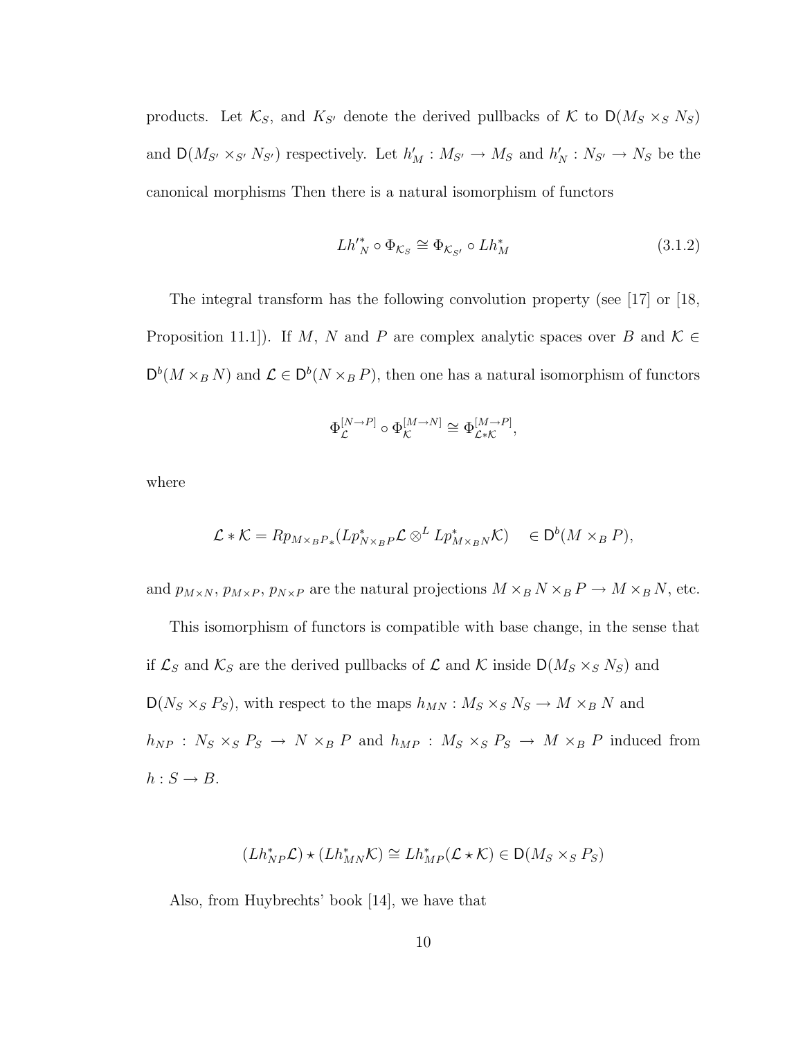products. Let $\mathcal{K}_S$, and $K_{S'}$ denote the derived pullbacks of $\mathcal{K}$ to $\mathsf{D}(M_S \times_S N_S)$ and $\mathsf{D}(M_{S'} \times_{S'} N_{S'})$ respectively. Let $h'_M : M_{S'} \to M_S$ and $h'_N : N_{S'} \to N_S$ be the canonical morphisms Then there is a natural isomorphism of functors

$$Lh'^*_N \circ \Phi_{\mathcal{K}_S} \cong \Phi_{\mathcal{K}_{S'}} \circ Lh^*_M \tag{3.1.2}$$

The integral transform has the following convolution property (see [17] or [18, Proposition 11.1]). If $M$, $N$ and $P$ are complex analytic spaces over $B$ and $\mathcal{K} \in \mathsf{D}^b(M \times_B N)$ and $\mathcal{L} \in \mathsf{D}^b(N \times_B P)$, then one has a natural isomorphism of functors

$$\Phi_{\mathcal{L}}^{[N \to P]} \circ \Phi_{\mathcal{K}}^{[M \to N]} \cong \Phi_{\mathcal{L} * \mathcal{K}}^{[M \to P]},$$

where

$$\mathcal{L} * \mathcal{K} = Rp_{M \times_B P *}(Lp^*_{N \times_B P} \mathcal{L} \otimes^L Lp^*_{M \times_B N} \mathcal{K}) \quad \in \mathsf{D}^b(M \times_B P),$$

and $p_{M \times N}$, $p_{M \times P}$, $p_{N \times P}$ are the natural projections $M \times_B N \times_B P \to M \times_B N$, etc.

This isomorphism of functors is compatible with base change, in the sense that if $\mathcal{L}_S$ and $\mathcal{K}_S$ are the derived pullbacks of $\mathcal{L}$ and $\mathcal{K}$ inside $\mathsf{D}(M_S \times_S N_S)$ and $\mathsf{D}(N_S \times_S P_S)$, with respect to the maps $h_{MN} : M_S \times_S N_S \to M \times_B N$ and $h_{NP} : N_S \times_S P_S \to N \times_B P$ and $h_{MP} : M_S \times_S P_S \to M \times_B P$ induced from $h : S \to B$.

$$(Lh^*_{NP} \mathcal{L}) \star (Lh^*_{MN} \mathcal{K}) \cong Lh^*_{MP}(\mathcal{L} \star \mathcal{K}) \in \mathsf{D}(M_S \times_S P_S)$$

Also, from Huybrechts' book [14], we have that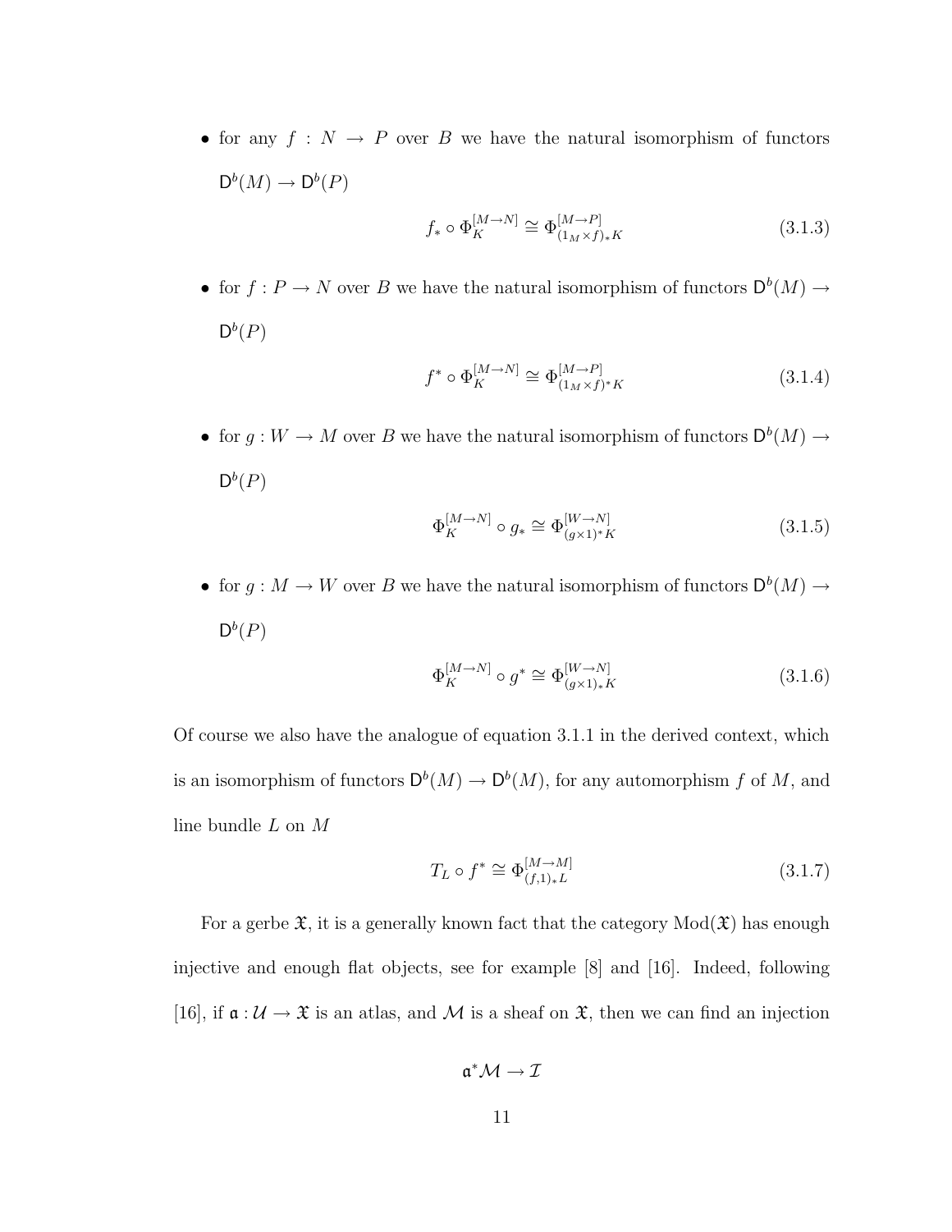- for any $f : N \to P$ over $B$ we have the natural isomorphism of functors $\mathsf{D}^b(M) \to \mathsf{D}^b(P)$

$$f_* \circ \Phi_K^{[M \to N]} \cong \Phi_{(1_M \times f)_* K}^{[M \to P]} \tag{3.1.3}$$

- for $f : P \to N$ over $B$ we have the natural isomorphism of functors $\mathsf{D}^b(M) \to \mathsf{D}^b(P)$

$$f^* \circ \Phi_K^{[M \to N]} \cong \Phi_{(1_M \times f)^* K}^{[M \to P]} \tag{3.1.4}$$

- for $g : W \to M$ over $B$ we have the natural isomorphism of functors $\mathsf{D}^b(M) \to \mathsf{D}^b(P)$

$$\Phi_K^{[M \to N]} \circ g_* \cong \Phi_{(g \times 1)^* K}^{[W \to N]} \tag{3.1.5}$$

- for $g : M \to W$ over $B$ we have the natural isomorphism of functors $\mathsf{D}^b(M) \to \mathsf{D}^b(P)$

$$\Phi_K^{[M \to N]} \circ g^* \cong \Phi_{(g \times 1)_* K}^{[W \to N]} \tag{3.1.6}$$

Of course we also have the analogue of equation 3.1.1 in the derived context, which is an isomorphism of functors $\mathsf{D}^b(M) \to \mathsf{D}^b(M)$, for any automorphism $f$ of $M$, and line bundle $L$ on $M$

$$T_L \circ f^* \cong \Phi_{(f,1)_* L}^{[M \to M]} \tag{3.1.7}$$

For a gerbe $\mathfrak{X}$, it is a generally known fact that the category $\mathrm{Mod}(\mathfrak{X})$ has enough injective and enough flat objects, see for example [8] and [16]. Indeed, following [16], if $\mathfrak{a} : \mathcal{U} \to \mathfrak{X}$ is an atlas, and $\mathcal{M}$ is a sheaf on $\mathfrak{X}$, then we can find an injection

$$\mathfrak{a}^* \mathcal{M} \to \mathcal{I}$$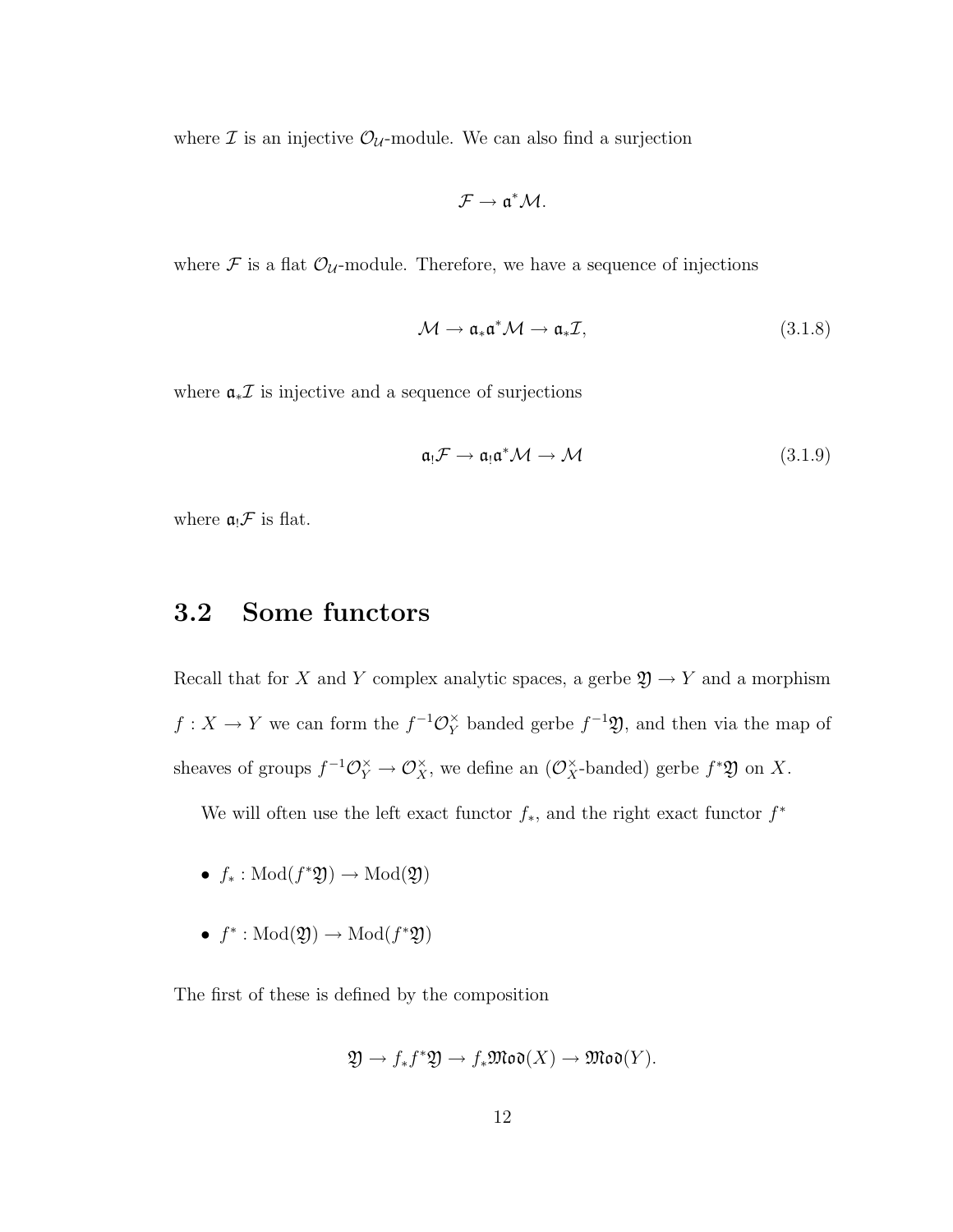where $\mathcal{I}$ is an injective $\mathcal{O}_{\mathcal{U}}$-module. We can also find a surjection

$$\mathcal{F} \to \mathfrak{a}^*\mathcal{M}.$$

where $\mathcal{F}$ is a flat $\mathcal{O}_{\mathcal{U}}$-module. Therefore, we have a sequence of injections

$$\mathcal{M} \to \mathfrak{a}_*\mathfrak{a}^*\mathcal{M} \to \mathfrak{a}_*\mathcal{I}, \tag{3.1.8}$$

where $\mathfrak{a}_*\mathcal{I}$ is injective and a sequence of surjections

$$\mathfrak{a}_!\mathcal{F} \to \mathfrak{a}_!\mathfrak{a}^*\mathcal{M} \to \mathcal{M} \tag{3.1.9}$$

where $\mathfrak{a}_!\mathcal{F}$ is flat.

## 3.2 Some functors

Recall that for $X$ and $Y$ complex analytic spaces, a gerbe $\mathfrak{Y} \to Y$ and a morphism $f : X \to Y$ we can form the $f^{-1}\mathcal{O}_Y^\times$ banded gerbe $f^{-1}\mathfrak{Y}$, and then via the map of sheaves of groups $f^{-1}\mathcal{O}_Y^\times \to \mathcal{O}_X^\times$, we define an ($\mathcal{O}_X^\times$-banded) gerbe $f^*\mathfrak{Y}$ on $X$.

We will often use the left exact functor $f_*$, and the right exact functor $f^*$

- $f_* : \mathrm{Mod}(f^*\mathfrak{Y}) \to \mathrm{Mod}(\mathfrak{Y})$
- $f^* : \mathrm{Mod}(\mathfrak{Y}) \to \mathrm{Mod}(f^*\mathfrak{Y})$

The first of these is defined by the composition

$$\mathfrak{Y} \to f_*f^*\mathfrak{Y} \to f_*\mathfrak{Mod}(X) \to \mathfrak{Mod}(Y).$$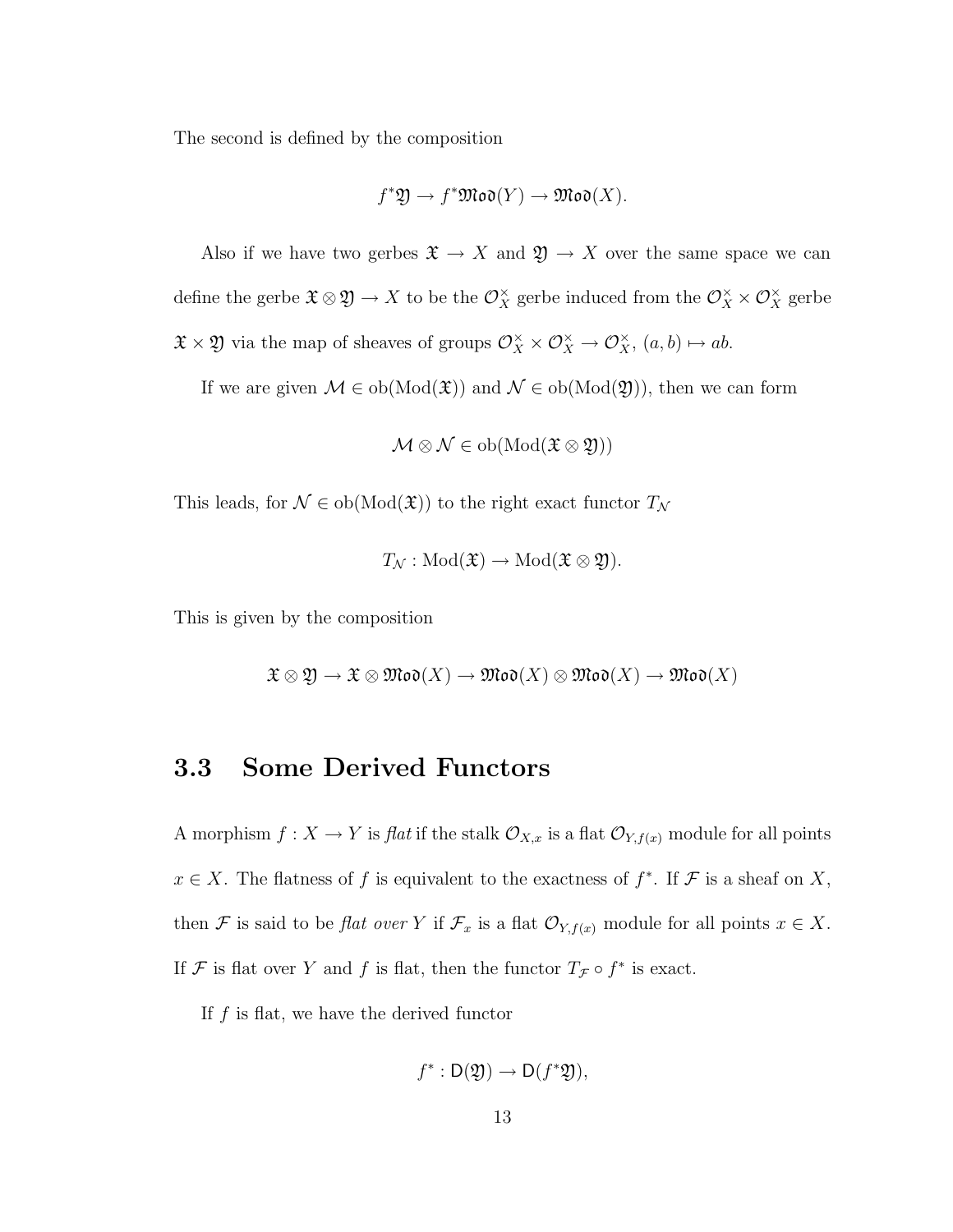The second is defined by the composition

$$f^*\mathfrak{Y} \to f^*\mathfrak{Mod}(Y) \to \mathfrak{Mod}(X).$$

Also if we have two gerbes $\mathfrak{X} \to X$ and $\mathfrak{Y} \to X$ over the same space we can define the gerbe $\mathfrak{X} \otimes \mathfrak{Y} \to X$ to be the $\mathcal{O}_X^\times$ gerbe induced from the $\mathcal{O}_X^\times \times \mathcal{O}_X^\times$ gerbe $\mathfrak{X} \times \mathfrak{Y}$ via the map of sheaves of groups $\mathcal{O}_X^\times \times \mathcal{O}_X^\times \to \mathcal{O}_X^\times$, $(a, b) \mapsto ab$.

If we are given $\mathcal{M} \in \mathrm{ob}(\mathrm{Mod}(\mathfrak{X}))$ and $\mathcal{N} \in \mathrm{ob}(\mathrm{Mod}(\mathfrak{Y}))$, then we can form

$$\mathcal{M} \otimes \mathcal{N} \in \mathrm{ob}(\mathrm{Mod}(\mathfrak{X} \otimes \mathfrak{Y}))$$

This leads, for $\mathcal{N} \in \mathrm{ob}(\mathrm{Mod}(\mathfrak{X}))$ to the right exact functor $T_\mathcal{N}$

$$T_\mathcal{N} : \mathrm{Mod}(\mathfrak{X}) \to \mathrm{Mod}(\mathfrak{X} \otimes \mathfrak{Y}).$$

This is given by the composition

$$\mathfrak{X} \otimes \mathfrak{Y} \to \mathfrak{X} \otimes \mathfrak{Mod}(X) \to \mathfrak{Mod}(X) \otimes \mathfrak{Mod}(X) \to \mathfrak{Mod}(X)$$

## 3.3 Some Derived Functors

A morphism $f : X \to Y$ is *flat* if the stalk $\mathcal{O}_{X,x}$ is a flat $\mathcal{O}_{Y,f(x)}$ module for all points $x \in X$. The flatness of $f$ is equivalent to the exactness of $f^*$. If $\mathcal{F}$ is a sheaf on $X$, then $\mathcal{F}$ is said to be *flat over* $Y$ if $\mathcal{F}_x$ is a flat $\mathcal{O}_{Y,f(x)}$ module for all points $x \in X$. If $\mathcal{F}$ is flat over $Y$ and $f$ is flat, then the functor $T_\mathcal{F} \circ f^*$ is exact.

If $f$ is flat, we have the derived functor

$$f^* : \mathsf{D}(\mathfrak{Y}) \to \mathsf{D}(f^*\mathfrak{Y}),$$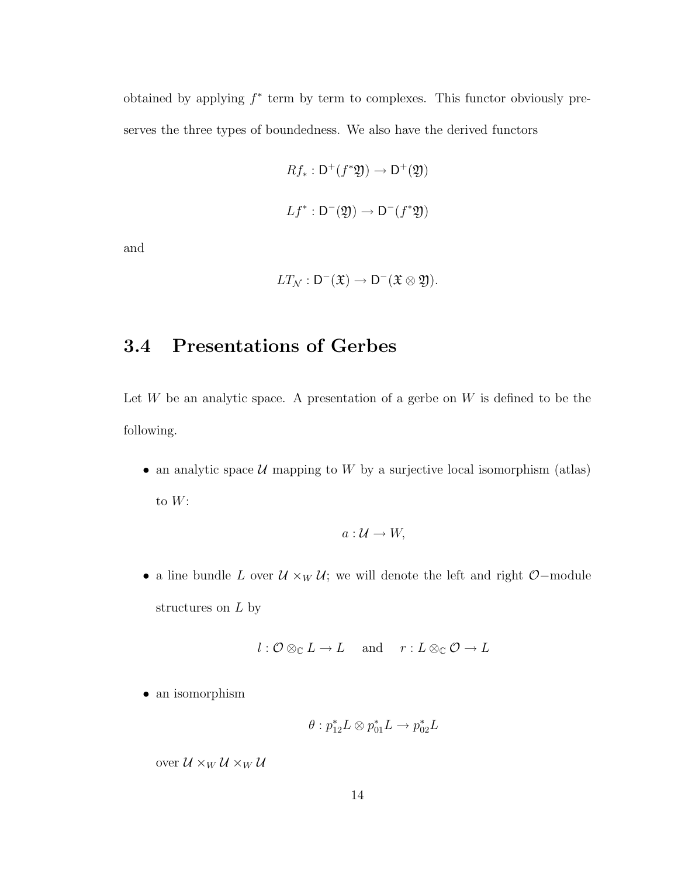obtained by applying $f^*$ term by term to complexes. This functor obviously preserves the three types of boundedness. We also have the derived functors

$$Rf_* : \mathsf{D}^+(f^*\mathfrak{Y}) \to \mathsf{D}^+(\mathfrak{Y})$$

$$Lf^* : \mathsf{D}^-(\mathfrak{Y}) \to \mathsf{D}^-(f^*\mathfrak{Y})$$

and

$$LT_{\mathcal{N}} : \mathsf{D}^-(\mathfrak{X}) \to \mathsf{D}^-(\mathfrak{X} \otimes \mathfrak{Y}).$$

## 3.4 Presentations of Gerbes

Let $W$ be an analytic space. A presentation of a gerbe on $W$ is defined to be the following.

- an analytic space $\mathcal{U}$ mapping to $W$ by a surjective local isomorphism (atlas) to $W$:

$$a : \mathcal{U} \to W,$$

- a line bundle $L$ over $\mathcal{U} \times_W \mathcal{U}$; we will denote the left and right $\mathcal{O}-$module structures on $L$ by

$$l : \mathcal{O} \otimes_{\mathbb{C}} L \to L \quad \text{ and } \quad r : L \otimes_{\mathbb{C}} \mathcal{O} \to L$$

- an isomorphism

$$\theta : p_{12}^* L \otimes p_{01}^* L \to p_{02}^* L$$

  over $\mathcal{U} \times_W \mathcal{U} \times_W \mathcal{U}$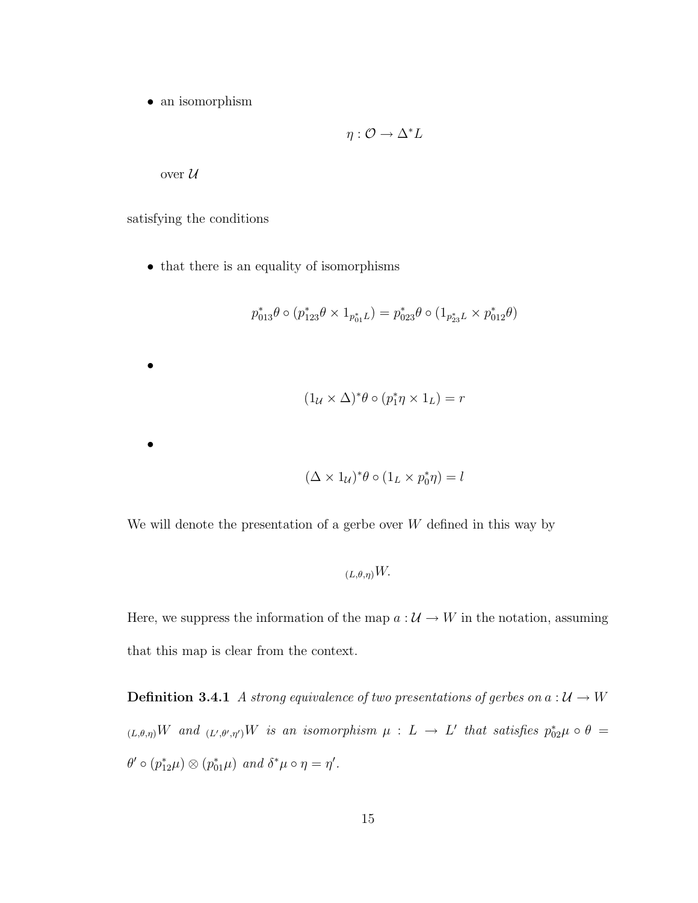- an isomorphism

$$\eta : \mathcal{O} \to \Delta^* L$$

  over $\mathcal{U}$

satisfying the conditions

- that there is an equality of isomorphisms

$$p_{013}^*\theta \circ (p_{123}^*\theta \times 1_{p_{01}^*L}) = p_{023}^*\theta \circ (1_{p_{23}^*L} \times p_{012}^*\theta)$$

- $$(1_{\mathcal{U}} \times \Delta)^*\theta \circ (p_1^*\eta \times 1_L) = r$$

- $$(\Delta \times 1_{\mathcal{U}})^*\theta \circ (1_L \times p_0^*\eta) = l$$

We will denote the presentation of a gerbe over $W$ defined in this way by

$${}_{(L,\theta,\eta)}W.$$

Here, we suppress the information of the map $a : \mathcal{U} \to W$ in the notation, assuming that this map is clear from the context.

**Definition 3.4.1** *A strong equivalence of two presentations of gerbes on $a : \mathcal{U} \to W$ ${}_{(L,\theta,\eta)}W$ and ${}_{(L',\theta',\eta')}W$ is an isomorphism $\mu : L \to L'$ that satisfies $p_{02}^*\mu \circ \theta = \theta' \circ (p_{12}^*\mu) \otimes (p_{01}^*\mu)$ and $\delta^*\mu \circ \eta = \eta'$.*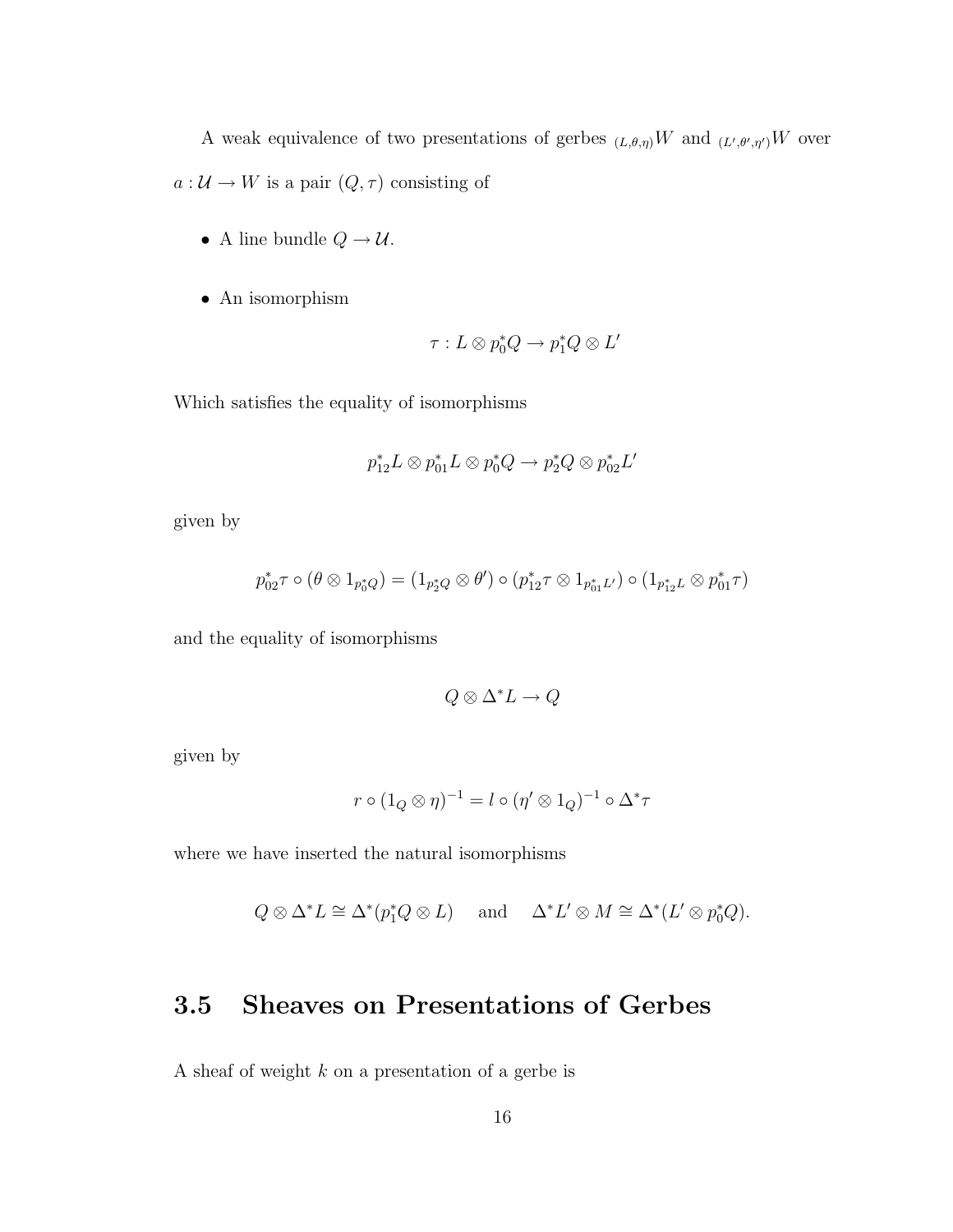A weak equivalence of two presentations of gerbes ${}_{(L,\theta,\eta)}W$ and ${}_{(L',\theta',\eta')}W$ over $a : \mathcal{U} \to W$ is a pair $(Q, \tau)$ consisting of

- A line bundle $Q \to \mathcal{U}$.
- An isomorphism

$$\tau : L \otimes p_0^* Q \to p_1^* Q \otimes L'$$

Which satisfies the equality of isomorphisms

$$p_{12}^* L \otimes p_{01}^* L \otimes p_0^* Q \to p_2^* Q \otimes p_{02}^* L'$$

given by

$$p_{02}^* \tau \circ (\theta \otimes 1_{p_0^* Q}) = (1_{p_2^* Q} \otimes \theta') \circ (p_{12}^* \tau \otimes 1_{p_{01}^* L'}) \circ (1_{p_{12}^* L} \otimes p_{01}^* \tau)$$

and the equality of isomorphisms

$$Q \otimes \Delta^* L \to Q$$

given by

$$r \circ (1_Q \otimes \eta)^{-1} = l \circ (\eta' \otimes 1_Q)^{-1} \circ \Delta^* \tau$$

where we have inserted the natural isomorphisms

$$Q \otimes \Delta^* L \cong \Delta^*(p_1^* Q \otimes L) \quad \text{ and } \quad \Delta^* L' \otimes M \cong \Delta^*(L' \otimes p_0^* Q).$$

## 3.5 Sheaves on Presentations of Gerbes

A sheaf of weight $k$ on a presentation of a gerbe is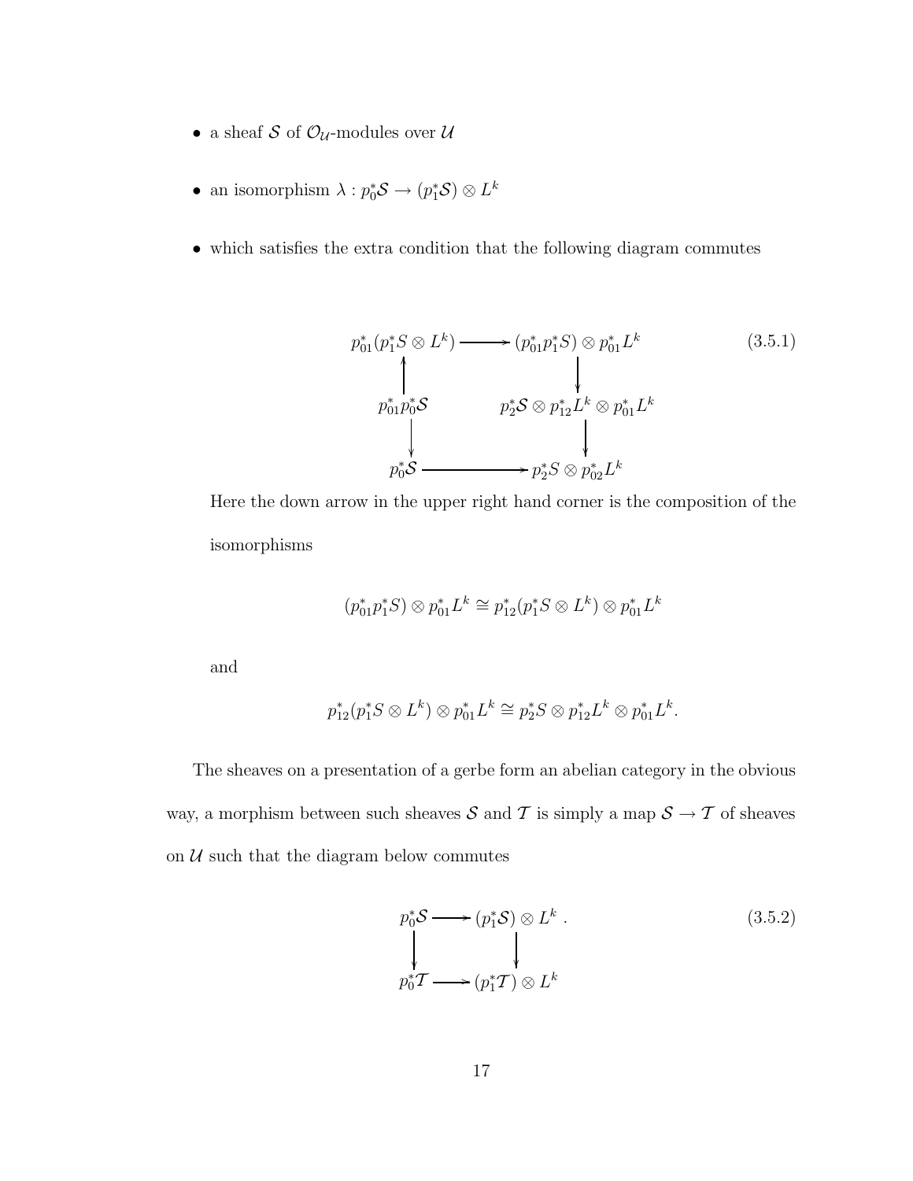- a sheaf $\mathcal{S}$ of $\mathcal{O}_{\mathcal{U}}$-modules over $\mathcal{U}$

- an isomorphism $\lambda : p_0^*\mathcal{S} \to (p_1^*\mathcal{S}) \otimes L^k$

- which satisfies the extra condition that the following diagram commutes

$$
\begin{array}{ccc}
p_{01}^*(p_1^*S \otimes L^k) & \longrightarrow & (p_{01}^*p_1^*S) \otimes p_{01}^*L^k \\
\uparrow & & \downarrow \\
p_{01}^*p_0^*\mathcal{S} & & p_2^*\mathcal{S} \otimes p_{12}^*L^k \otimes p_{01}^*L^k \\
\downarrow & & \downarrow \\
p_0^*\mathcal{S} & \longrightarrow & p_2^*S \otimes p_{02}^*L^k
\end{array}
\tag{3.5.1}
$$

Here the down arrow in the upper right hand corner is the composition of the isomorphisms

$$(p_{01}^*p_1^*S) \otimes p_{01}^*L^k \cong p_{12}^*(p_1^*S \otimes L^k) \otimes p_{01}^*L^k$$

and

$$p_{12}^*(p_1^*S \otimes L^k) \otimes p_{01}^*L^k \cong p_2^*S \otimes p_{12}^*L^k \otimes p_{01}^*L^k.$$

The sheaves on a presentation of a gerbe form an abelian category in the obvious way, a morphism between such sheaves $\mathcal{S}$ and $\mathcal{T}$ is simply a map $\mathcal{S} \to \mathcal{T}$ of sheaves on $\mathcal{U}$ such that the diagram below commutes

$$
\begin{array}{ccc}
p_0^*\mathcal{S} & \longrightarrow & (p_1^*\mathcal{S}) \otimes L^k \\
\downarrow & & \downarrow \\
p_0^*\mathcal{T} & \longrightarrow & (p_1^*\mathcal{T}) \otimes L^k
\end{array}
\tag{3.5.2}
$$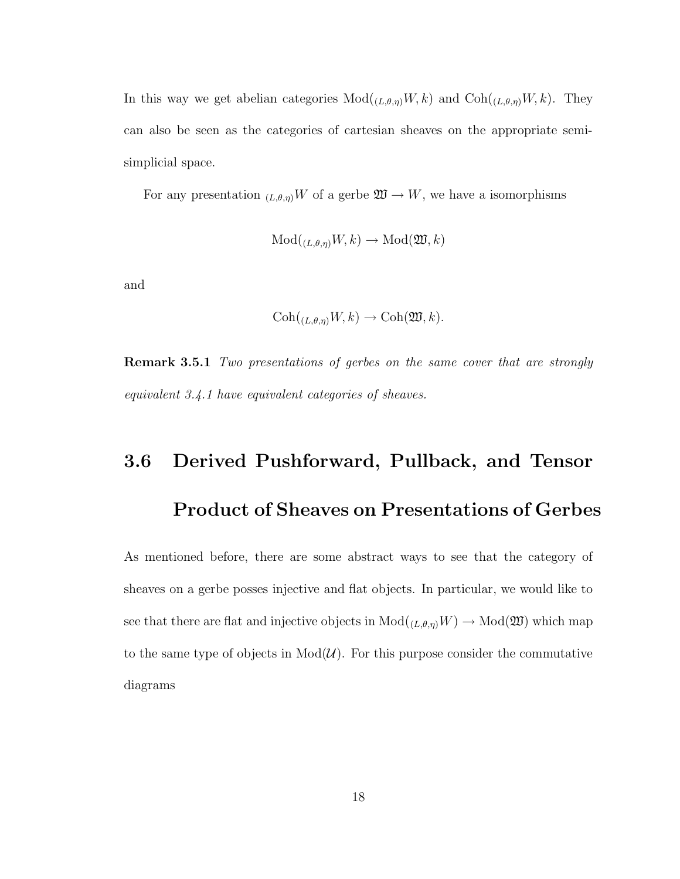In this way we get abelian categories $\mathrm{Mod}({}_{(L,\theta,\eta)}W, k)$ and $\mathrm{Coh}({}_{(L,\theta,\eta)}W, k)$. They can also be seen as the categories of cartesian sheaves on the appropriate semi-simplicial space.

For any presentation ${}_{(L,\theta,\eta)}W$ of a gerbe $\mathfrak{W} \to W$, we have a isomorphisms

$$\mathrm{Mod}({}_{(L,\theta,\eta)}W, k) \to \mathrm{Mod}(\mathfrak{W}, k)$$

and

$$\mathrm{Coh}({}_{(L,\theta,\eta)}W, k) \to \mathrm{Coh}(\mathfrak{W}, k).$$

**Remark 3.5.1** *Two presentations of gerbes on the same cover that are strongly equivalent 3.4.1 have equivalent categories of sheaves.*

## 3.6 Derived Pushforward, Pullback, and Tensor Product of Sheaves on Presentations of Gerbes

As mentioned before, there are some abstract ways to see that the category of sheaves on a gerbe posses injective and flat objects. In particular, we would like to see that there are flat and injective objects in $\mathrm{Mod}({}_{(L,\theta,\eta)}W) \to \mathrm{Mod}(\mathfrak{W})$ which map to the same type of objects in $\mathrm{Mod}(\mathcal{U})$. For this purpose consider the commutative diagrams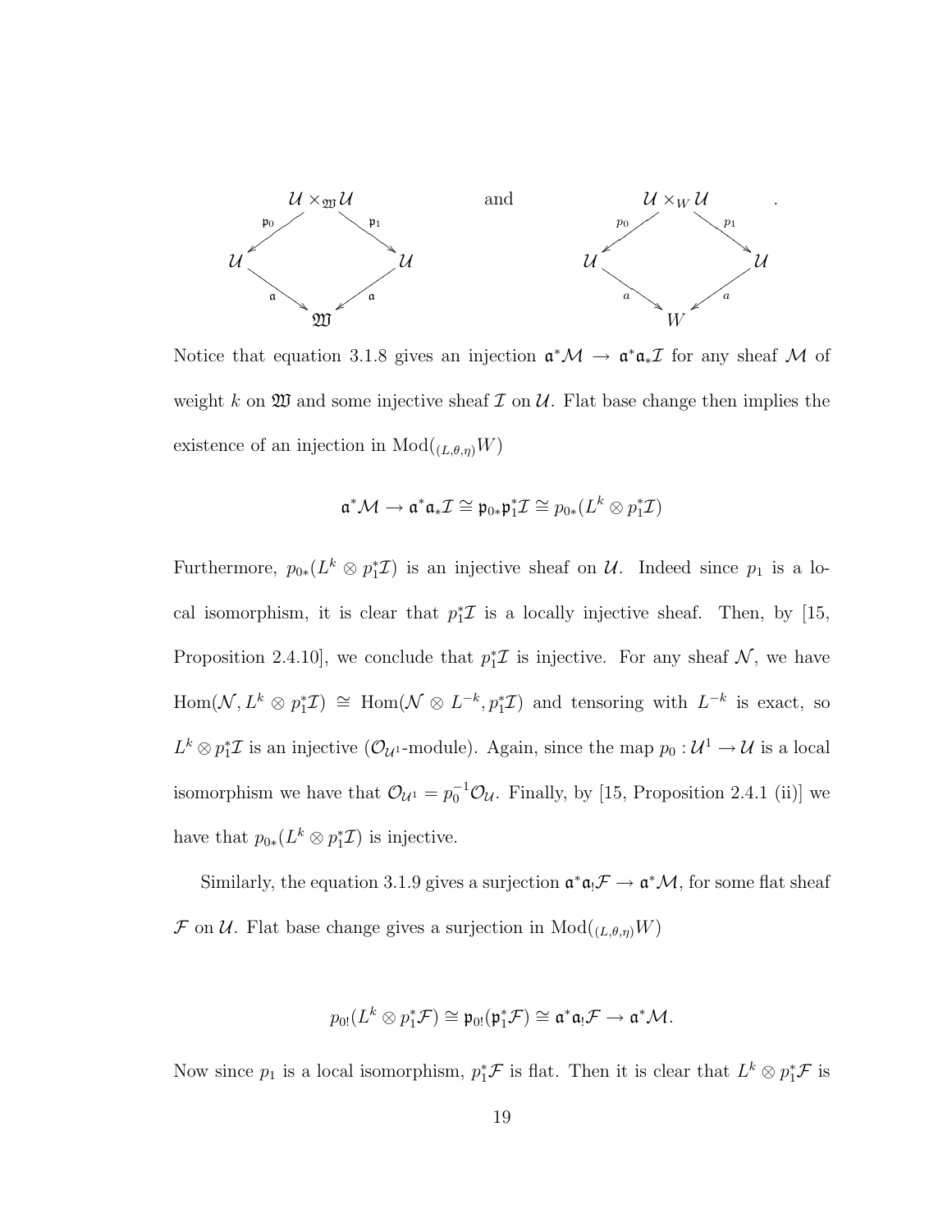$$
\begin{array}{ccc}
& \mathcal{U} \times_{\mathfrak{W}} \mathcal{U} & \\
{}^{\mathfrak{p}_0}\swarrow & & \searrow^{\mathfrak{p}_1} \\
\mathcal{U} & & \mathcal{U} \\
{}_{\mathfrak{a}}\searrow & & \swarrow_{\mathfrak{a}} \\
& \mathfrak{W} &
\end{array}
\qquad \text{and} \qquad
\begin{array}{ccc}
& \mathcal{U} \times_{W} \mathcal{U} & \\
{}^{p_0}\swarrow & & \searrow^{p_1} \\
\mathcal{U} & & \mathcal{U} \\
{}_{a}\searrow & & \swarrow_{a} \\
& W &
\end{array}
.
$$

Notice that equation 3.1.8 gives an injection $\mathfrak{a}^*\mathcal{M} \to \mathfrak{a}^*\mathfrak{a}_*\mathcal{I}$ for any sheaf $\mathcal{M}$ of weight $k$ on $\mathfrak{W}$ and some injective sheaf $\mathcal{I}$ on $\mathcal{U}$. Flat base change then implies the existence of an injection in $\text{Mod}(_{(L,\theta,\eta)}W)$

$$\mathfrak{a}^*\mathcal{M} \to \mathfrak{a}^*\mathfrak{a}_*\mathcal{I} \cong \mathfrak{p}_{0*}\mathfrak{p}_1^*\mathcal{I} \cong p_{0*}(L^k \otimes p_1^*\mathcal{I})$$

Furthermore, $p_{0*}(L^k \otimes p_1^*\mathcal{I})$ is an injective sheaf on $\mathcal{U}$. Indeed since $p_1$ is a local isomorphism, it is clear that $p_1^*\mathcal{I}$ is a locally injective sheaf. Then, by [15, Proposition 2.4.10], we conclude that $p_1^*\mathcal{I}$ is injective. For any sheaf $\mathcal{N}$, we have $\text{Hom}(\mathcal{N}, L^k \otimes p_1^*\mathcal{I}) \cong \text{Hom}(\mathcal{N} \otimes L^{-k}, p_1^*\mathcal{I})$ and tensoring with $L^{-k}$ is exact, so $L^k \otimes p_1^*\mathcal{I}$ is an injective ($\mathcal{O}_{\mathcal{U}^1}$-module). Again, since the map $p_0 : \mathcal{U}^1 \to \mathcal{U}$ is a local isomorphism we have that $\mathcal{O}_{\mathcal{U}^1} = p_0^{-1}\mathcal{O}_{\mathcal{U}}$. Finally, by [15, Proposition 2.4.1 (ii)] we have that $p_{0*}(L^k \otimes p_1^*\mathcal{I})$ is injective.

Similarly, the equation 3.1.9 gives a surjection $\mathfrak{a}^*\mathfrak{a}_!\mathcal{F} \to \mathfrak{a}^*\mathcal{M}$, for some flat sheaf $\mathcal{F}$ on $\mathcal{U}$. Flat base change gives a surjection in $\text{Mod}(_{(L,\theta,\eta)}W)$

$$p_{0!}(L^k \otimes p_1^*\mathcal{F}) \cong \mathfrak{p}_{0!}(\mathfrak{p}_1^*\mathcal{F}) \cong \mathfrak{a}^*\mathfrak{a}_!\mathcal{F} \to \mathfrak{a}^*\mathcal{M}.$$

Now since $p_1$ is a local isomorphism, $p_1^*\mathcal{F}$ is flat. Then it is clear that $L^k \otimes p_1^*\mathcal{F}$ is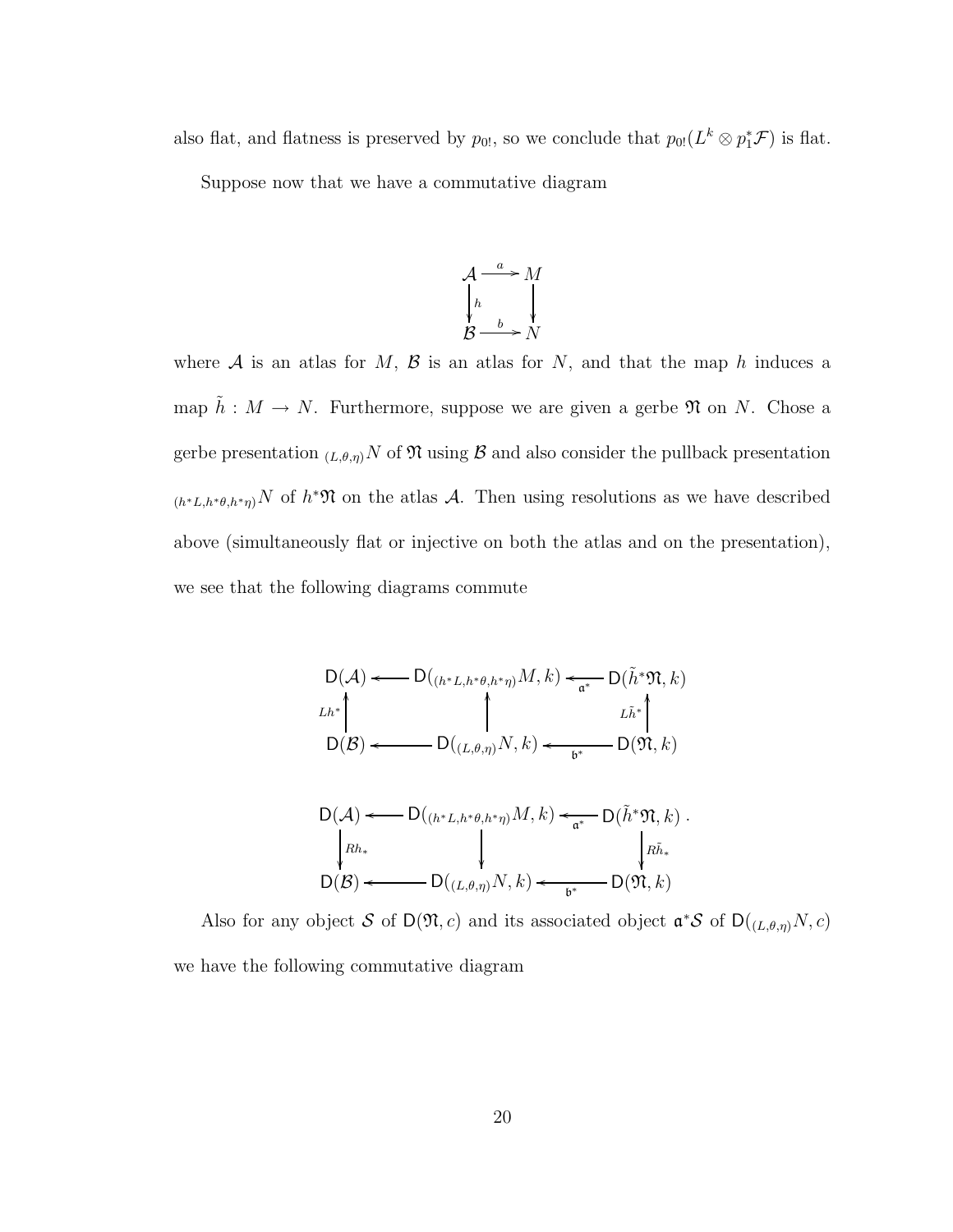also flat, and flatness is preserved by $p_{0!}$, so we conclude that $p_{0!}(L^k \otimes p_1^* \mathcal{F})$ is flat.

Suppose now that we have a commutative diagram

$$\begin{array}{ccc} \mathcal{A} & \xrightarrow{a} & M \\ \downarrow{h} & & \downarrow \\ \mathcal{B} & \xrightarrow{b} & N \end{array}$$

where $\mathcal{A}$ is an atlas for $M$, $\mathcal{B}$ is an atlas for $N$, and that the map $h$ induces a map $\tilde{h} : M \to N$. Furthermore, suppose we are given a gerbe $\mathfrak{N}$ on $N$. Chose a gerbe presentation ${}_{(L,\theta,\eta)}N$ of $\mathfrak{N}$ using $\mathcal{B}$ and also consider the pullback presentation ${}_{(h^*L,h^*\theta,h^*\eta)}N$ of $h^*\mathfrak{N}$ on the atlas $\mathcal{A}$. Then using resolutions as we have described above (simultaneously flat or injective on both the atlas and on the presentation), we see that the following diagrams commute

$$\begin{array}{ccccc} \mathsf{D}(\mathcal{A}) & \longleftarrow & \mathsf{D}({}_{(h^*L,h^*\theta,h^*\eta)}M, k) & \xleftarrow{\mathfrak{a}^*} & \mathsf{D}(\tilde{h}^*\mathfrak{N}, k) \\ \uparrow{Lh^*} & & \uparrow & & \uparrow{L\tilde{h}^*} \\ \mathsf{D}(\mathcal{B}) & \longleftarrow & \mathsf{D}({}_{(L,\theta,\eta)}N, k) & \xleftarrow{\mathfrak{b}^*} & \mathsf{D}(\mathfrak{N}, k) \end{array}$$

$$\begin{array}{ccccc} \mathsf{D}(\mathcal{A}) & \longleftarrow & \mathsf{D}({}_{(h^*L,h^*\theta,h^*\eta)}M, k) & \xleftarrow{\mathfrak{a}^*} & \mathsf{D}(\tilde{h}^*\mathfrak{N}, k) \\ \downarrow{Rh_*} & & \downarrow & & \downarrow{R\tilde{h}_*} \\ \mathsf{D}(\mathcal{B}) & \longleftarrow & \mathsf{D}({}_{(L,\theta,\eta)}N, k) & \xleftarrow{\mathfrak{b}^*} & \mathsf{D}(\mathfrak{N}, k) \end{array}.$$

Also for any object $\mathcal{S}$ of $\mathsf{D}(\mathfrak{N}, c)$ and its associated object $\mathfrak{a}^*\mathcal{S}$ of $\mathsf{D}({}_{(L,\theta,\eta)}N, c)$ we have the following commutative diagram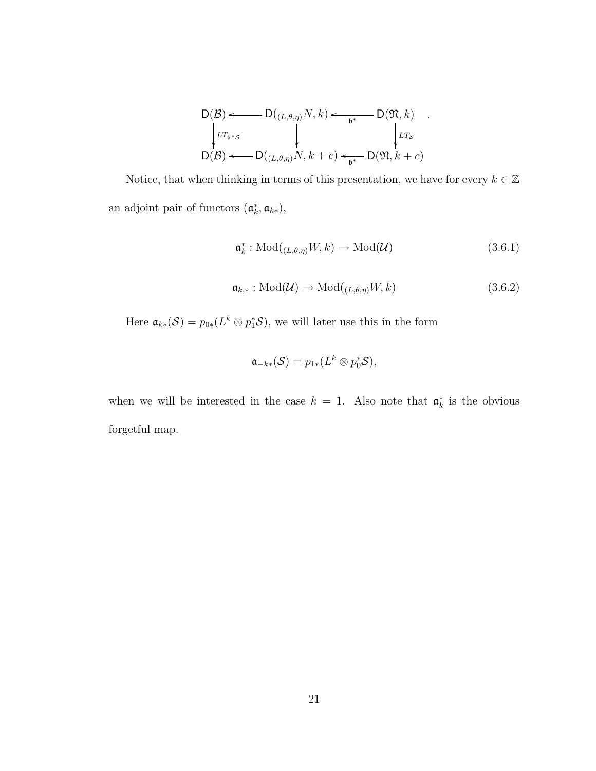$$
\begin{array}{ccccc}
\mathsf{D}(\mathcal{B}) & \longleftarrow & \mathsf{D}({}_{(L,\theta,\eta)}N, k) & \xleftarrow{\mathfrak{b}^*} & \mathsf{D}(\mathfrak{N}, k) \\
\downarrow LT_{\mathfrak{b}^*\mathcal{S}} & & \downarrow & & \downarrow LT_{\mathcal{S}} \\
\mathsf{D}(\mathcal{B}) & \longleftarrow & \mathsf{D}({}_{(L,\theta,\eta)}N, k+c) & \xleftarrow{\mathfrak{b}^*} & \mathsf{D}(\mathfrak{N}, k+c)
\end{array} .
$$

Notice, that when thinking in terms of this presentation, we have for every $k \in \mathbb{Z}$ an adjoint pair of functors $(\mathfrak{a}_k^*, \mathfrak{a}_{k*})$,

$$
\mathfrak{a}_k^* : \mathrm{Mod}({}_{(L,\theta,\eta)}W, k) \to \mathrm{Mod}(\mathcal{U}) \tag{3.6.1}
$$

$$
\mathfrak{a}_{k,*} : \mathrm{Mod}(\mathcal{U}) \to \mathrm{Mod}({}_{(L,\theta,\eta)}W, k) \tag{3.6.2}
$$

Here $\mathfrak{a}_{k*}(\mathcal{S}) = p_{0*}(L^k \otimes p_1^*\mathcal{S})$, we will later use this in the form

$$
\mathfrak{a}_{-k*}(\mathcal{S}) = p_{1*}(L^k \otimes p_0^*\mathcal{S}),
$$

when we will be interested in the case $k = 1$. Also note that $\mathfrak{a}_k^*$ is the obvious forgetful map.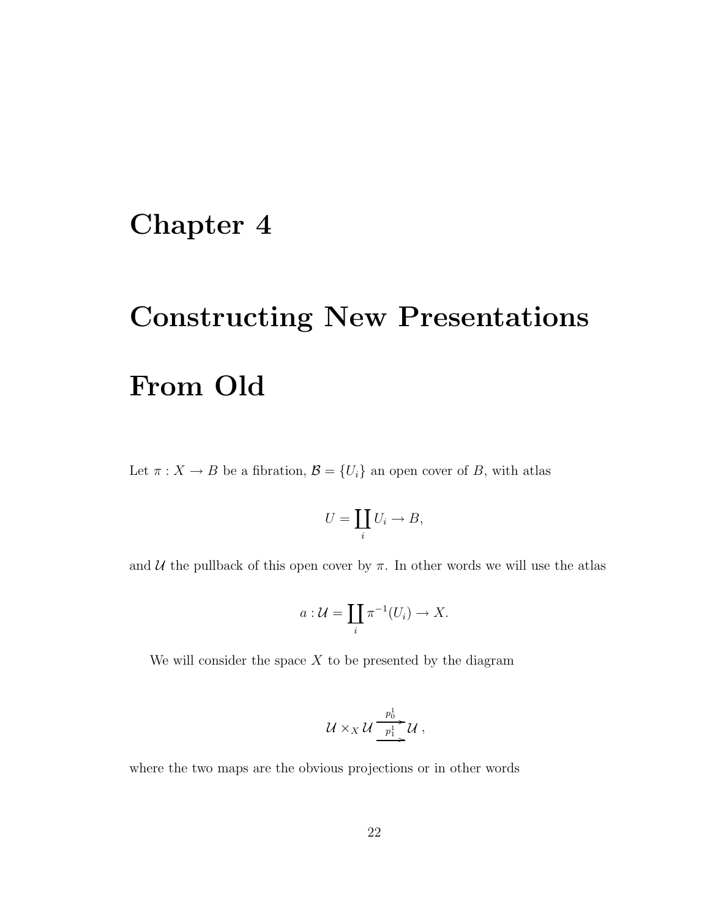# Chapter 4

# Constructing New Presentations From Old

Let $\pi : X \to B$ be a fibration, $\mathcal{B} = \{U_i\}$ an open cover of $B$, with atlas

$$U = \coprod_i U_i \to B,$$

and $\mathcal{U}$ the pullback of this open cover by $\pi$. In other words we will use the atlas

$$a : \mathcal{U} = \coprod_i \pi^{-1}(U_i) \to X.$$

We will consider the space $X$ to be presented by the diagram

$$\mathcal{U} \times_X \mathcal{U} \underset{p_1^1}{\overset{p_0^1}{\rightrightarrows}} \mathcal{U}\ ,$$

where the two maps are the obvious projections or in other words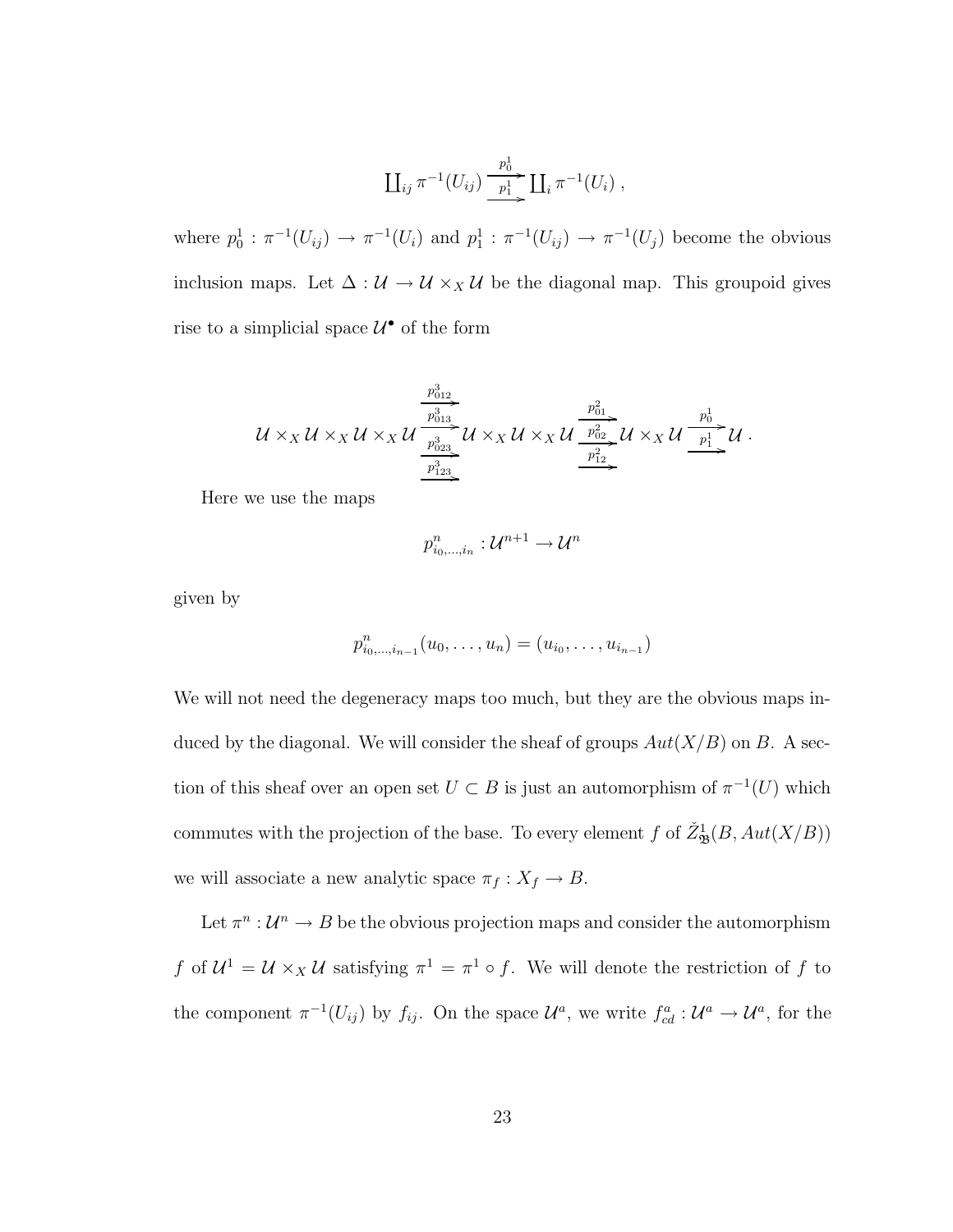$$\coprod_{ij} \pi^{-1}(U_{ij}) \underset{p_1^1}{\overset{p_0^1}{\rightrightarrows}} \coprod_i \pi^{-1}(U_i) \, ,$$

where $p_0^1 : \pi^{-1}(U_{ij}) \to \pi^{-1}(U_i)$ and $p_1^1 : \pi^{-1}(U_{ij}) \to \pi^{-1}(U_j)$ become the obvious inclusion maps. Let $\Delta : \mathcal{U} \to \mathcal{U} \times_X \mathcal{U}$ be the diagonal map. This groupoid gives rise to a simplicial space $\mathcal{U}^\bullet$ of the form

$$\mathcal{U} \times_X \mathcal{U} \times_X \mathcal{U} \times_X \mathcal{U} \xrightarrow[p^3_{123}]{\substack{p^3_{012} \\ p^3_{013} \\ p^3_{023}}} \mathcal{U} \times_X \mathcal{U} \times_X \mathcal{U} \xrightarrow[p^2_{12}]{\substack{p^2_{01} \\ p^2_{02}}} \mathcal{U} \times_X \mathcal{U} \underset{p_1^1}{\overset{p_0^1}{\rightrightarrows}} \mathcal{U} \, .$$

Here we use the maps

$$p^n_{i_0,\ldots,i_n} : \mathcal{U}^{n+1} \to \mathcal{U}^n$$

given by

$$p^n_{i_0,\ldots,i_{n-1}}(u_0, \ldots, u_n) = (u_{i_0}, \ldots, u_{i_{n-1}})$$

We will not need the degeneracy maps too much, but they are the obvious maps induced by the diagonal. We will consider the sheaf of groups $Aut(X/B)$ on $B$. A section of this sheaf over an open set $U \subset B$ is just an automorphism of $\pi^{-1}(U)$ which commutes with the projection of the base. To every element $f$ of $\check{Z}^1_{\mathfrak{B}}(B, Aut(X/B))$ we will associate a new analytic space $\pi_f : X_f \to B$.

Let $\pi^n : \mathcal{U}^n \to B$ be the obvious projection maps and consider the automorphism $f$ of $\mathcal{U}^1 = \mathcal{U} \times_X \mathcal{U}$ satisfying $\pi^1 = \pi^1 \circ f$. We will denote the restriction of $f$ to the component $\pi^{-1}(U_{ij})$ by $f_{ij}$. On the space $\mathcal{U}^a$, we write $f^a_{cd} : \mathcal{U}^a \to \mathcal{U}^a$, for the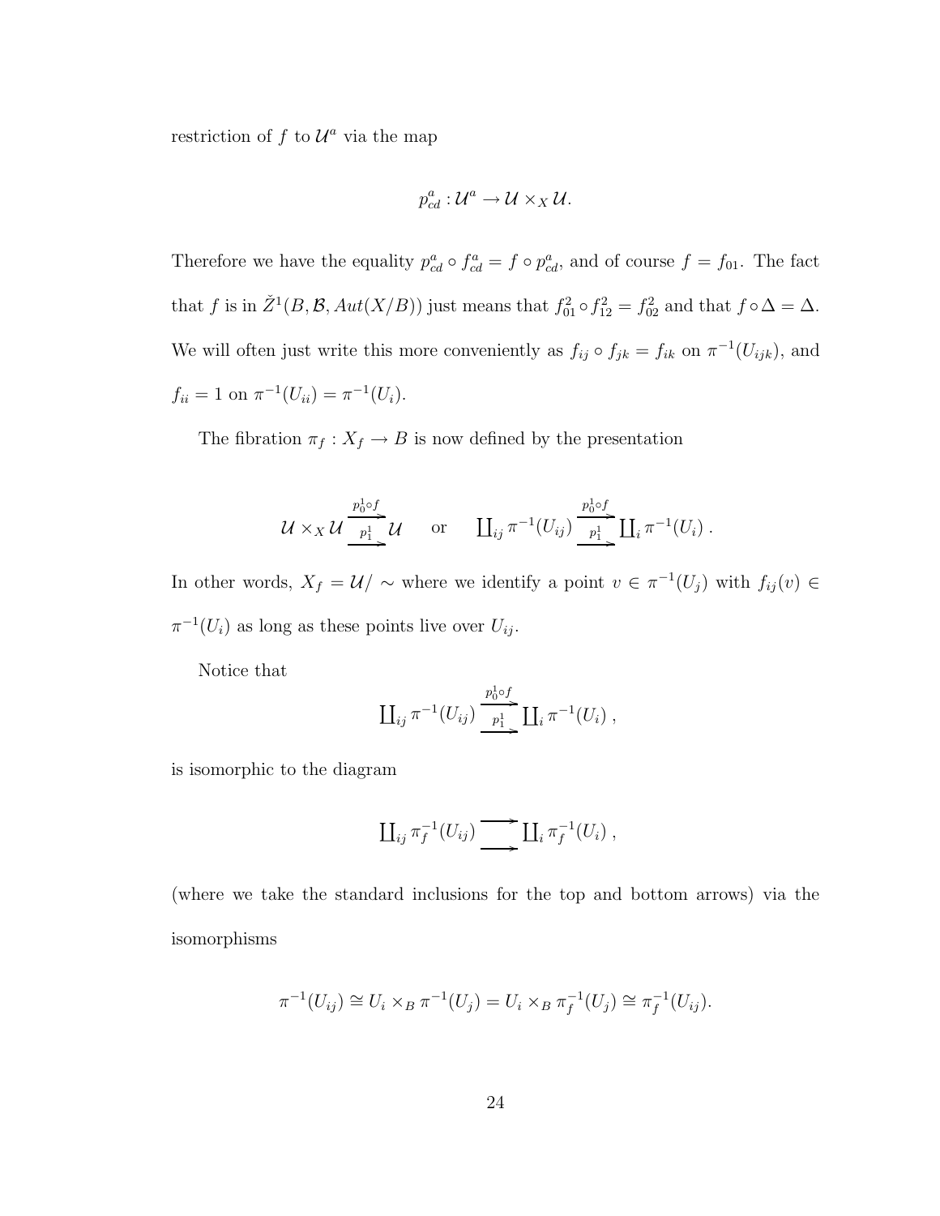restriction of $f$ to $\mathcal{U}^a$ via the map

$$p^a_{cd} : \mathcal{U}^a \to \mathcal{U} \times_X \mathcal{U}.$$

Therefore we have the equality $p^a_{cd} \circ f^a_{cd} = f \circ p^a_{cd}$, and of course $f = f_{01}$. The fact that $f$ is in $\check{Z}^1(B, \mathcal{B}, Aut(X/B))$ just means that $f^2_{01} \circ f^2_{12} = f^2_{02}$ and that $f \circ \Delta = \Delta$. We will often just write this more conveniently as $f_{ij} \circ f_{jk} = f_{ik}$ on $\pi^{-1}(U_{ijk})$, and $f_{ii} = 1$ on $\pi^{-1}(U_{ii}) = \pi^{-1}(U_i)$.

The fibration $\pi_f : X_f \to B$ is now defined by the presentation

$$\mathcal{U} \times_X \mathcal{U} \underset{p^1_1}{\overset{p^1_0 \circ f}{\rightrightarrows}} \mathcal{U} \quad \text{ or } \quad \coprod_{ij} \pi^{-1}(U_{ij}) \underset{p^1_1}{\overset{p^1_0 \circ f}{\rightrightarrows}} \coprod_i \pi^{-1}(U_i)\ .$$

In other words, $X_f = \mathcal{U}/\sim$ where we identify a point $v \in \pi^{-1}(U_j)$ with $f_{ij}(v) \in \pi^{-1}(U_i)$ as long as these points live over $U_{ij}$.

Notice that

$$\coprod_{ij} \pi^{-1}(U_{ij}) \underset{p^1_1}{\overset{p^1_0 \circ f}{\rightrightarrows}} \coprod_i \pi^{-1}(U_i)\ ,$$

is isomorphic to the diagram

$$\coprod_{ij} \pi_f^{-1}(U_{ij}) \rightrightarrows \coprod_i \pi_f^{-1}(U_i)\ ,$$

(where we take the standard inclusions for the top and bottom arrows) via the isomorphisms

$$\pi^{-1}(U_{ij}) \cong U_i \times_B \pi^{-1}(U_j) = U_i \times_B \pi_f^{-1}(U_j) \cong \pi_f^{-1}(U_{ij}).$$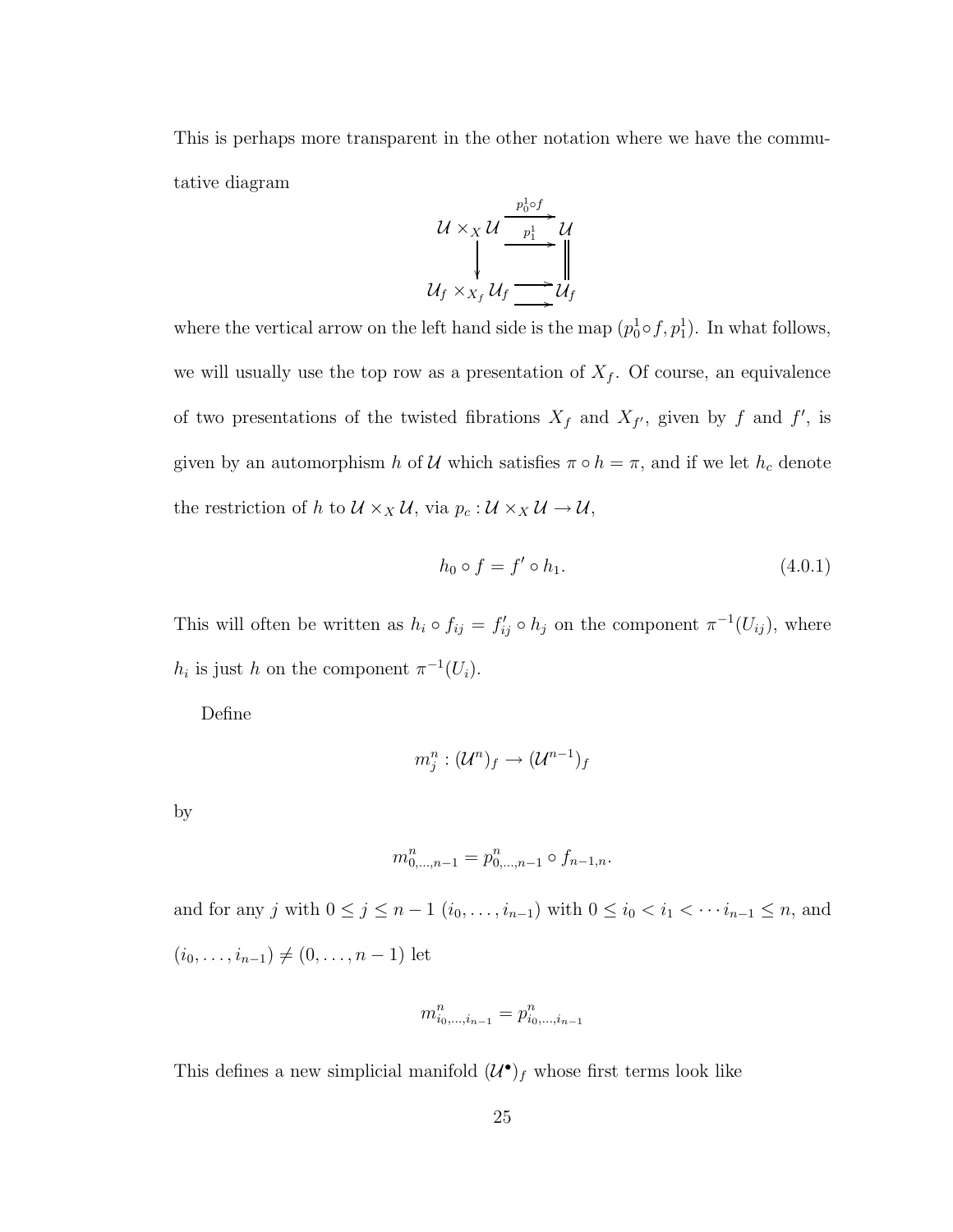This is perhaps more transparent in the other notation where we have the commutative diagram

$$
\begin{array}{ccc}
\mathcal{U} \times_X \mathcal{U} & \overset{p_0^1 \circ f}{\underset{p_1^1}{\rightrightarrows}} & \mathcal{U} \\
\downarrow & & \| \\
\mathcal{U}_f \times_{X_f} \mathcal{U}_f & \rightrightarrows & \mathcal{U}_f
\end{array}
$$

where the vertical arrow on the left hand side is the map $(p_0^1 \circ f, p_1^1)$. In what follows, we will usually use the top row as a presentation of $X_f$. Of course, an equivalence of two presentations of the twisted fibrations $X_f$ and $X_{f'}$, given by $f$ and $f'$, is given by an automorphism $h$ of $\mathcal{U}$ which satisfies $\pi \circ h = \pi$, and if we let $h_c$ denote the restriction of $h$ to $\mathcal{U} \times_X \mathcal{U}$, via $p_c : \mathcal{U} \times_X \mathcal{U} \to \mathcal{U}$,

$$
h_0 \circ f = f' \circ h_1. \tag{4.0.1}
$$

This will often be written as $h_i \circ f_{ij} = f'_{ij} \circ h_j$ on the component $\pi^{-1}(U_{ij})$, where $h_i$ is just $h$ on the component $\pi^{-1}(U_i)$.

Define

$$
m_j^n : (\mathcal{U}^n)_f \to (\mathcal{U}^{n-1})_f
$$

by

$$
m_{0,\ldots,n-1}^n = p_{0,\ldots,n-1}^n \circ f_{n-1,n}.
$$

and for any $j$ with $0 \le j \le n-1$ $(i_0, \ldots, i_{n-1})$ with $0 \le i_0 < i_1 < \cdots i_{n-1} \le n$, and $(i_0, \ldots, i_{n-1}) \neq (0, \ldots, n-1)$ let

$$
m_{i_0,\ldots,i_{n-1}}^n = p_{i_0,\ldots,i_{n-1}}^n
$$

This defines a new simplicial manifold $(\mathcal{U}^\bullet)_f$ whose first terms look like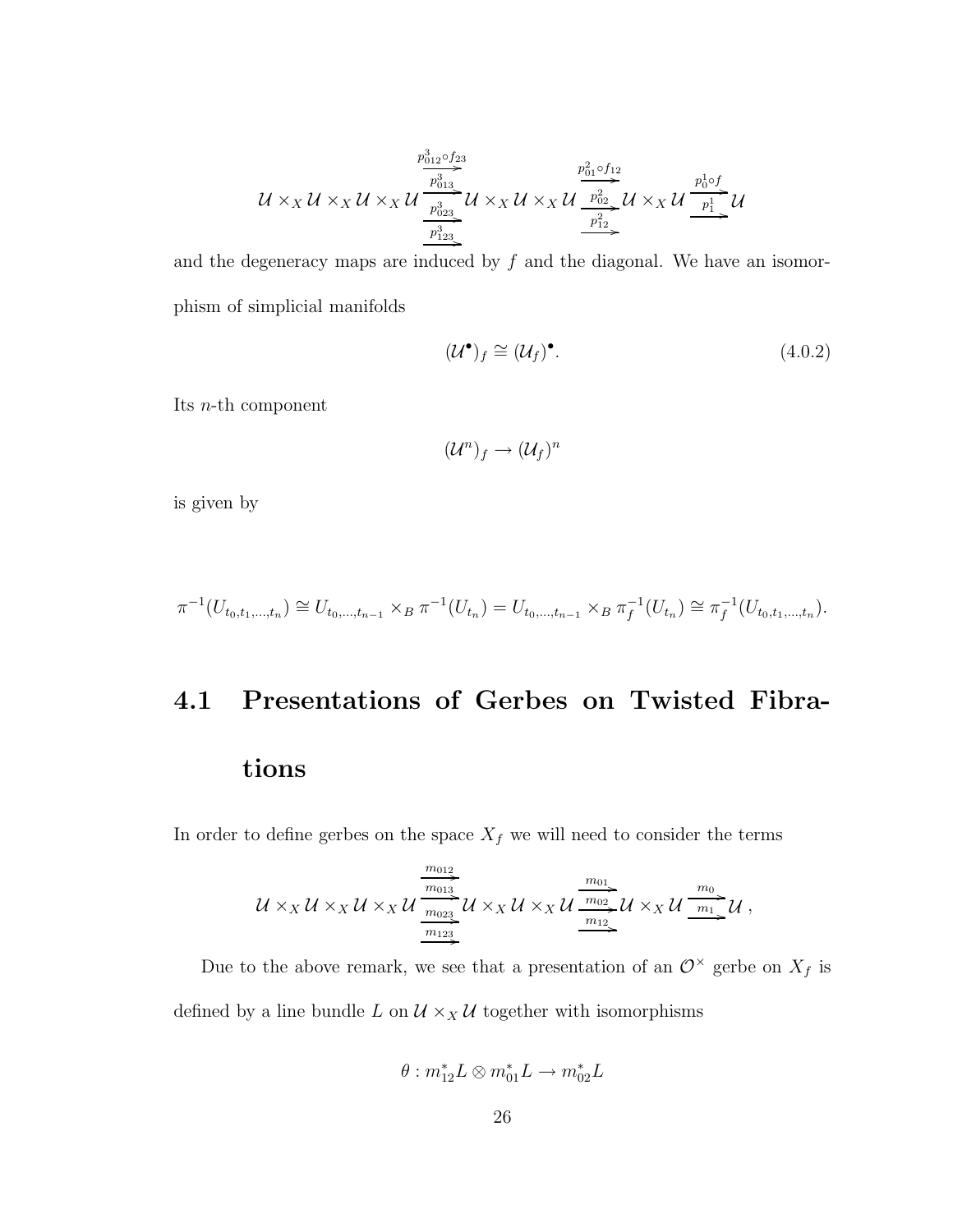$$\mathcal{U} \times_X \mathcal{U} \times_X \mathcal{U} \times_X \mathcal{U} \underset{p^3_{123}}{\overset{p^3_{012}\circ f_{23}}{\underset{p^3_{023}}{\overset{p^3_{013}}{\rightrightarrows}}}} \mathcal{U} \times_X \mathcal{U} \times_X \mathcal{U} \underset{p^2_{12}}{\overset{p^2_{01}\circ f_{12}}{\underset{p^2_{02}}{\rightrightarrows}}} \mathcal{U} \times_X \mathcal{U} \underset{p^1_1}{\overset{p^1_0\circ f}{\rightrightarrows}} \mathcal{U}$$

and the degeneracy maps are induced by $f$ and the diagonal. We have an isomorphism of simplicial manifolds

$$(\mathcal{U}^\bullet)_f \cong (\mathcal{U}_f)^\bullet. \tag{4.0.2}$$

Its $n$-th component

$$(\mathcal{U}^n)_f \to (\mathcal{U}_f)^n$$

is given by

$$\pi^{-1}(U_{t_0,t_1,\ldots,t_n}) \cong U_{t_0,\ldots,t_{n-1}} \times_B \pi^{-1}(U_{t_n}) = U_{t_0,\ldots,t_{n-1}} \times_B \pi_f^{-1}(U_{t_n}) \cong \pi_f^{-1}(U_{t_0,t_1,\ldots,t_n}).$$

## 4.1 Presentations of Gerbes on Twisted Fibrations

In order to define gerbes on the space $X_f$ we will need to consider the terms

$$\mathcal{U} \times_X \mathcal{U} \times_X \mathcal{U} \times_X \mathcal{U} \underset{m_{123}}{\overset{m_{012}}{\underset{m_{023}}{\overset{m_{013}}{\rightrightarrows}}}} \mathcal{U} \times_X \mathcal{U} \times_X \mathcal{U} \underset{m_{12}}{\overset{m_{01}}{\underset{m_{02}}{\rightrightarrows}}} \mathcal{U} \times_X \mathcal{U} \underset{m_1}{\overset{m_0}{\rightrightarrows}} \mathcal{U}\,,$$

Due to the above remark, we see that a presentation of an $\mathcal{O}^\times$ gerbe on $X_f$ is defined by a line bundle $L$ on $\mathcal{U} \times_X \mathcal{U}$ together with isomorphisms

$$\theta : m_{12}^* L \otimes m_{01}^* L \to m_{02}^* L$$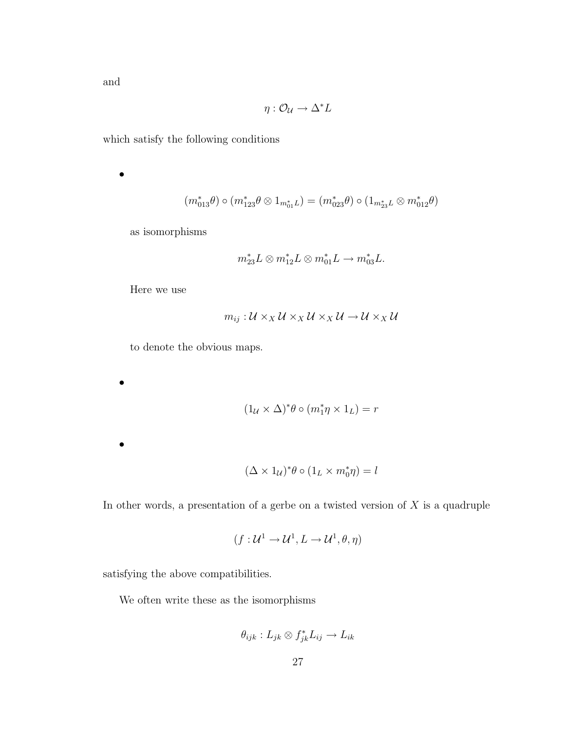and

$$\eta : \mathcal{O}_{\mathcal{U}} \to \Delta^* L$$

which satisfy the following conditions

- $$(m_{013}^* \theta) \circ (m_{123}^* \theta \otimes 1_{m_{01}^* L}) = (m_{023}^* \theta) \circ (1_{m_{23}^* L} \otimes m_{012}^* \theta)$$

  as isomorphisms

  $$m_{23}^* L \otimes m_{12}^* L \otimes m_{01}^* L \to m_{03}^* L.$$

  Here we use

  $$m_{ij} : \mathcal{U} \times_X \mathcal{U} \times_X \mathcal{U} \times_X \mathcal{U} \to \mathcal{U} \times_X \mathcal{U}$$

  to denote the obvious maps.

- $$(1_{\mathcal{U}} \times \Delta)^* \theta \circ (m_1^* \eta \times 1_L) = r$$

- $$(\Delta \times 1_{\mathcal{U}})^* \theta \circ (1_L \times m_0^* \eta) = l$$

In other words, a presentation of a gerbe on a twisted version of $X$ is a quadruple

$$(f : \mathcal{U}^1 \to \mathcal{U}^1, L \to \mathcal{U}^1, \theta, \eta)$$

satisfying the above compatibilities.

We often write these as the isomorphisms

$$\theta_{ijk} : L_{jk} \otimes f_{jk}^* L_{ij} \to L_{ik}$$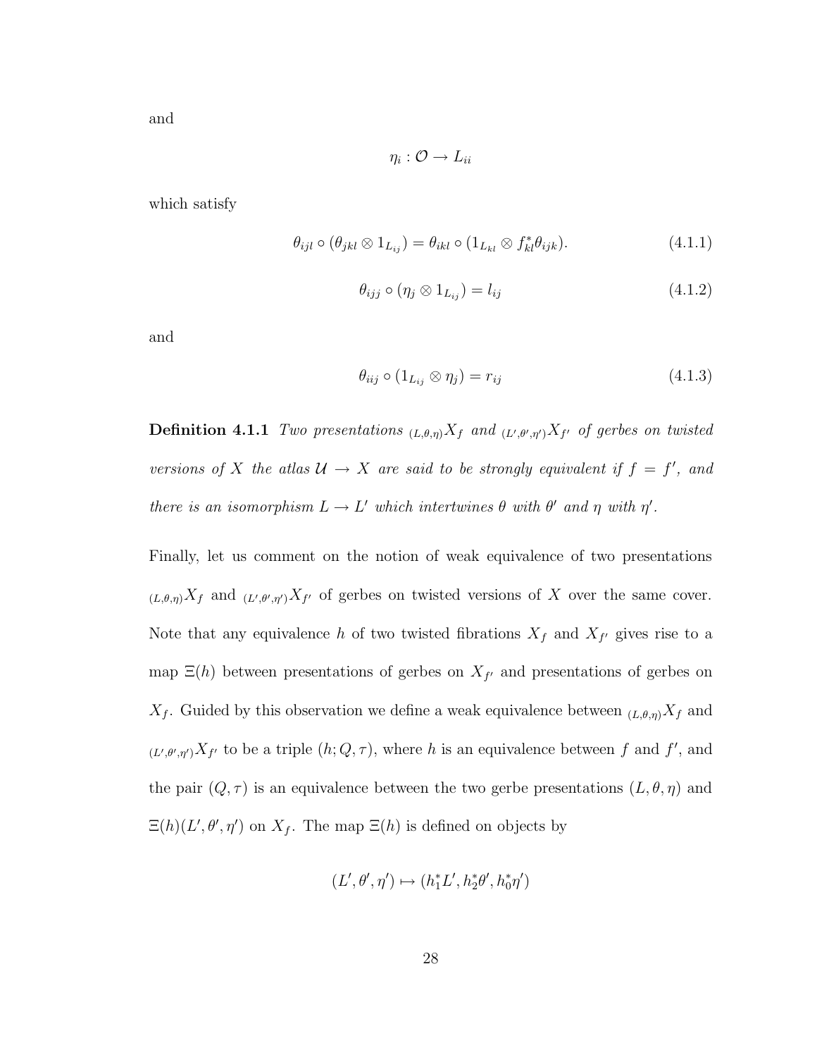and

$$\eta_i : \mathcal{O} \to L_{ii}$$

which satisfy

$$\theta_{ijl} \circ (\theta_{jkl} \otimes 1_{L_{ij}}) = \theta_{ikl} \circ (1_{L_{kl}} \otimes f_{kl}^* \theta_{ijk}). \tag{4.1.1}$$

$$\theta_{ijj} \circ (\eta_j \otimes 1_{L_{ij}}) = l_{ij} \tag{4.1.2}$$

and

$$\theta_{iij} \circ (1_{L_{ij}} \otimes \eta_j) = r_{ij} \tag{4.1.3}$$

**Definition 4.1.1** *Two presentations ${}_{(L,\theta,\eta)}X_f$ and ${}_{(L',\theta',\eta')}X_{f'}$ of gerbes on twisted versions of $X$ the atlas $\mathcal{U} \to X$ are said to be strongly equivalent if $f = f'$, and there is an isomorphism $L \to L'$ which intertwines $\theta$ with $\theta'$ and $\eta$ with $\eta'$.*

Finally, let us comment on the notion of weak equivalence of two presentations ${}_{(L,\theta,\eta)}X_f$ and ${}_{(L',\theta',\eta')}X_{f'}$ of gerbes on twisted versions of $X$ over the same cover. Note that any equivalence $h$ of two twisted fibrations $X_f$ and $X_{f'}$ gives rise to a map $\Xi(h)$ between presentations of gerbes on $X_{f'}$ and presentations of gerbes on $X_f$. Guided by this observation we define a weak equivalence between ${}_{(L,\theta,\eta)}X_f$ and ${}_{(L',\theta',\eta')}X_{f'}$ to be a triple $(h; Q, \tau)$, where $h$ is an equivalence between $f$ and $f'$, and the pair $(Q, \tau)$ is an equivalence between the two gerbe presentations $(L, \theta, \eta)$ and $\Xi(h)(L', \theta', \eta')$ on $X_f$. The map $\Xi(h)$ is defined on objects by

$$(L', \theta', \eta') \mapsto (h_1^* L', h_2^* \theta', h_0^* \eta')$$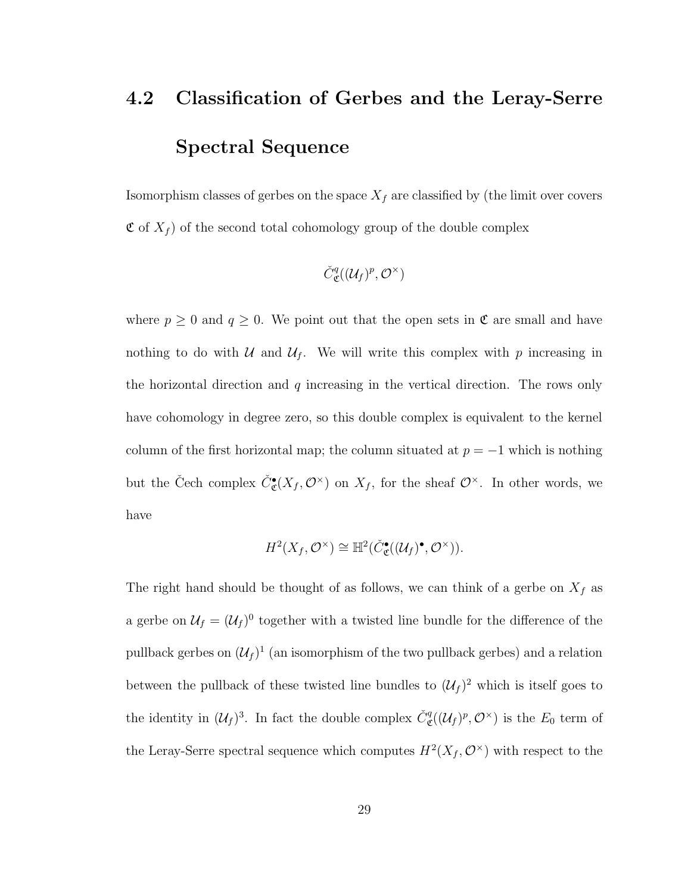## 4.2 Classification of Gerbes and the Leray-Serre Spectral Sequence

Isomorphism classes of gerbes on the space $X_f$ are classified by (the limit over covers $\mathfrak{C}$ of $X_f$) of the second total cohomology group of the double complex

$$\check{C}^q_{\mathfrak{C}}((\mathcal{U}_f)^p, \mathcal{O}^\times)$$

where $p \geq 0$ and $q \geq 0$. We point out that the open sets in $\mathfrak{C}$ are small and have nothing to do with $\mathcal{U}$ and $\mathcal{U}_f$. We will write this complex with $p$ increasing in the horizontal direction and $q$ increasing in the vertical direction. The rows only have cohomology in degree zero, so this double complex is equivalent to the kernel column of the first horizontal map; the column situated at $p = -1$ which is nothing but the Čech complex $\check{C}^\bullet_{\mathfrak{C}}(X_f, \mathcal{O}^\times)$ on $X_f$, for the sheaf $\mathcal{O}^\times$. In other words, we have

$$H^2(X_f, \mathcal{O}^\times) \cong \mathbb{H}^2(\check{C}^\bullet_{\mathfrak{C}}((\mathcal{U}_f)^\bullet, \mathcal{O}^\times)).$$

The right hand should be thought of as follows, we can think of a gerbe on $X_f$ as a gerbe on $\mathcal{U}_f = (\mathcal{U}_f)^0$ together with a twisted line bundle for the difference of the pullback gerbes on $(\mathcal{U}_f)^1$ (an isomorphism of the two pullback gerbes) and a relation between the pullback of these twisted line bundles to $(\mathcal{U}_f)^2$ which is itself goes to the identity in $(\mathcal{U}_f)^3$. In fact the double complex $\check{C}^q_{\mathfrak{C}}((\mathcal{U}_f)^p, \mathcal{O}^\times)$ is the $E_0$ term of the Leray-Serre spectral sequence which computes $H^2(X_f, \mathcal{O}^\times)$ with respect to the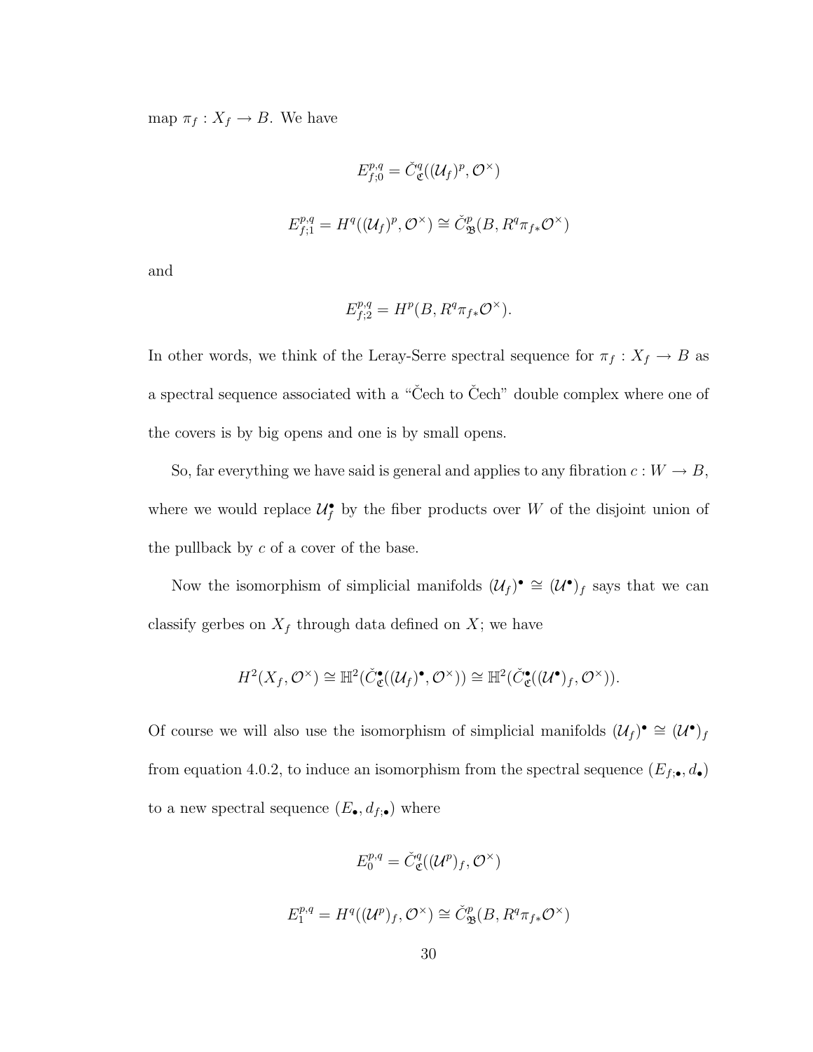map $\pi_f : X_f \to B$. We have

$$E^{p,q}_{f;0} = \check{C}^q_{\mathfrak{C}}((\mathcal{U}_f)^p, \mathcal{O}^\times)$$

$$E^{p,q}_{f;1} = H^q((\mathcal{U}_f)^p, \mathcal{O}^\times) \cong \check{C}^p_{\mathfrak{B}}(B, R^q\pi_{f*}\mathcal{O}^\times)$$

and

$$E^{p,q}_{f;2} = H^p(B, R^q\pi_{f*}\mathcal{O}^\times).$$

In other words, we think of the Leray-Serre spectral sequence for $\pi_f : X_f \to B$ as a spectral sequence associated with a "Čech to Čech" double complex where one of the covers is by big opens and one is by small opens.

So, far everything we have said is general and applies to any fibration $c : W \to B$, where we would replace $\mathcal{U}^\bullet_f$ by the fiber products over $W$ of the disjoint union of the pullback by $c$ of a cover of the base.

Now the isomorphism of simplicial manifolds $(\mathcal{U}_f)^\bullet \cong (\mathcal{U}^\bullet)_f$ says that we can classify gerbes on $X_f$ through data defined on $X$; we have

$$H^2(X_f, \mathcal{O}^\times) \cong \mathbb{H}^2(\check{C}^\bullet_{\mathfrak{C}}((\mathcal{U}_f)^\bullet, \mathcal{O}^\times)) \cong \mathbb{H}^2(\check{C}^\bullet_{\mathfrak{C}}((\mathcal{U}^\bullet)_f, \mathcal{O}^\times)).$$

Of course we will also use the isomorphism of simplicial manifolds $(\mathcal{U}_f)^\bullet \cong (\mathcal{U}^\bullet)_f$ from equation 4.0.2, to induce an isomorphism from the spectral sequence $(E_{f;\bullet}, d_\bullet)$ to a new spectral sequence $(E_\bullet, d_{f;\bullet})$ where

$$E^{p,q}_0 = \check{C}^q_{\mathfrak{C}}((\mathcal{U}^p)_f, \mathcal{O}^\times)$$

$$E^{p,q}_1 = H^q((\mathcal{U}^p)_f, \mathcal{O}^\times) \cong \check{C}^p_{\mathfrak{B}}(B, R^q\pi_{f*}\mathcal{O}^\times)$$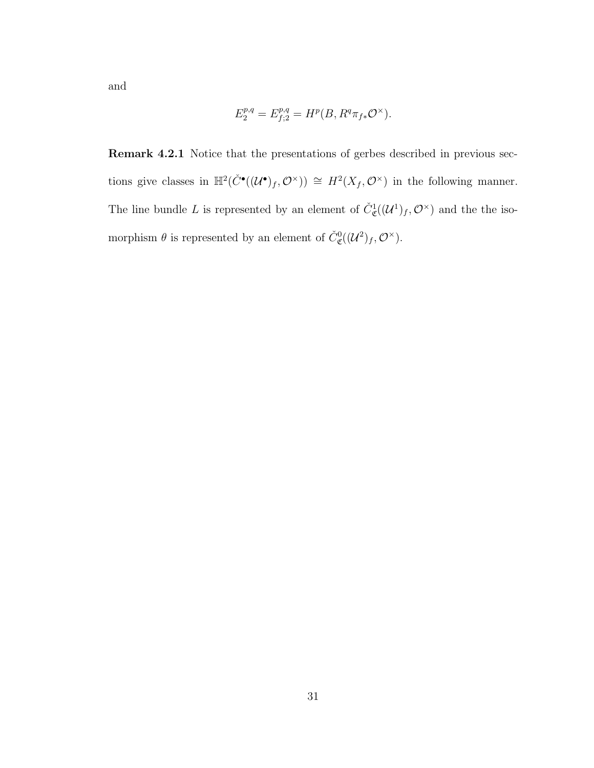and

$$E_2^{p,q} = E_{f;2}^{p,q} = H^p(B, R^q \pi_{f*}\mathcal{O}^\times).$$

**Remark 4.2.1** Notice that the presentations of gerbes described in previous sections give classes in $\mathbb{H}^2(\check{C}^\bullet((\mathcal{U}^\bullet)_f, \mathcal{O}^\times)) \cong H^2(X_f, \mathcal{O}^\times)$ in the following manner. The line bundle $L$ is represented by an element of $\check{C}^1_{\mathfrak{C}}((\mathcal{U}^1)_f, \mathcal{O}^\times)$ and the the isomorphism $\theta$ is represented by an element of $\check{C}^0_{\mathfrak{C}}((\mathcal{U}^2)_f, \mathcal{O}^\times)$.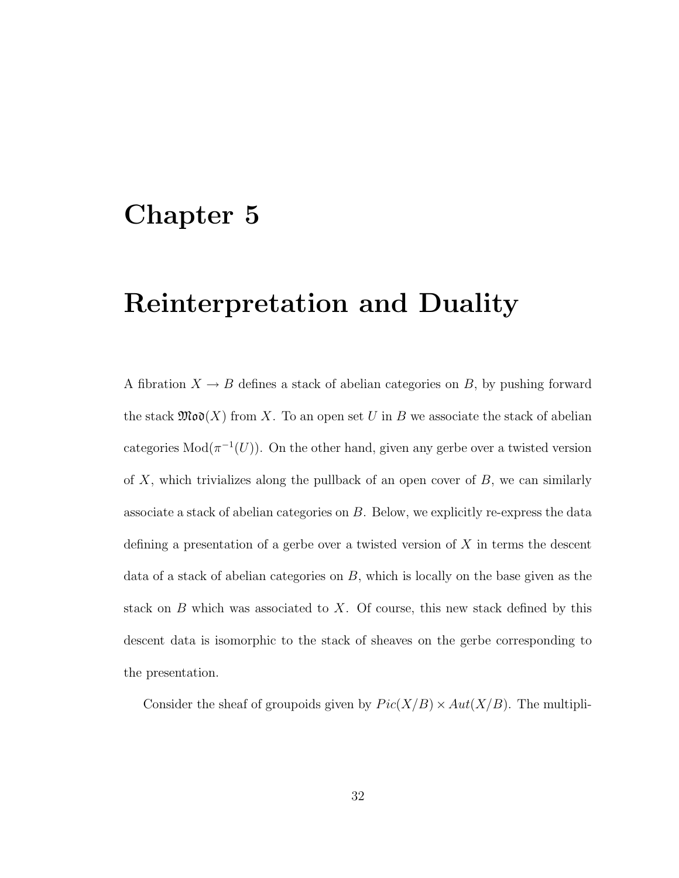# Chapter 5

# Reinterpretation and Duality

A fibration $X \to B$ defines a stack of abelian categories on $B$, by pushing forward the stack $\mathfrak{Mod}(X)$ from $X$. To an open set $U$ in $B$ we associate the stack of abelian categories $\mathrm{Mod}(\pi^{-1}(U))$. On the other hand, given any gerbe over a twisted version of $X$, which trivializes along the pullback of an open cover of $B$, we can similarly associate a stack of abelian categories on $B$. Below, we explicitly re-express the data defining a presentation of a gerbe over a twisted version of $X$ in terms the descent data of a stack of abelian categories on $B$, which is locally on the base given as the stack on $B$ which was associated to $X$. Of course, this new stack defined by this descent data is isomorphic to the stack of sheaves on the gerbe corresponding to the presentation.

Consider the sheaf of groupoids given by $Pic(X/B) \times Aut(X/B)$. The multipli-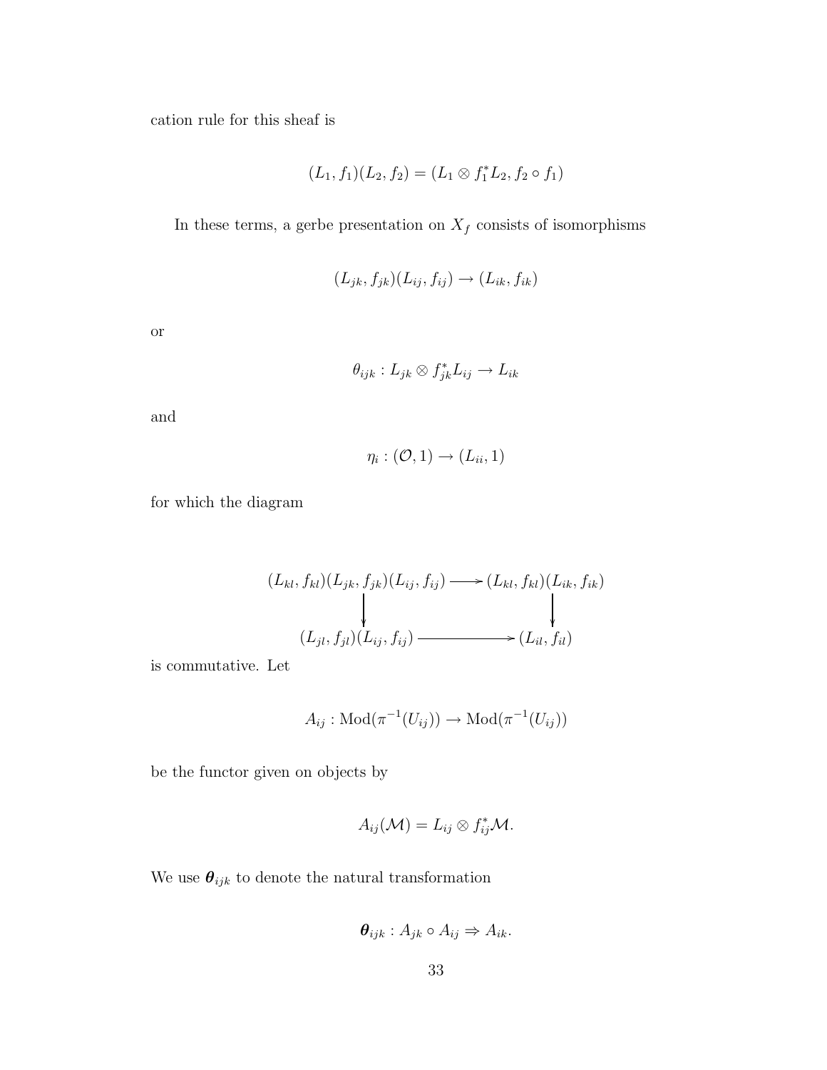cation rule for this sheaf is

$$(L_1, f_1)(L_2, f_2) = (L_1 \otimes f_1^* L_2, f_2 \circ f_1)$$

In these terms, a gerbe presentation on $X_f$ consists of isomorphisms

$$(L_{jk}, f_{jk})(L_{ij}, f_{ij}) \to (L_{ik}, f_{ik})$$

or

$$\theta_{ijk} : L_{jk} \otimes f_{jk}^* L_{ij} \to L_{ik}$$

and

$$\eta_i : (\mathcal{O}, 1) \to (L_{ii}, 1)$$

for which the diagram

$$\begin{array}{ccc} (L_{kl}, f_{kl})(L_{jk}, f_{jk})(L_{ij}, f_{ij}) & \longrightarrow & (L_{kl}, f_{kl})(L_{ik}, f_{ik}) \\ \downarrow & & \downarrow \\ (L_{jl}, f_{jl})(L_{ij}, f_{ij}) & \longrightarrow & (L_{il}, f_{il}) \end{array}$$

is commutative. Let

$$A_{ij} : \mathrm{Mod}(\pi^{-1}(U_{ij})) \to \mathrm{Mod}(\pi^{-1}(U_{ij}))$$

be the functor given on objects by

$$A_{ij}(\mathcal{M}) = L_{ij} \otimes f_{ij}^* \mathcal{M}.$$

We use $\boldsymbol{\theta}_{ijk}$ to denote the natural transformation

$$\boldsymbol{\theta}_{ijk} : A_{jk} \circ A_{ij} \Rightarrow A_{ik}.$$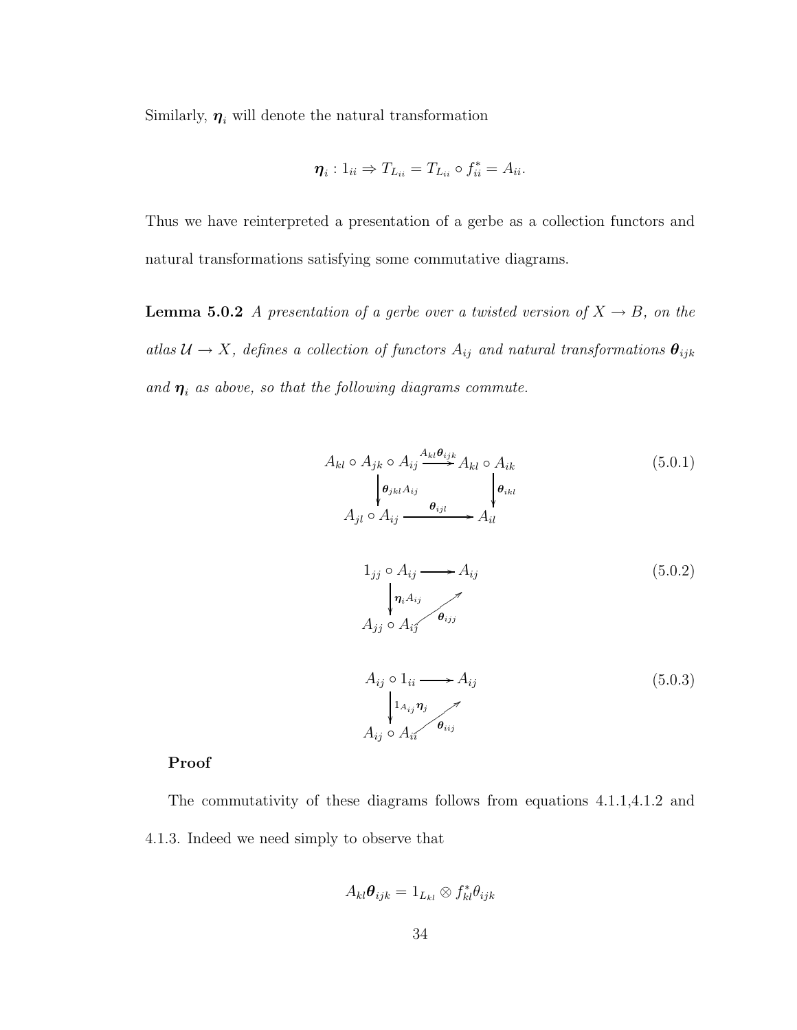Similarly, $\boldsymbol{\eta}_i$ will denote the natural transformation

$$\boldsymbol{\eta}_i : 1_{ii} \Rightarrow T_{L_{ii}} = T_{L_{ii}} \circ f_{ii}^* = A_{ii}.$$

Thus we have reinterpreted a presentation of a gerbe as a collection functors and natural transformations satisfying some commutative diagrams.

**Lemma 5.0.2** *A presentation of a gerbe over a twisted version of $X \to B$, on the atlas $\mathcal{U} \to X$, defines a collection of functors $A_{ij}$ and natural transformations $\boldsymbol{\theta}_{ijk}$ and $\boldsymbol{\eta}_i$ as above, so that the following diagrams commute.*

$$\begin{array}{ccc} A_{kl} \circ A_{jk} \circ A_{ij} & \xrightarrow{A_{kl}\boldsymbol{\theta}_{ijk}} & A_{kl} \circ A_{ik} \\ \Big\downarrow{\scriptstyle \boldsymbol{\theta}_{jkl} A_{ij}} & & \Big\downarrow{\scriptstyle \boldsymbol{\theta}_{ikl}} \\ A_{jl} \circ A_{ij} & \xrightarrow{\boldsymbol{\theta}_{ijl}} & A_{il} \end{array} \tag{5.0.1}$$

$$\begin{array}{ccc} 1_{jj} \circ A_{ij} & \longrightarrow & A_{ij} \\ \Big\downarrow{\scriptstyle \boldsymbol{\eta}_i A_{ij}} & \nearrow{\scriptstyle \boldsymbol{\theta}_{ijj}} & \\ A_{jj} \circ A_{ij} & & \end{array} \tag{5.0.2}$$

$$\begin{array}{ccc} A_{ij} \circ 1_{ii} & \longrightarrow & A_{ij} \\ \Big\downarrow{\scriptstyle 1_{A_{ij}} \boldsymbol{\eta}_j} & \nearrow{\scriptstyle \boldsymbol{\theta}_{iij}} & \\ A_{ij} \circ A_{ii} & & \end{array} \tag{5.0.3}$$

**Proof**

The commutativity of these diagrams follows from equations 4.1.1,4.1.2 and 4.1.3. Indeed we need simply to observe that

$$A_{kl}\boldsymbol{\theta}_{ijk} = 1_{L_{kl}} \otimes f_{kl}^* \theta_{ijk}$$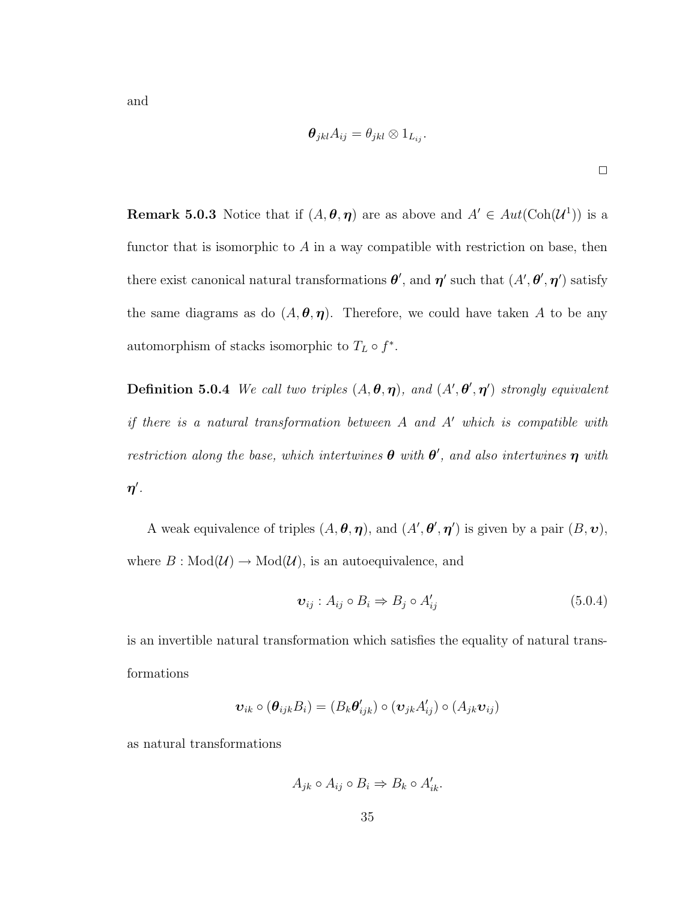and

$$\boldsymbol{\theta}_{jkl} A_{ij} = \theta_{jkl} \otimes 1_{L_{ij}}.$$

□

**Remark 5.0.3** Notice that if $(A, \boldsymbol{\theta}, \boldsymbol{\eta})$ are as above and $A' \in Aut(\mathrm{Coh}(\mathcal{U}^1))$ is a functor that is isomorphic to $A$ in a way compatible with restriction on base, then there exist canonical natural transformations $\boldsymbol{\theta}'$, and $\boldsymbol{\eta}'$ such that $(A', \boldsymbol{\theta}', \boldsymbol{\eta}')$ satisfy the same diagrams as do $(A, \boldsymbol{\theta}, \boldsymbol{\eta})$. Therefore, we could have taken $A$ to be any automorphism of stacks isomorphic to $T_L \circ f^*$.

**Definition 5.0.4** *We call two triples $(A, \boldsymbol{\theta}, \boldsymbol{\eta})$, and $(A', \boldsymbol{\theta}', \boldsymbol{\eta}')$ strongly equivalent if there is a natural transformation between $A$ and $A'$ which is compatible with restriction along the base, which intertwines $\boldsymbol{\theta}$ with $\boldsymbol{\theta}'$, and also intertwines $\boldsymbol{\eta}$ with $\boldsymbol{\eta}'$.*

A weak equivalence of triples $(A, \boldsymbol{\theta}, \boldsymbol{\eta})$, and $(A', \boldsymbol{\theta}', \boldsymbol{\eta}')$ is given by a pair $(B, \boldsymbol{\upsilon})$, where $B : \mathrm{Mod}(\mathcal{U}) \to \mathrm{Mod}(\mathcal{U})$, is an autoequivalence, and

$$\boldsymbol{\upsilon}_{ij} : A_{ij} \circ B_i \Rightarrow B_j \circ A'_{ij} \tag{5.0.4}$$

is an invertible natural transformation which satisfies the equality of natural transformations

$$\boldsymbol{\upsilon}_{ik} \circ (\boldsymbol{\theta}_{ijk} B_i) = (B_k \boldsymbol{\theta}'_{ijk}) \circ (\boldsymbol{\upsilon}_{jk} A'_{ij}) \circ (A_{jk} \boldsymbol{\upsilon}_{ij})$$

as natural transformations

$$A_{jk} \circ A_{ij} \circ B_i \Rightarrow B_k \circ A'_{ik}.$$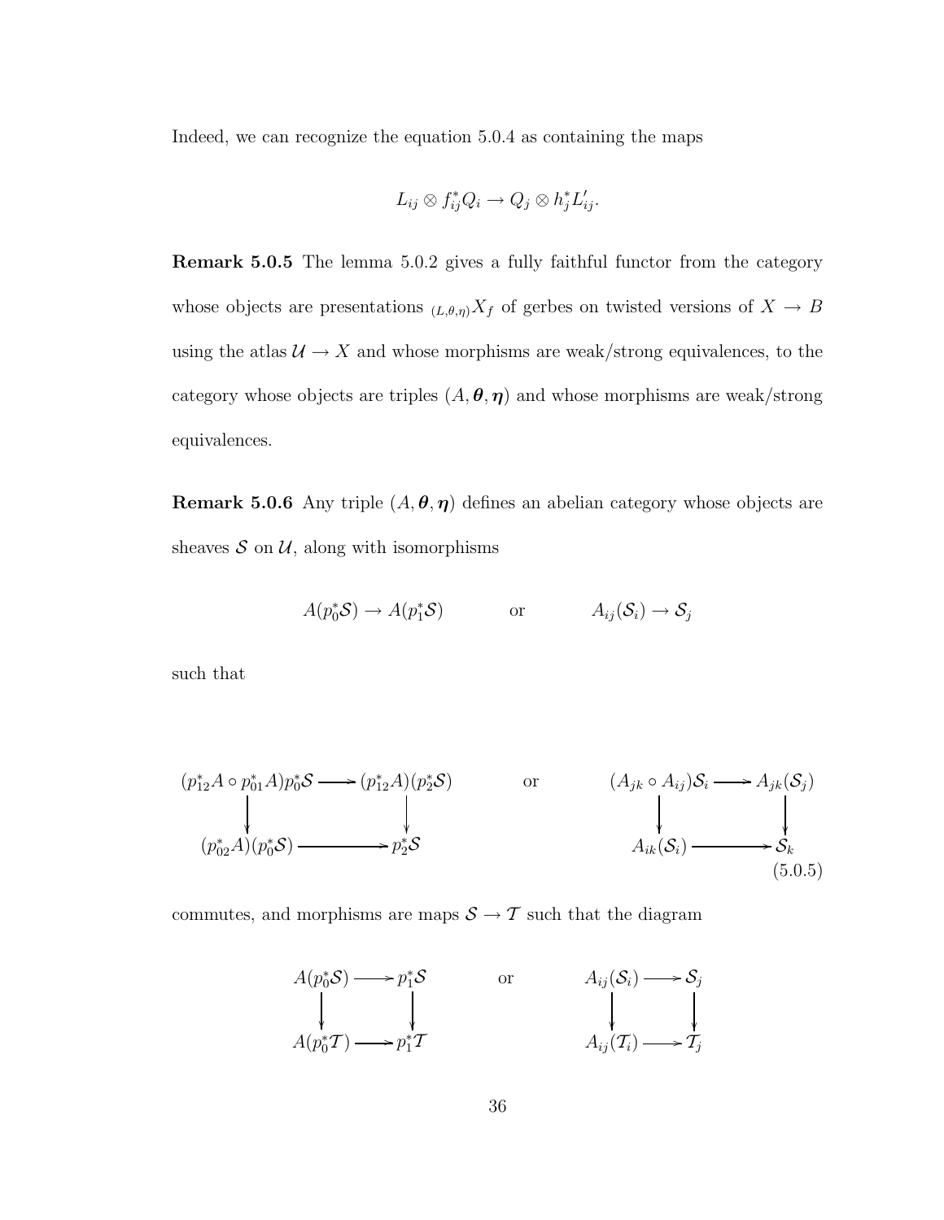Indeed, we can recognize the equation 5.0.4 as containing the maps

$$L_{ij} \otimes f_{ij}^* Q_i \to Q_j \otimes h_j^* L'_{ij}.$$

**Remark 5.0.5** The lemma 5.0.2 gives a fully faithful functor from the category whose objects are presentations ${}_{(L,\theta,\eta)}X_f$ of gerbes on twisted versions of $X \to B$ using the atlas $\mathcal{U} \to X$ and whose morphisms are weak/strong equivalences, to the category whose objects are triples $(A, \boldsymbol{\theta}, \boldsymbol{\eta})$ and whose morphisms are weak/strong equivalences.

**Remark 5.0.6** Any triple $(A, \boldsymbol{\theta}, \boldsymbol{\eta})$ defines an abelian category whose objects are sheaves $\mathcal{S}$ on $\mathcal{U}$, along with isomorphisms

$$A(p_0^*\mathcal{S}) \to A(p_1^*\mathcal{S}) \qquad \text{or} \qquad A_{ij}(\mathcal{S}_i) \to \mathcal{S}_j$$

such that

$$\begin{array}{ccc} (p_{12}^*A \circ p_{01}^*A)p_0^*\mathcal{S} & \longrightarrow & (p_{12}^*A)(p_2^*\mathcal{S}) \\ \downarrow & & \downarrow \\ (p_{02}^*A)(p_0^*\mathcal{S}) & \longrightarrow & p_2^*\mathcal{S} \end{array} \qquad \text{or} \qquad \begin{array}{ccc} (A_{jk} \circ A_{ij})\mathcal{S}_i & \longrightarrow & A_{jk}(\mathcal{S}_j) \\ \downarrow & & \downarrow \\ A_{ik}(\mathcal{S}_i) & \longrightarrow & \mathcal{S}_k \end{array} \tag{5.0.5}$$

commutes, and morphisms are maps $\mathcal{S} \to \mathcal{T}$ such that the diagram

$$\begin{array}{ccc} A(p_0^*\mathcal{S}) & \longrightarrow & p_1^*\mathcal{S} \\ \downarrow & & \downarrow \\ A(p_0^*\mathcal{T}) & \longrightarrow & p_1^*\mathcal{T} \end{array} \qquad \text{or} \qquad \begin{array}{ccc} A_{ij}(\mathcal{S}_i) & \longrightarrow & \mathcal{S}_j \\ \downarrow & & \downarrow \\ A_{ij}(\mathcal{T}_i) & \longrightarrow & \mathcal{T}_j \end{array}$$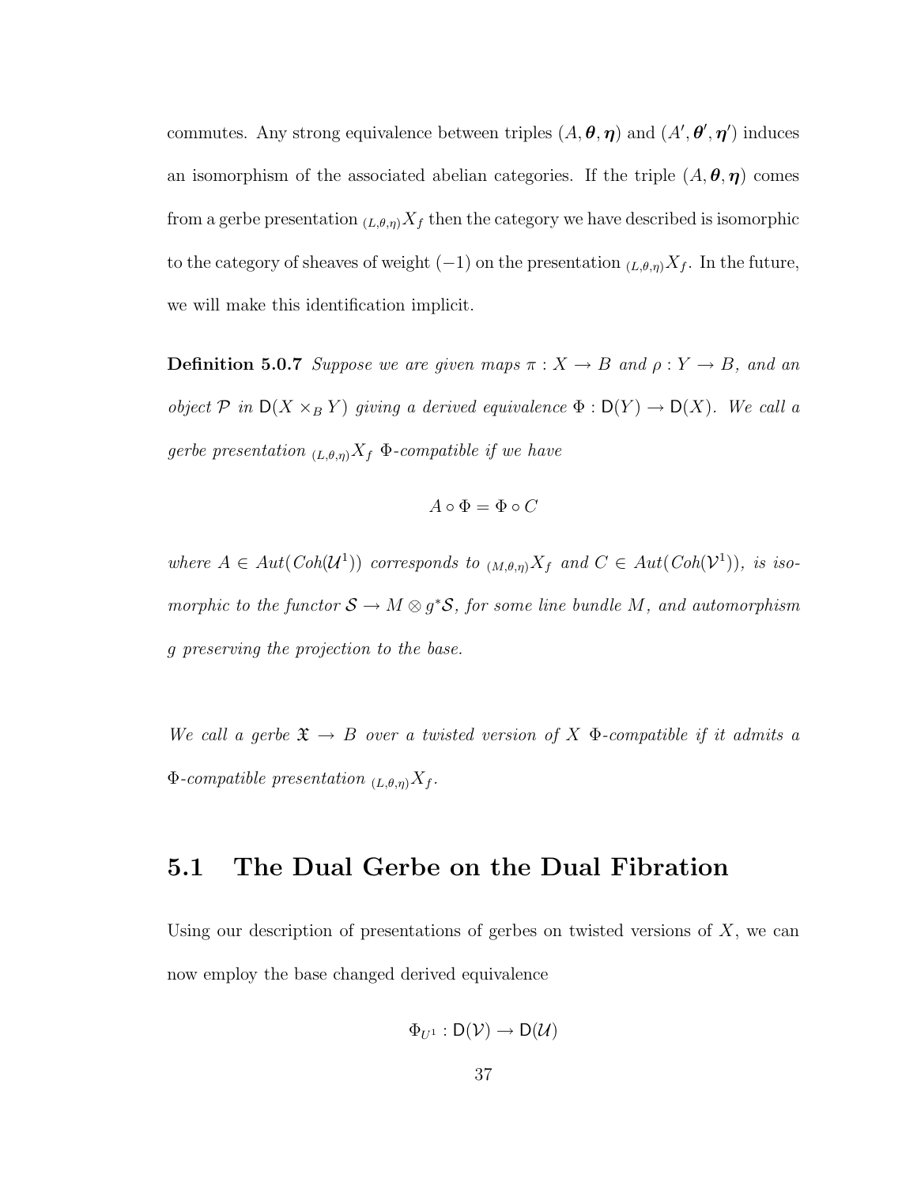commutes. Any strong equivalence between triples $(A, \boldsymbol{\theta}, \boldsymbol{\eta})$ and $(A', \boldsymbol{\theta}', \boldsymbol{\eta}')$ induces an isomorphism of the associated abelian categories. If the triple $(A, \boldsymbol{\theta}, \boldsymbol{\eta})$ comes from a gerbe presentation ${}_{(L,\theta,\eta)}X_f$ then the category we have described is isomorphic to the category of sheaves of weight $(-1)$ on the presentation ${}_{(L,\theta,\eta)}X_f$. In the future, we will make this identification implicit.

**Definition 5.0.7** *Suppose we are given maps $\pi : X \to B$ and $\rho : Y \to B$, and an object $\mathcal{P}$ in $\mathsf{D}(X \times_B Y)$ giving a derived equivalence $\Phi : \mathsf{D}(Y) \to \mathsf{D}(X)$. We call a gerbe presentation ${}_{(L,\theta,\eta)}X_f$ $\Phi$-compatible if we have*

$$A \circ \Phi = \Phi \circ C$$

*where $A \in Aut(Coh(\mathcal{U}^1))$ corresponds to ${}_{(M,\theta,\eta)}X_f$ and $C \in Aut(Coh(\mathcal{V}^1))$, is isomorphic to the functor $\mathcal{S} \to M \otimes g^*\mathcal{S}$, for some line bundle $M$, and automorphism $g$ preserving the projection to the base.*

*We call a gerbe $\mathfrak{X} \to B$ over a twisted version of $X$ $\Phi$-compatible if it admits a $\Phi$-compatible presentation ${}_{(L,\theta,\eta)}X_f$.*

## 5.1 The Dual Gerbe on the Dual Fibration

Using our description of presentations of gerbes on twisted versions of $X$, we can now employ the base changed derived equivalence

$$\Phi_{U^1} : \mathsf{D}(\mathcal{V}) \to \mathsf{D}(\mathcal{U})$$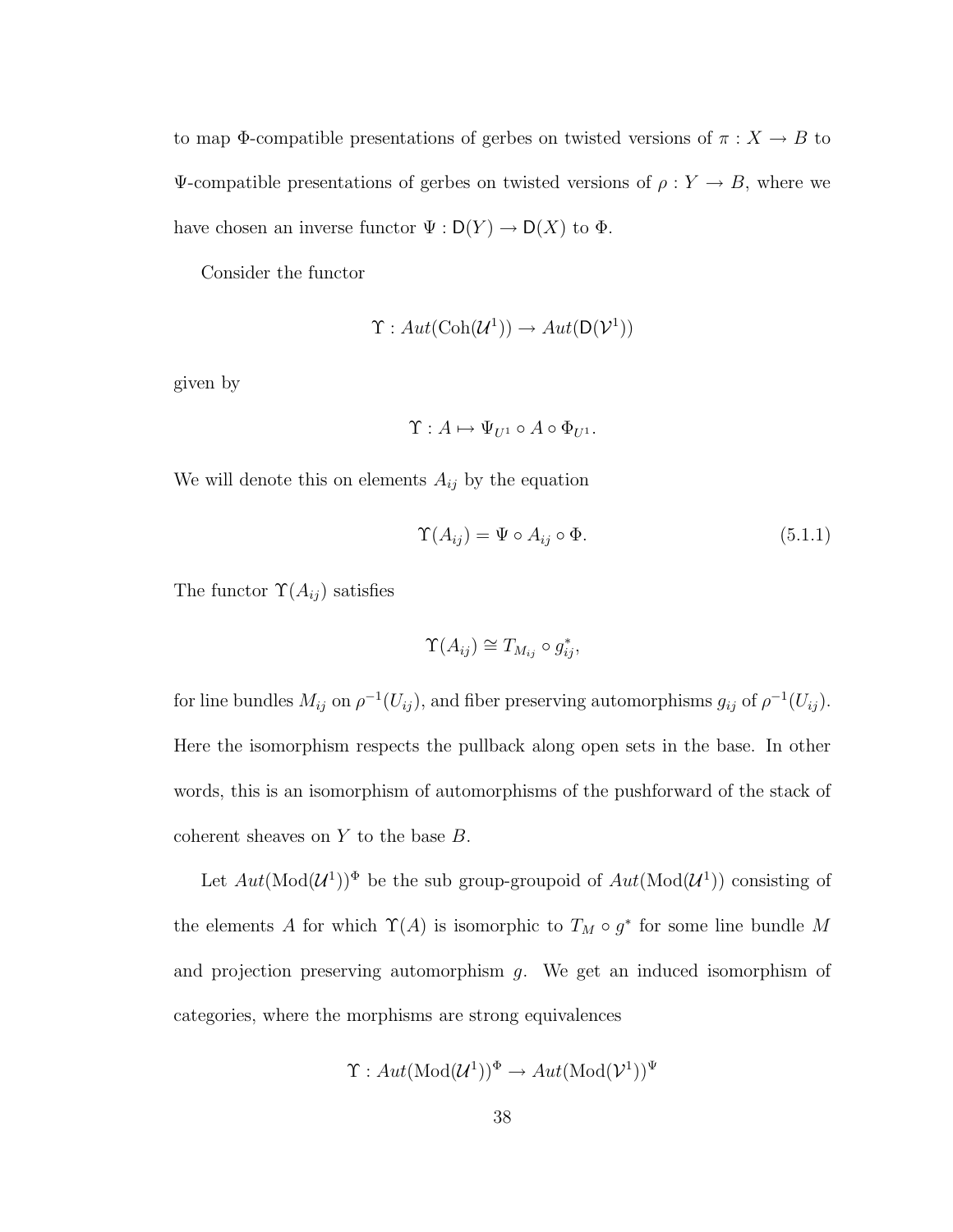to map $\Phi$-compatible presentations of gerbes on twisted versions of $\pi : X \to B$ to $\Psi$-compatible presentations of gerbes on twisted versions of $\rho : Y \to B$, where we have chosen an inverse functor $\Psi : \mathsf{D}(Y) \to \mathsf{D}(X)$ to $\Phi$.

Consider the functor

$$\Upsilon : Aut(\mathrm{Coh}(\mathcal{U}^1)) \to Aut(\mathsf{D}(\mathcal{V}^1))$$

given by

$$\Upsilon : A \mapsto \Psi_{U^1} \circ A \circ \Phi_{U^1}.$$

We will denote this on elements $A_{ij}$ by the equation

$$\Upsilon(A_{ij}) = \Psi \circ A_{ij} \circ \Phi. \tag{5.1.1}$$

The functor $\Upsilon(A_{ij})$ satisfies

$$\Upsilon(A_{ij}) \cong T_{M_{ij}} \circ g_{ij}^*,$$

for line bundles $M_{ij}$ on $\rho^{-1}(U_{ij})$, and fiber preserving automorphisms $g_{ij}$ of $\rho^{-1}(U_{ij})$. Here the isomorphism respects the pullback along open sets in the base. In other words, this is an isomorphism of automorphisms of the pushforward of the stack of coherent sheaves on $Y$ to the base $B$.

Let $Aut(\mathrm{Mod}(\mathcal{U}^1))^\Phi$ be the sub group-groupoid of $Aut(\mathrm{Mod}(\mathcal{U}^1))$ consisting of the elements $A$ for which $\Upsilon(A)$ is isomorphic to $T_M \circ g^*$ for some line bundle $M$ and projection preserving automorphism $g$. We get an induced isomorphism of categories, where the morphisms are strong equivalences

$$\Upsilon : Aut(\mathrm{Mod}(\mathcal{U}^1))^\Phi \to Aut(\mathrm{Mod}(\mathcal{V}^1))^\Psi$$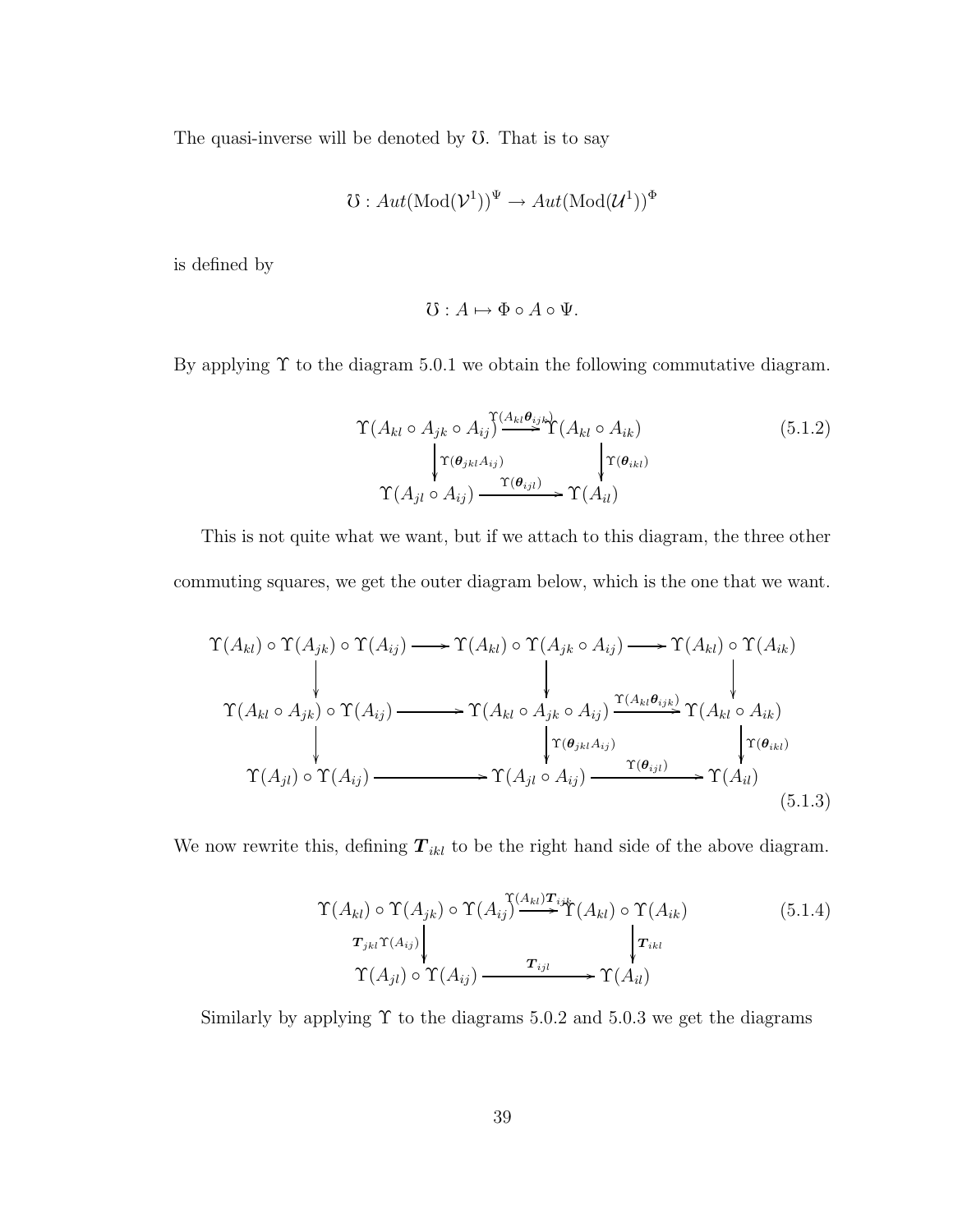The quasi-inverse will be denoted by $\mho$. That is to say

$$\mho : Aut(\mathrm{Mod}(\mathcal{V}^1))^{\Psi} \to Aut(\mathrm{Mod}(\mathcal{U}^1))^{\Phi}$$

is defined by

$$\mho : A \mapsto \Phi \circ A \circ \Psi.$$

By applying $\Upsilon$ to the diagram 5.0.1 we obtain the following commutative diagram.

$$\begin{array}{ccc}
\Upsilon(A_{kl} \circ A_{jk} \circ A_{ij}) & \xrightarrow{\Upsilon(A_{kl}\boldsymbol{\theta}_{ijk})} & \Upsilon(A_{kl} \circ A_{ik}) \\
\Big\downarrow{\scriptstyle \Upsilon(\boldsymbol{\theta}_{jkl}A_{ij})} & & \Big\downarrow{\scriptstyle \Upsilon(\boldsymbol{\theta}_{ikl})} \\
\Upsilon(A_{jl} \circ A_{ij}) & \xrightarrow{\Upsilon(\boldsymbol{\theta}_{ijl})} & \Upsilon(A_{il})
\end{array} \tag{5.1.2}$$

This is not quite what we want, but if we attach to this diagram, the three other commuting squares, we get the outer diagram below, which is the one that we want.

$$\begin{array}{ccccc}
\Upsilon(A_{kl}) \circ \Upsilon(A_{jk}) \circ \Upsilon(A_{ij}) & \longrightarrow & \Upsilon(A_{kl}) \circ \Upsilon(A_{jk} \circ A_{ij}) & \longrightarrow & \Upsilon(A_{kl}) \circ \Upsilon(A_{ik}) \\
\Big\downarrow & & \Big\downarrow & & \Big\downarrow \\
\Upsilon(A_{kl} \circ A_{jk}) \circ \Upsilon(A_{ij}) & \longrightarrow & \Upsilon(A_{kl} \circ A_{jk} \circ A_{ij}) & \xrightarrow{\Upsilon(A_{kl}\boldsymbol{\theta}_{ijk})} & \Upsilon(A_{kl} \circ A_{ik}) \\
\Big\downarrow & & \Big\downarrow{\scriptstyle \Upsilon(\boldsymbol{\theta}_{jkl}A_{ij})} & & \Big\downarrow{\scriptstyle \Upsilon(\boldsymbol{\theta}_{ikl})} \\
\Upsilon(A_{jl}) \circ \Upsilon(A_{ij}) & \longrightarrow & \Upsilon(A_{jl} \circ A_{ij}) & \xrightarrow{\Upsilon(\boldsymbol{\theta}_{ijl})} & \Upsilon(A_{il})
\end{array} \tag{5.1.3}$$

We now rewrite this, defining $\boldsymbol{T}_{ikl}$ to be the right hand side of the above diagram.

$$\begin{array}{ccc}
\Upsilon(A_{kl}) \circ \Upsilon(A_{jk}) \circ \Upsilon(A_{ij}) & \xrightarrow{\Upsilon(A_{kl})\boldsymbol{T}_{ijk}} & \Upsilon(A_{kl}) \circ \Upsilon(A_{ik}) \\
\Big\downarrow{\scriptstyle \boldsymbol{T}_{jkl}\Upsilon(A_{ij})} & & \Big\downarrow{\scriptstyle \boldsymbol{T}_{ikl}} \\
\Upsilon(A_{jl}) \circ \Upsilon(A_{ij}) & \xrightarrow{\boldsymbol{T}_{ijl}} & \Upsilon(A_{il})
\end{array} \tag{5.1.4}$$

Similarly by applying $\Upsilon$ to the diagrams 5.0.2 and 5.0.3 we get the diagrams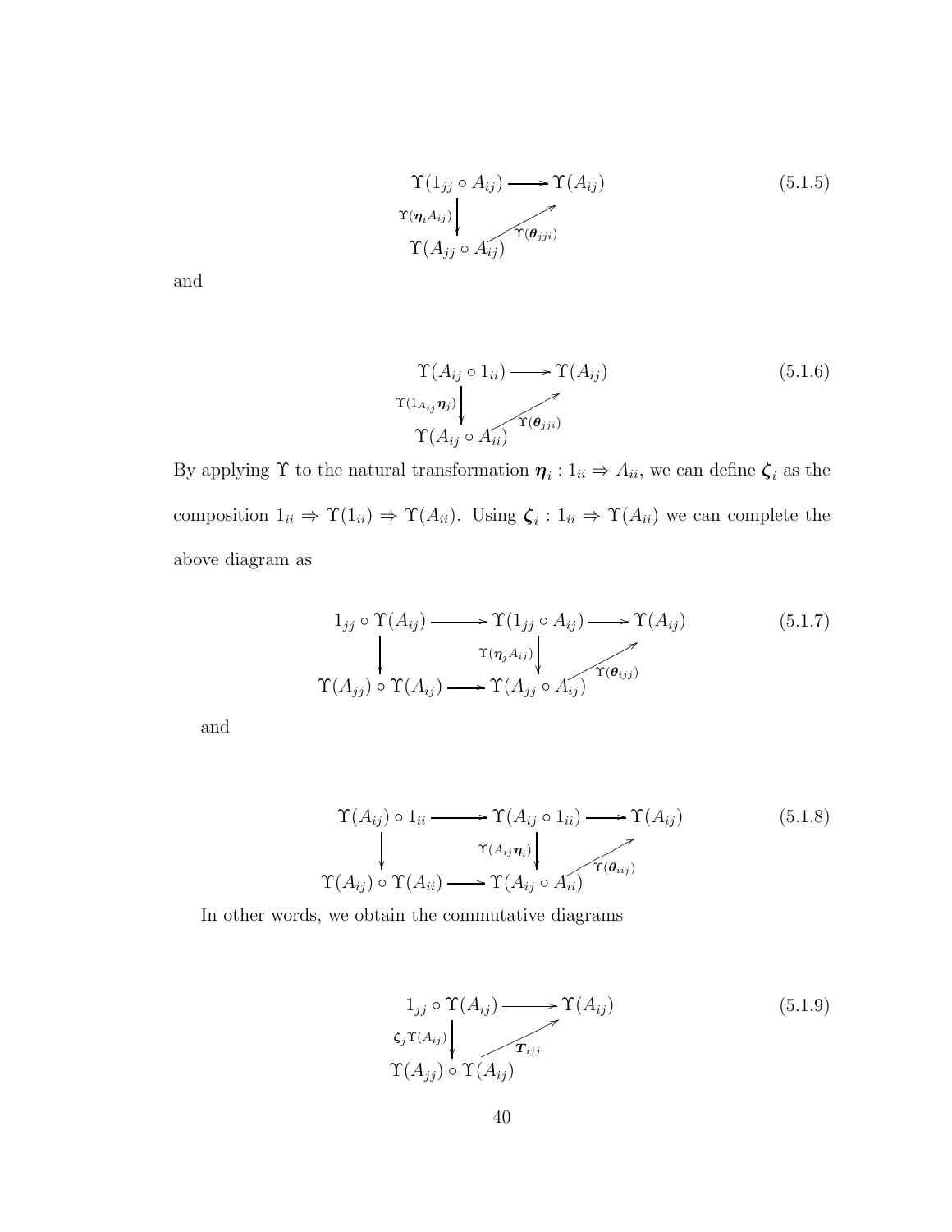$$\begin{array}{ccc} \Upsilon(1_{jj} \circ A_{ij}) & \longrightarrow & \Upsilon(A_{ij}) \\ \Big\downarrow{\scriptstyle \Upsilon(\boldsymbol{\eta}_i A_{ij})} & \nearrow{\scriptstyle \Upsilon(\boldsymbol{\theta}_{jji})} & \\ \Upsilon(A_{jj} \circ A_{ij}) & & \end{array} \tag{5.1.5}$$

and

$$\begin{array}{ccc} \Upsilon(A_{ij} \circ 1_{ii}) & \longrightarrow & \Upsilon(A_{ij}) \\ \Big\downarrow{\scriptstyle \Upsilon(1_{A_{ij}} \boldsymbol{\eta}_j)} & \nearrow{\scriptstyle \Upsilon(\boldsymbol{\theta}_{jji})} & \\ \Upsilon(A_{ij} \circ A_{ii}) & & \end{array} \tag{5.1.6}$$

By applying $\Upsilon$ to the natural transformation $\boldsymbol{\eta}_i : 1_{ii} \Rightarrow A_{ii}$, we can define $\boldsymbol{\zeta}_i$ as the composition $1_{ii} \Rightarrow \Upsilon(1_{ii}) \Rightarrow \Upsilon(A_{ii})$. Using $\boldsymbol{\zeta}_i : 1_{ii} \Rightarrow \Upsilon(A_{ii})$ we can complete the above diagram as

$$\begin{array}{ccccc} 1_{jj} \circ \Upsilon(A_{ij}) & \longrightarrow & \Upsilon(1_{jj} \circ A_{ij}) & \longrightarrow & \Upsilon(A_{ij}) \\ \Big\downarrow & & \Big\downarrow{\scriptstyle \Upsilon(\boldsymbol{\eta}_j A_{ij})} & \nearrow{\scriptstyle \Upsilon(\boldsymbol{\theta}_{ijj})} & \\ \Upsilon(A_{jj}) \circ \Upsilon(A_{ij}) & \longrightarrow & \Upsilon(A_{jj} \circ A_{ij}) & & \end{array} \tag{5.1.7}$$

and

$$\begin{array}{ccccc} \Upsilon(A_{ij}) \circ 1_{ii} & \longrightarrow & \Upsilon(A_{ij} \circ 1_{ii}) & \longrightarrow & \Upsilon(A_{ij}) \\ \Big\downarrow & & \Big\downarrow{\scriptstyle \Upsilon(A_{ij} \boldsymbol{\eta}_i)} & \nearrow{\scriptstyle \Upsilon(\boldsymbol{\theta}_{iij})} & \\ \Upsilon(A_{ij}) \circ \Upsilon(A_{ii}) & \longrightarrow & \Upsilon(A_{ij} \circ A_{ii}) & & \end{array} \tag{5.1.8}$$

In other words, we obtain the commutative diagrams

$$\begin{array}{ccc} 1_{jj} \circ \Upsilon(A_{ij}) & \longrightarrow & \Upsilon(A_{ij}) \\ \Big\downarrow{\scriptstyle \boldsymbol{\zeta}_j \Upsilon(A_{ij})} & \nearrow{\scriptstyle \boldsymbol{T}_{ijj}} & \\ \Upsilon(A_{jj}) \circ \Upsilon(A_{ij}) & & \end{array} \tag{5.1.9}$$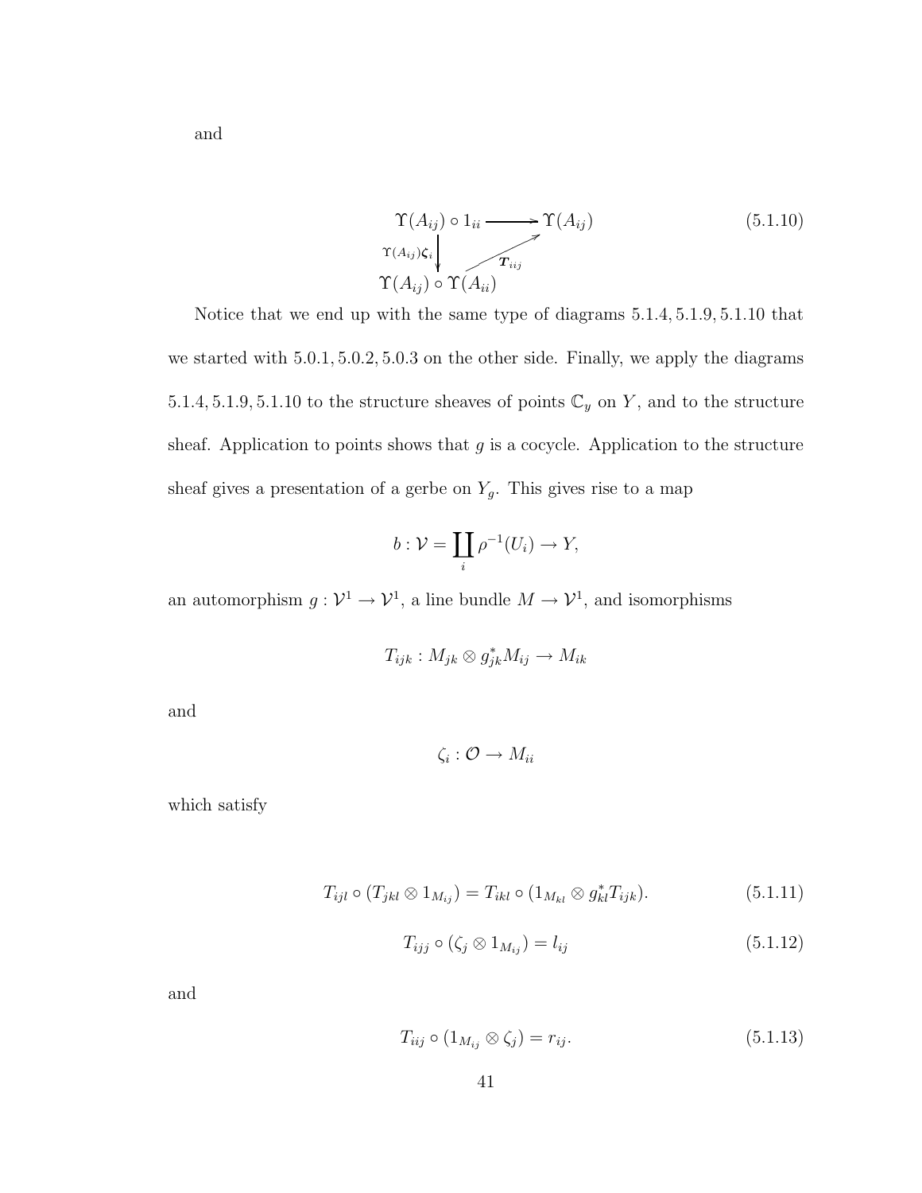and

$$
\begin{array}{ccc}
\Upsilon(A_{ij}) \circ 1_{ii} & \longrightarrow & \Upsilon(A_{ij}) \\
\Big\downarrow {\scriptstyle \Upsilon(A_{ij})\boldsymbol{\zeta}_i} & \nearrow {\scriptstyle \boldsymbol{T}_{iij}} & \\
\Upsilon(A_{ij}) \circ \Upsilon(A_{ii}) & &
\end{array}
\tag{5.1.10}
$$

Notice that we end up with the same type of diagrams 5.1.4, 5.1.9, 5.1.10 that we started with 5.0.1, 5.0.2, 5.0.3 on the other side. Finally, we apply the diagrams 5.1.4, 5.1.9, 5.1.10 to the structure sheaves of points $\mathbb{C}_y$ on $Y$, and to the structure sheaf. Application to points shows that $g$ is a cocycle. Application to the structure sheaf gives a presentation of a gerbe on $Y_g$. This gives rise to a map

$$b : \mathcal{V} = \coprod_i \rho^{-1}(U_i) \to Y,$$

an automorphism $g : \mathcal{V}^1 \to \mathcal{V}^1$, a line bundle $M \to \mathcal{V}^1$, and isomorphisms

$$T_{ijk} : M_{jk} \otimes g_{jk}^* M_{ij} \to M_{ik}$$

and

$$\zeta_i : \mathcal{O} \to M_{ii}$$

which satisfy

$$T_{ijl} \circ (T_{jkl} \otimes 1_{M_{ij}}) = T_{ikl} \circ (1_{M_{kl}} \otimes g_{kl}^* T_{ijk}). \tag{5.1.11}$$

$$T_{ijj} \circ (\zeta_j \otimes 1_{M_{ij}}) = l_{ij} \tag{5.1.12}$$

and

$$T_{iij} \circ (1_{M_{ij}} \otimes \zeta_j) = r_{ij}. \tag{5.1.13}$$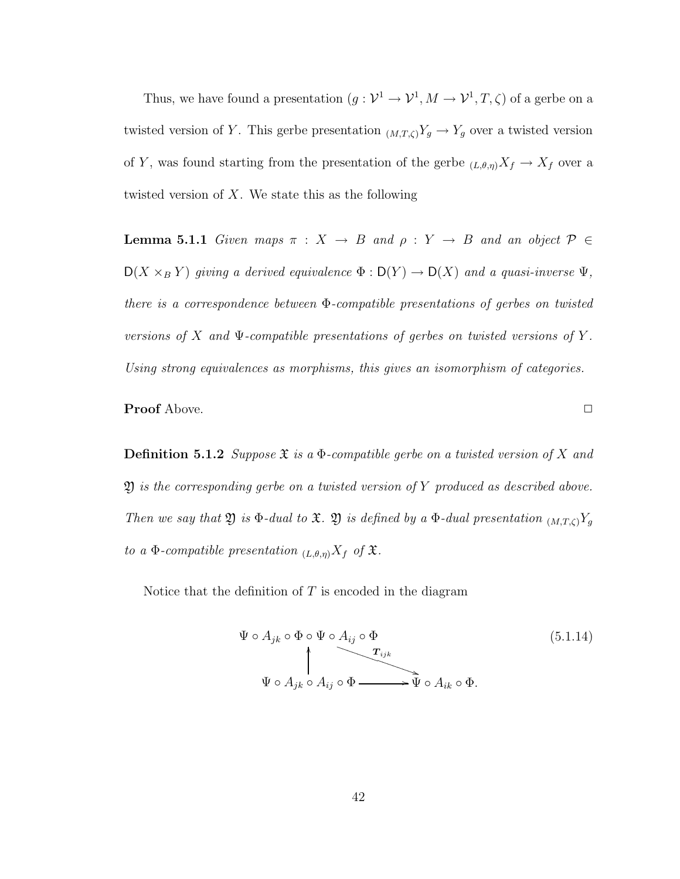Thus, we have found a presentation $(g : \mathcal{V}^1 \to \mathcal{V}^1, M \to \mathcal{V}^1, T, \zeta)$ of a gerbe on a twisted version of $Y$. This gerbe presentation ${}_{(M,T,\zeta)}Y_g \to Y_g$ over a twisted version of $Y$, was found starting from the presentation of the gerbe ${}_{(L,\theta,\eta)}X_f \to X_f$ over a twisted version of $X$. We state this as the following

**Lemma 5.1.1** *Given maps $\pi : X \to B$ and $\rho : Y \to B$ and an object $\mathcal{P} \in \mathsf{D}(X \times_B Y)$ giving a derived equivalence $\Phi : \mathsf{D}(Y) \to \mathsf{D}(X)$ and a quasi-inverse $\Psi$, there is a correspondence between $\Phi$-compatible presentations of gerbes on twisted versions of $X$ and $\Psi$-compatible presentations of gerbes on twisted versions of $Y$. Using strong equivalences as morphisms, this gives an isomorphism of categories.*

**Proof** Above. □

**Definition 5.1.2** *Suppose $\mathfrak{X}$ is a $\Phi$-compatible gerbe on a twisted version of $X$ and $\mathfrak{Y}$ is the corresponding gerbe on a twisted version of $Y$ produced as described above. Then we say that $\mathfrak{Y}$ is $\Phi$-dual to $\mathfrak{X}$. $\mathfrak{Y}$ is defined by a $\Phi$-dual presentation ${}_{(M,T,\zeta)}Y_g$ to a $\Phi$-compatible presentation ${}_{(L,\theta,\eta)}X_f$ of $\mathfrak{X}$.*

Notice that the definition of $T$ is encoded in the diagram

$$
\begin{array}{ccc}
\Psi \circ A_{jk} \circ \Phi \circ \Psi \circ A_{ij} \circ \Phi & & \\
\uparrow & \searrow^{\boldsymbol{T}_{ijk}} & \\
\Psi \circ A_{jk} \circ A_{ij} \circ \Phi & \longrightarrow & \Psi \circ A_{ik} \circ \Phi.
\end{array}
\tag{5.1.14}
$$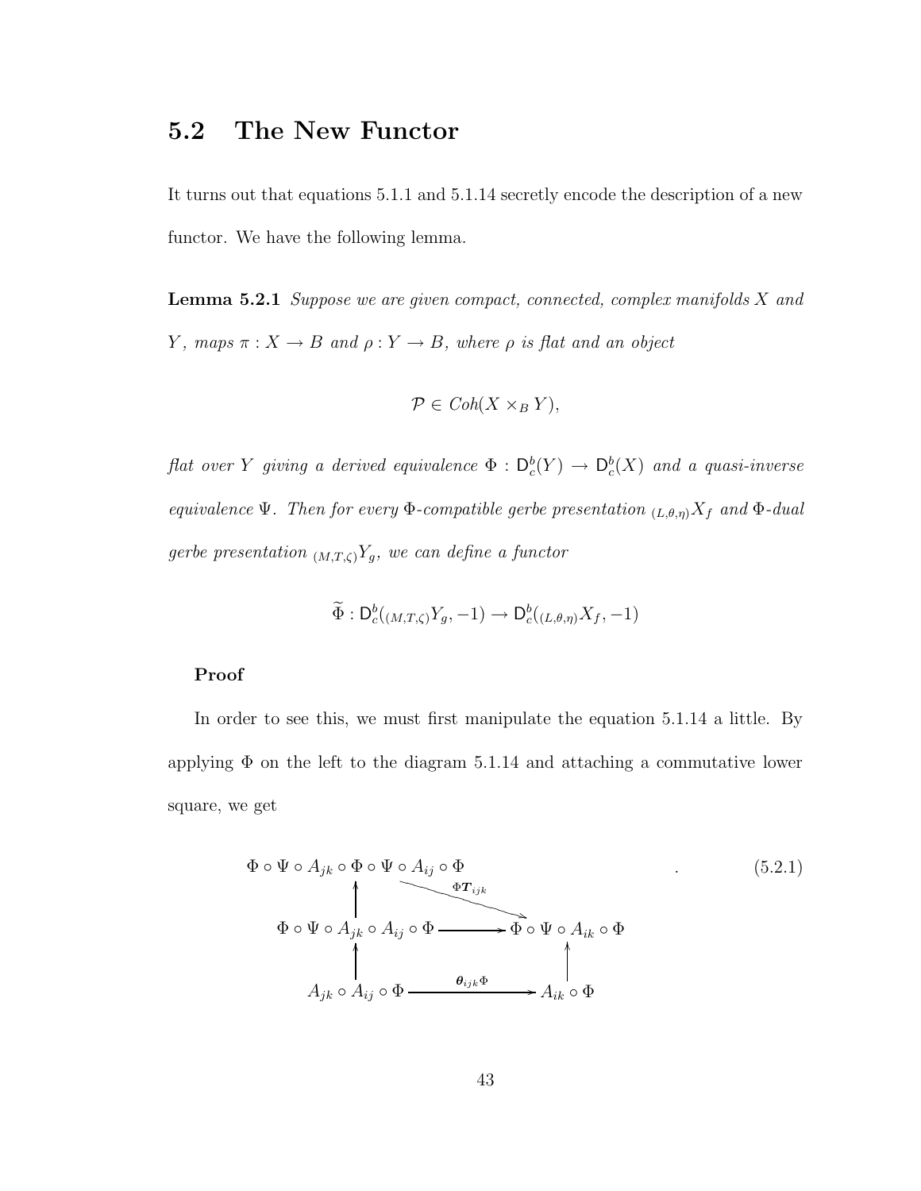## 5.2 The New Functor

It turns out that equations 5.1.1 and 5.1.14 secretly encode the description of a new functor. We have the following lemma.

**Lemma 5.2.1** *Suppose we are given compact, connected, complex manifolds $X$ and $Y$, maps $\pi : X \to B$ and $\rho : Y \to B$, where $\rho$ is flat and an object*

$$\mathcal{P} \in Coh(X \times_B Y),$$

*flat over $Y$ giving a derived equivalence $\Phi : \mathsf{D}^b_c(Y) \to \mathsf{D}^b_c(X)$ and a quasi-inverse equivalence $\Psi$. Then for every $\Phi$-compatible gerbe presentation ${}_{(L,\theta,\eta)}X_f$ and $\Phi$-dual gerbe presentation ${}_{(M,T,\zeta)}Y_g$, we can define a functor*

$$\widetilde{\Phi} : \mathsf{D}^b_c({}_{(M,T,\zeta)}Y_g, -1) \to \mathsf{D}^b_c({}_{(L,\theta,\eta)}X_f, -1)$$

**Proof**

In order to see this, we must first manipulate the equation 5.1.14 a little. By applying $\Phi$ on the left to the diagram 5.1.14 and attaching a commutative lower square, we get

$$\begin{array}{ccc}
\Phi \circ \Psi \circ A_{jk} \circ \Phi \circ \Psi \circ A_{ij} \circ \Phi & \xrightarrow{\Phi \boldsymbol{T}_{ijk}} & \\
\uparrow & & \\
\Phi \circ \Psi \circ A_{jk} \circ A_{ij} \circ \Phi & \longrightarrow & \Phi \circ \Psi \circ A_{ik} \circ \Phi \\
\uparrow & & \uparrow \\
A_{jk} \circ A_{ij} \circ \Phi & \xrightarrow{\boldsymbol{\theta}_{ijk}\Phi} & A_{ik} \circ \Phi
\end{array} \qquad . \tag{5.2.1}$$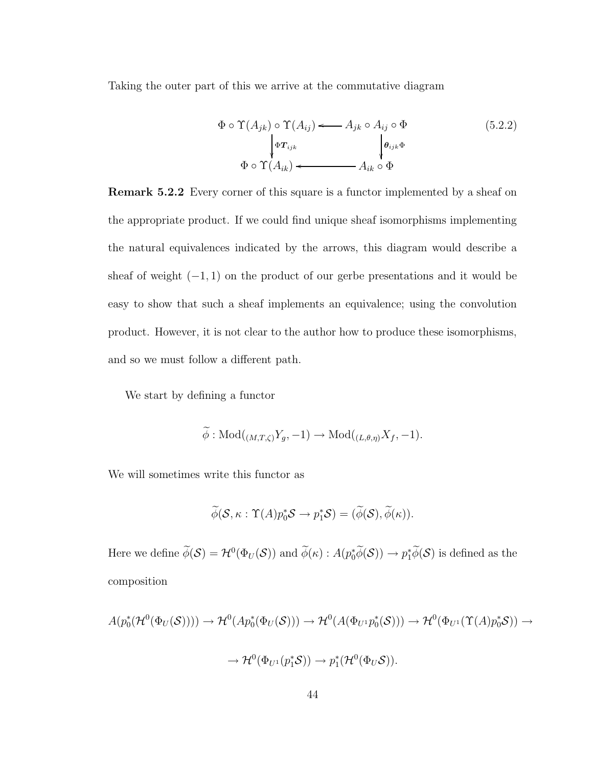Taking the outer part of this we arrive at the commutative diagram

$$\begin{array}{ccc} \Phi \circ \Upsilon(A_{jk}) \circ \Upsilon(A_{ij}) & \longleftarrow & A_{jk} \circ A_{ij} \circ \Phi \\ \Big\downarrow{\scriptstyle \Phi \boldsymbol{T}_{ijk}} & & \Big\downarrow{\scriptstyle \boldsymbol{\theta}_{ijk}\Phi} \\ \Phi \circ \Upsilon(A_{ik}) & \longleftarrow & A_{ik} \circ \Phi \end{array} \tag{5.2.2}$$

**Remark 5.2.2** Every corner of this square is a functor implemented by a sheaf on the appropriate product. If we could find unique sheaf isomorphisms implementing the natural equivalences indicated by the arrows, this diagram would describe a sheaf of weight $(-1, 1)$ on the product of our gerbe presentations and it would be easy to show that such a sheaf implements an equivalence; using the convolution product. However, it is not clear to the author how to produce these isomorphisms, and so we must follow a different path.

We start by defining a functor

$$\widetilde{\phi} : \mathrm{Mod}({}_{(M,T,\zeta)}Y_g, -1) \to \mathrm{Mod}({}_{(L,\theta,\eta)}X_f, -1).$$

We will sometimes write this functor as

$$\widetilde{\phi}(\mathcal{S}, \kappa : \Upsilon(A)p_0^*\mathcal{S} \to p_1^*\mathcal{S}) = (\widetilde{\phi}(\mathcal{S}), \widetilde{\phi}(\kappa)).$$

Here we define $\widetilde{\phi}(\mathcal{S}) = \mathcal{H}^0(\Phi_U(\mathcal{S}))$ and $\widetilde{\phi}(\kappa) : A(p_0^*\widetilde{\phi}(\mathcal{S})) \to p_1^*\widetilde{\phi}(\mathcal{S})$ is defined as the composition

$$A(p_0^*(\mathcal{H}^0(\Phi_U(\mathcal{S})))) \to \mathcal{H}^0(Ap_0^*(\Phi_U(\mathcal{S}))) \to \mathcal{H}^0(A(\Phi_{U^1}p_0^*(\mathcal{S}))) \to \mathcal{H}^0(\Phi_{U^1}(\Upsilon(A)p_0^*\mathcal{S})) \to$$

$$\to \mathcal{H}^0(\Phi_{U^1}(p_1^*\mathcal{S})) \to p_1^*(\mathcal{H}^0(\Phi_U\mathcal{S})).$$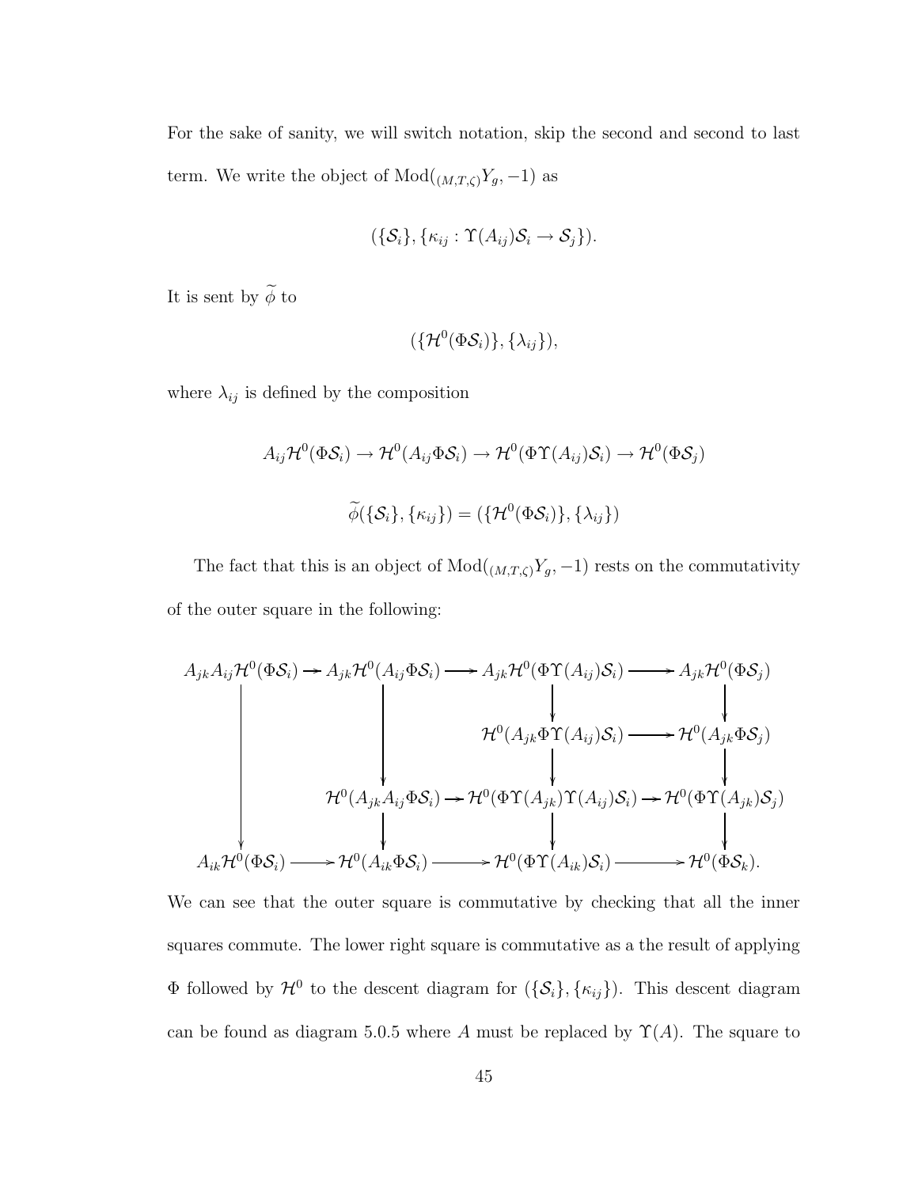For the sake of sanity, we will switch notation, skip the second and second to last term. We write the object of $\mathrm{Mod}({}_{(M,T,\zeta)}Y_g, -1)$ as

$$(\{\mathcal{S}_i\}, \{\kappa_{ij} : \Upsilon(A_{ij})\mathcal{S}_i \to \mathcal{S}_j\}).$$

It is sent by $\widetilde{\phi}$ to

$$(\{\mathcal{H}^0(\Phi\mathcal{S}_i)\}, \{\lambda_{ij}\}),$$

where $\lambda_{ij}$ is defined by the composition

$$A_{ij}\mathcal{H}^0(\Phi\mathcal{S}_i) \to \mathcal{H}^0(A_{ij}\Phi\mathcal{S}_i) \to \mathcal{H}^0(\Phi\Upsilon(A_{ij})\mathcal{S}_i) \to \mathcal{H}^0(\Phi\mathcal{S}_j)$$

$$\widetilde{\phi}(\{\mathcal{S}_i\}, \{\kappa_{ij}\}) = (\{\mathcal{H}^0(\Phi\mathcal{S}_i)\}, \{\lambda_{ij}\})$$

The fact that this is an object of $\mathrm{Mod}({}_{(M,T,\zeta)}Y_g, -1)$ rests on the commutativity of the outer square in the following:

$$\begin{array}{ccccccc}
A_{jk}A_{ij}\mathcal{H}^0(\Phi\mathcal{S}_i) & \to & A_{jk}\mathcal{H}^0(A_{ij}\Phi\mathcal{S}_i) & \to & A_{jk}\mathcal{H}^0(\Phi\Upsilon(A_{ij})\mathcal{S}_i) & \to & A_{jk}\mathcal{H}^0(\Phi\mathcal{S}_j) \\
\downarrow & & \downarrow & & \downarrow & & \downarrow \\
 & & & & \mathcal{H}^0(A_{jk}\Phi\Upsilon(A_{ij})\mathcal{S}_i) & \to & \mathcal{H}^0(A_{jk}\Phi\mathcal{S}_j) \\
 & & \downarrow & & \downarrow & & \downarrow \\
 & & \mathcal{H}^0(A_{jk}A_{ij}\Phi\mathcal{S}_i) & \to & \mathcal{H}^0(\Phi\Upsilon(A_{jk})\Upsilon(A_{ij})\mathcal{S}_i) & \to & \mathcal{H}^0(\Phi\Upsilon(A_{jk})\mathcal{S}_j) \\
\downarrow & & \downarrow & & \downarrow & & \downarrow \\
A_{ik}\mathcal{H}^0(\Phi\mathcal{S}_i) & \to & \mathcal{H}^0(A_{ik}\Phi\mathcal{S}_i) & \to & \mathcal{H}^0(\Phi\Upsilon(A_{ik})\mathcal{S}_i) & \to & \mathcal{H}^0(\Phi\mathcal{S}_k).
\end{array}$$

We can see that the outer square is commutative by checking that all the inner squares commute. The lower right square is commutative as a the result of applying $\Phi$ followed by $\mathcal{H}^0$ to the descent diagram for $(\{\mathcal{S}_i\}, \{\kappa_{ij}\})$. This descent diagram can be found as diagram 5.0.5 where $A$ must be replaced by $\Upsilon(A)$. The square to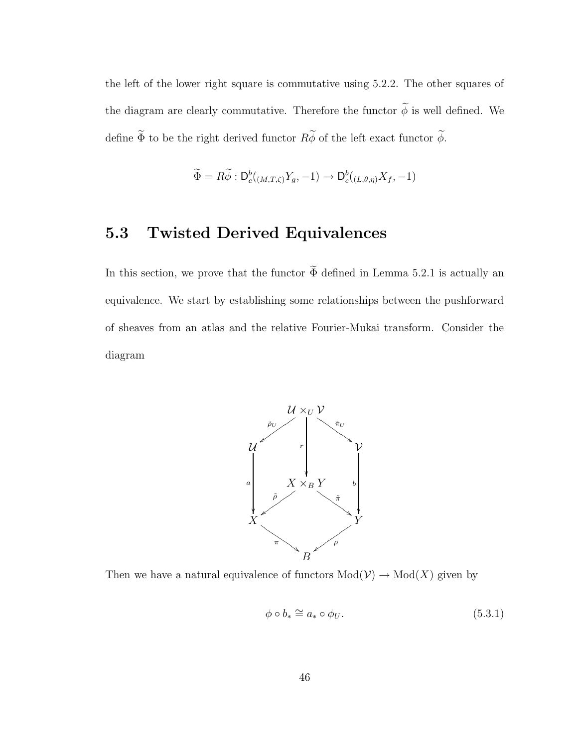the left of the lower right square is commutative using 5.2.2. The other squares of the diagram are clearly commutative. Therefore the functor $\widetilde{\phi}$ is well defined. We define $\widetilde{\Phi}$ to be the right derived functor $R\widetilde{\phi}$ of the left exact functor $\widetilde{\phi}$.

$$\widetilde{\Phi} = R\widetilde{\phi} : \mathsf{D}^b_c({}_{(M,T,\zeta)}Y_g, -1) \to \mathsf{D}^b_c({}_{(L,\theta,\eta)}X_f, -1)$$

## 5.3 Twisted Derived Equivalences

In this section, we prove that the functor $\widetilde{\Phi}$ defined in Lemma 5.2.1 is actually an equivalence. We start by establishing some relationships between the pushforward of sheaves from an atlas and the relative Fourier-Mukai transform. Consider the diagram

$$\begin{array}{ccccc}
 & & \mathcal{U} \times_U \mathcal{V} & & \\
 & \overset{\tilde{\rho}_U}{\swarrow} & \downarrow r & \overset{\tilde{\pi}_U}{\searrow} & \\
\mathcal{U} & & & & \mathcal{V} \\
\downarrow a & & X \times_B Y & & \downarrow b \\
 & \overset{\tilde{\rho}}{\swarrow} & & \overset{\tilde{\pi}}{\searrow} & \\
X & & & & Y \\
 & \overset{\pi}{\searrow} & & \overset{\rho}{\swarrow} & \\
 & & B & &
\end{array}$$

Then we have a natural equivalence of functors $\mathrm{Mod}(\mathcal{V}) \to \mathrm{Mod}(X)$ given by

$$\phi \circ b_* \cong a_* \circ \phi_U. \tag{5.3.1}$$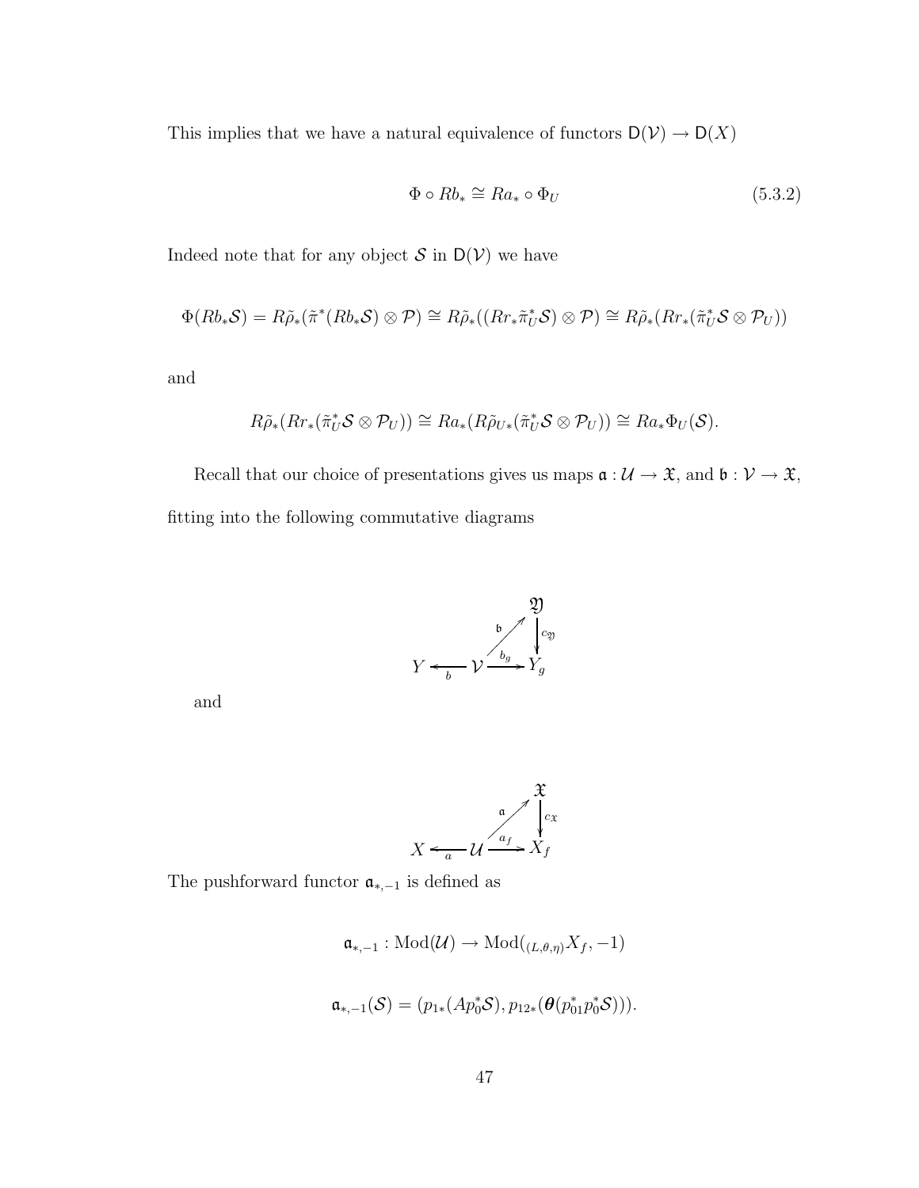This implies that we have a natural equivalence of functors $\mathsf{D}(\mathcal{V}) \to \mathsf{D}(X)$

$$\Phi \circ Rb_* \cong Ra_* \circ \Phi_U \tag{5.3.2}$$

Indeed note that for any object $\mathcal{S}$ in $\mathsf{D}(\mathcal{V})$ we have

$$\Phi(Rb_*\mathcal{S}) = R\tilde{\rho}_*(\tilde{\pi}^*(Rb_*\mathcal{S}) \otimes \mathcal{P}) \cong R\tilde{\rho}_*((Rr_*\tilde{\pi}_U^*\mathcal{S}) \otimes \mathcal{P}) \cong R\tilde{\rho}_*(Rr_*(\tilde{\pi}_U^*\mathcal{S} \otimes \mathcal{P}_U))$$

and

$$R\tilde{\rho}_*(Rr_*(\tilde{\pi}_U^*\mathcal{S} \otimes \mathcal{P}_U)) \cong Ra_*(R\tilde{\rho}_{U*}(\tilde{\pi}_U^*\mathcal{S} \otimes \mathcal{P}_U)) \cong Ra_*\Phi_U(\mathcal{S}).$$

Recall that our choice of presentations gives us maps $\mathfrak{a} : \mathcal{U} \to \mathfrak{X}$, and $\mathfrak{b} : \mathcal{V} \to \mathfrak{X}$, fitting into the following commutative diagrams

$$\begin{array}{ccccc} & & & & \mathfrak{Y} \\ & & & \overset{\mathfrak{b}}{\nearrow} & \downarrow c_{\mathfrak{Y}} \\ Y & \xleftarrow{b} & \mathcal{V} & \xrightarrow{b_g} & Y_g \end{array}$$

and

$$\begin{array}{ccccc} & & & & \mathfrak{X} \\ & & & \overset{\mathfrak{a}}{\nearrow} & \downarrow c_{\mathfrak{X}} \\ X & \xleftarrow{a} & \mathcal{U} & \xrightarrow{a_f} & X_f \end{array}$$

The pushforward functor $\mathfrak{a}_{*,-1}$ is defined as

$$\mathfrak{a}_{*,-1} : \mathrm{Mod}(\mathcal{U}) \to \mathrm{Mod}({}_{(L,\theta,\eta)}X_f, -1)$$

$$\mathfrak{a}_{*,-1}(\mathcal{S}) = (p_{1*}(Ap_0^*\mathcal{S}), p_{12*}(\boldsymbol{\theta}(p_{01}^*p_0^*\mathcal{S}))).$$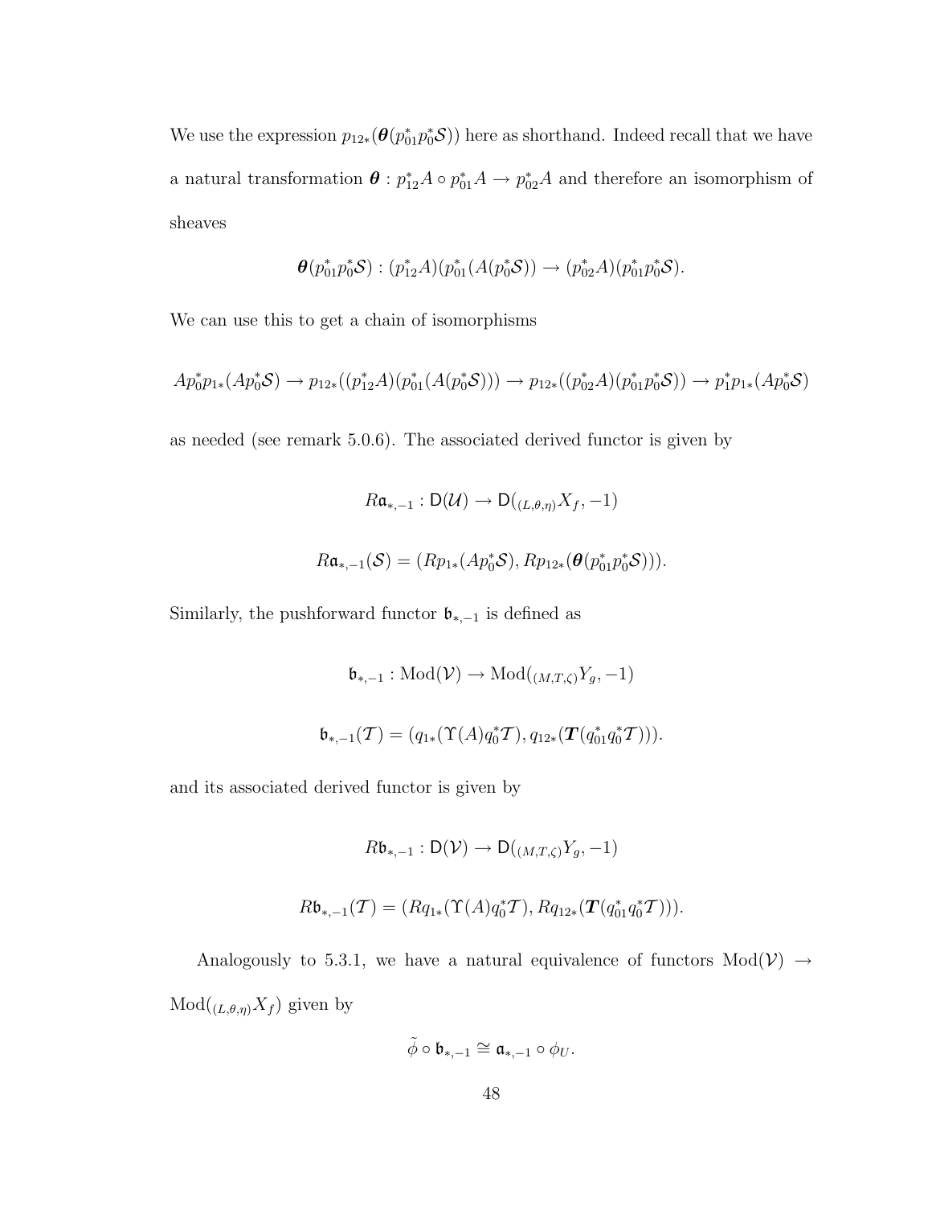We use the expression $p_{12*}(\boldsymbol{\theta}(p_{01}^*p_0^*\mathcal{S}))$ here as shorthand. Indeed recall that we have a natural transformation $\boldsymbol{\theta} : p_{12}^*A \circ p_{01}^*A \to p_{02}^*A$ and therefore an isomorphism of sheaves

$$\boldsymbol{\theta}(p_{01}^*p_0^*\mathcal{S}) : (p_{12}^*A)(p_{01}^*(A(p_0^*\mathcal{S})) \to (p_{02}^*A)(p_{01}^*p_0^*\mathcal{S}).$$

We can use this to get a chain of isomorphisms

$$Ap_0^*p_{1*}(Ap_0^*\mathcal{S}) \to p_{12*}((p_{12}^*A)(p_{01}^*(A(p_0^*\mathcal{S})))) \to p_{12*}((p_{02}^*A)(p_{01}^*p_0^*\mathcal{S})) \to p_1^*p_{1*}(Ap_0^*\mathcal{S})$$

as needed (see remark 5.0.6). The associated derived functor is given by

$$R\mathfrak{a}_{*,-1} : \mathsf{D}(\mathcal{U}) \to \mathsf{D}({}_{(L,\theta,\eta)}X_f, -1)$$

$$R\mathfrak{a}_{*,-1}(\mathcal{S}) = (Rp_{1*}(Ap_0^*\mathcal{S}), Rp_{12*}(\boldsymbol{\theta}(p_{01}^*p_0^*\mathcal{S}))).$$

Similarly, the pushforward functor $\mathfrak{b}_{*,-1}$ is defined as

$$\mathfrak{b}_{*,-1} : \mathrm{Mod}(\mathcal{V}) \to \mathrm{Mod}({}_{(M,T,\zeta)}Y_g, -1)$$

$$\mathfrak{b}_{*,-1}(\mathcal{T}) = (q_{1*}(\Upsilon(A)q_0^*\mathcal{T}), q_{12*}(\boldsymbol{T}(q_{01}^*q_0^*\mathcal{T}))).$$

and its associated derived functor is given by

$$R\mathfrak{b}_{*,-1} : \mathsf{D}(\mathcal{V}) \to \mathsf{D}({}_{(M,T,\zeta)}Y_g, -1)$$

$$R\mathfrak{b}_{*,-1}(\mathcal{T}) = (Rq_{1*}(\Upsilon(A)q_0^*\mathcal{T}), Rq_{12*}(\boldsymbol{T}(q_{01}^*q_0^*\mathcal{T}))).$$

Analogously to 5.3.1, we have a natural equivalence of functors $\mathrm{Mod}(\mathcal{V}) \to \mathrm{Mod}({}_{(L,\theta,\eta)}X_f)$ given by

$$\tilde{\phi} \circ \mathfrak{b}_{*,-1} \cong \mathfrak{a}_{*,-1} \circ \phi_U.$$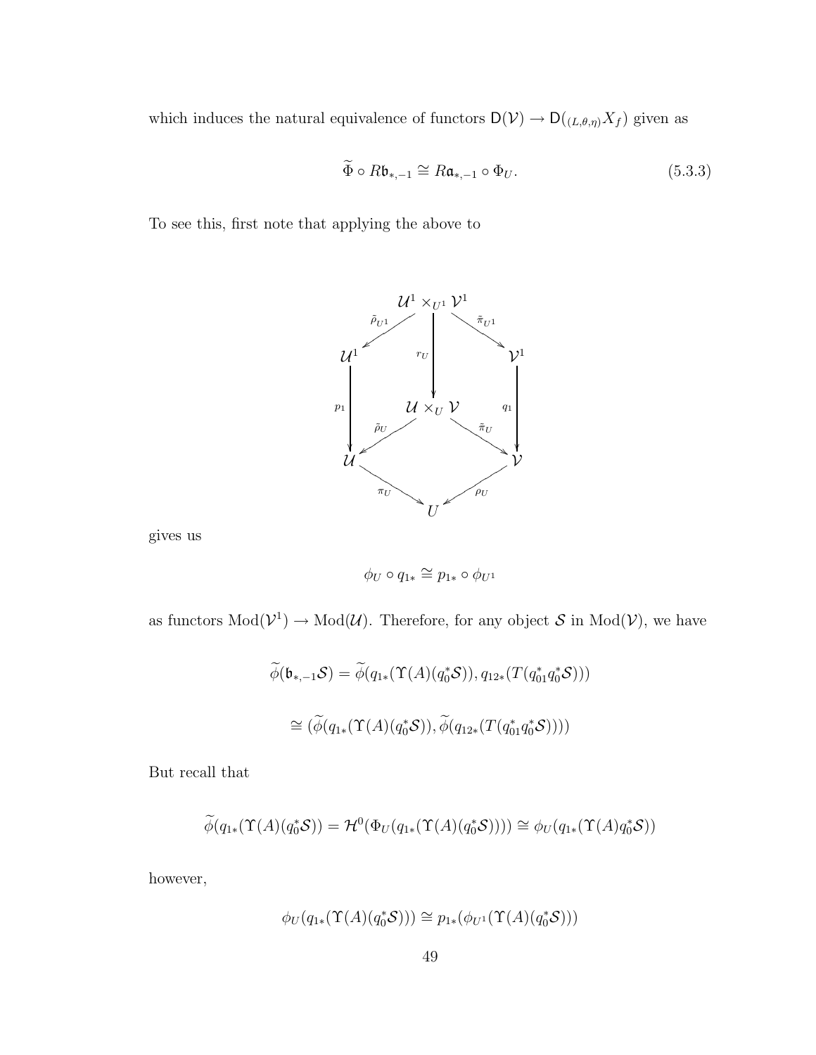which induces the natural equivalence of functors $\mathsf{D}(\mathcal{V}) \to \mathsf{D}({}_{(L,\theta,\eta)}X_f)$ given as

$$\widetilde{\Phi} \circ R\mathfrak{b}_{*,-1} \cong R\mathfrak{a}_{*,-1} \circ \Phi_U. \tag{5.3.3}$$

To see this, first note that applying the above to

$$\begin{array}{ccccc}
 & & \mathcal{U}^1 \times_{U^1} \mathcal{V}^1 & & \\
 & \swarrow^{\tilde{\rho}_{U^1}} & \Big\downarrow{\scriptstyle r_U} & \searrow^{\tilde{\pi}_{U^1}} & \\
\mathcal{U}^1 & & & & \mathcal{V}^1 \\
\Big\downarrow{\scriptstyle p_1} & & \mathcal{U} \times_U \mathcal{V} & & \Big\downarrow{\scriptstyle q_1} \\
 & \swarrow^{\tilde{\rho}_U} & & \searrow^{\tilde{\pi}_U} & \\
\mathcal{U} & & & & \mathcal{V} \\
 & \searrow_{\pi_U} & & \swarrow_{\rho_U} & \\
 & & U & &
\end{array}$$

gives us

$$\phi_U \circ q_{1*} \cong p_{1*} \circ \phi_{U^1}$$

as functors $\mathrm{Mod}(\mathcal{V}^1) \to \mathrm{Mod}(\mathcal{U})$. Therefore, for any object $\mathcal{S}$ in $\mathrm{Mod}(\mathcal{V})$, we have

$$\widetilde{\phi}(\mathfrak{b}_{*,-1}\mathcal{S}) = \widetilde{\phi}(q_{1*}(\Upsilon(A)(q_0^*\mathcal{S})), q_{12*}(T(q_{01}^* q_0^* \mathcal{S})))$$

$$\cong (\widetilde{\phi}(q_{1*}(\Upsilon(A)(q_0^*\mathcal{S})), \widetilde{\phi}(q_{12*}(T(q_{01}^* q_0^* \mathcal{S}))))$$

But recall that

$$\widetilde{\phi}(q_{1*}(\Upsilon(A)(q_0^*\mathcal{S})) = \mathcal{H}^0(\Phi_U(q_{1*}(\Upsilon(A)(q_0^*\mathcal{S})))) \cong \phi_U(q_{1*}(\Upsilon(A)q_0^*\mathcal{S}))$$

however,

$$\phi_U(q_{1*}(\Upsilon(A)(q_0^*\mathcal{S}))) \cong p_{1*}(\phi_{U^1}(\Upsilon(A)(q_0^*\mathcal{S})))$$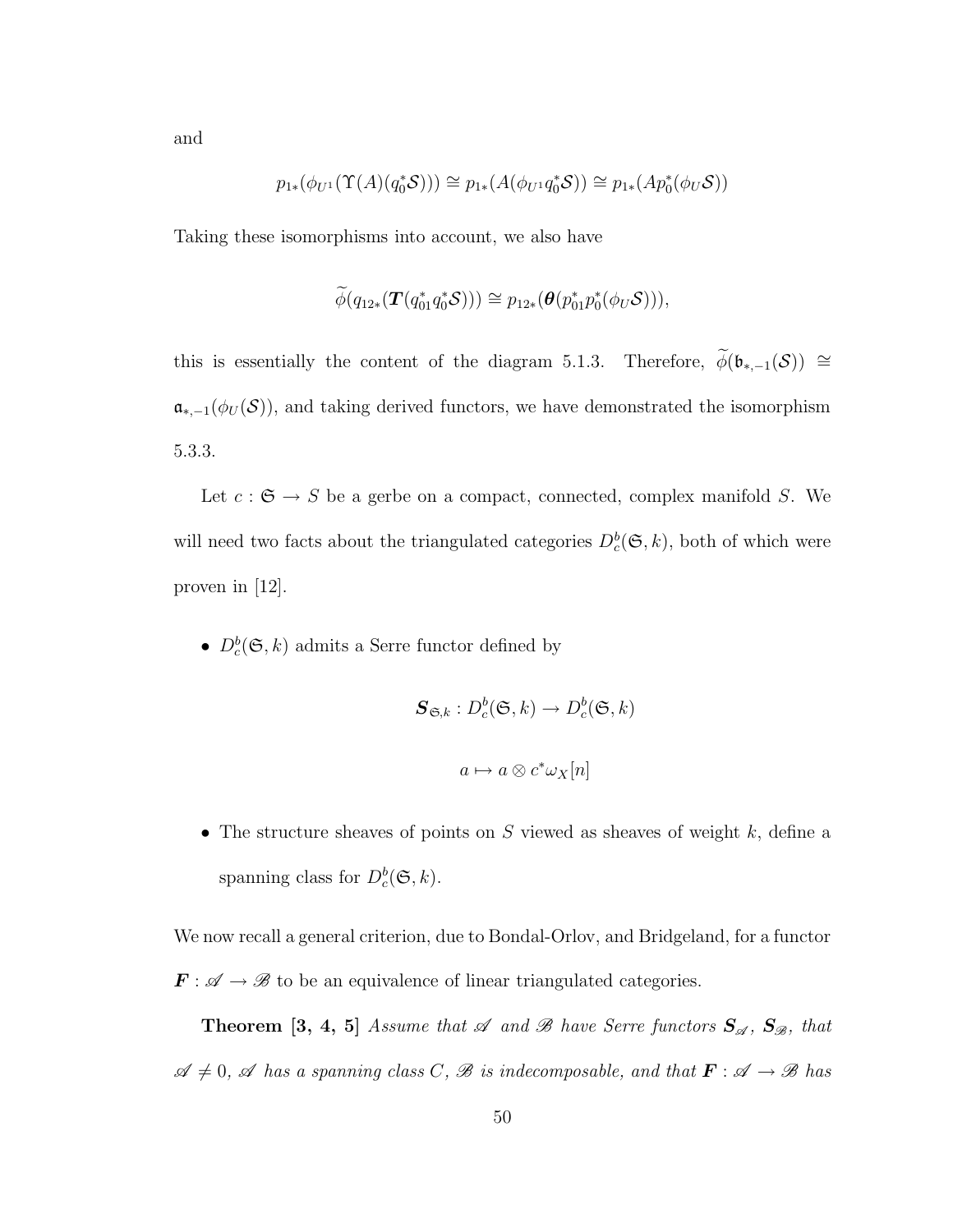and

$$p_{1*}(\phi_{U^1}(\Upsilon(A)(q_0^*\mathcal{S}))) \cong p_{1*}(A(\phi_{U^1}q_0^*\mathcal{S})) \cong p_{1*}(Ap_0^*(\phi_U\mathcal{S}))$$

Taking these isomorphisms into account, we also have

$$\widetilde{\phi}(q_{12*}(\boldsymbol{T}(q_{01}^*q_0^*\mathcal{S}))) \cong p_{12*}(\boldsymbol{\theta}(p_{01}^*p_0^*(\phi_U\mathcal{S}))),$$

this is essentially the content of the diagram 5.1.3. Therefore, $\widetilde{\phi}(\mathfrak{b}_{*,-1}(\mathcal{S})) \cong \mathfrak{a}_{*,-1}(\phi_U(\mathcal{S}))$, and taking derived functors, we have demonstrated the isomorphism 5.3.3.

Let $c : \mathfrak{G} \to S$ be a gerbe on a compact, connected, complex manifold $S$. We will need two facts about the triangulated categories $D_c^b(\mathfrak{G}, k)$, both of which were proven in [12].

- $D_c^b(\mathfrak{G}, k)$ admits a Serre functor defined by

$$\boldsymbol{S}_{\mathfrak{G},k} : D_c^b(\mathfrak{G}, k) \to D_c^b(\mathfrak{G}, k)$$

$$a \mapsto a \otimes c^*\omega_X[n]$$

- The structure sheaves of points on $S$ viewed as sheaves of weight $k$, define a spanning class for $D_c^b(\mathfrak{G}, k)$.

We now recall a general criterion, due to Bondal-Orlov, and Bridgeland, for a functor $\boldsymbol{F} : \mathscr{A} \to \mathscr{B}$ to be an equivalence of linear triangulated categories.

**Theorem [3, 4, 5]** *Assume that $\mathscr{A}$ and $\mathscr{B}$ have Serre functors $\boldsymbol{S}_{\mathscr{A}}$, $\boldsymbol{S}_{\mathscr{B}}$, that $\mathscr{A} \neq 0$, $\mathscr{A}$ has a spanning class $C$, $\mathscr{B}$ is indecomposable, and that $\boldsymbol{F} : \mathscr{A} \to \mathscr{B}$ has*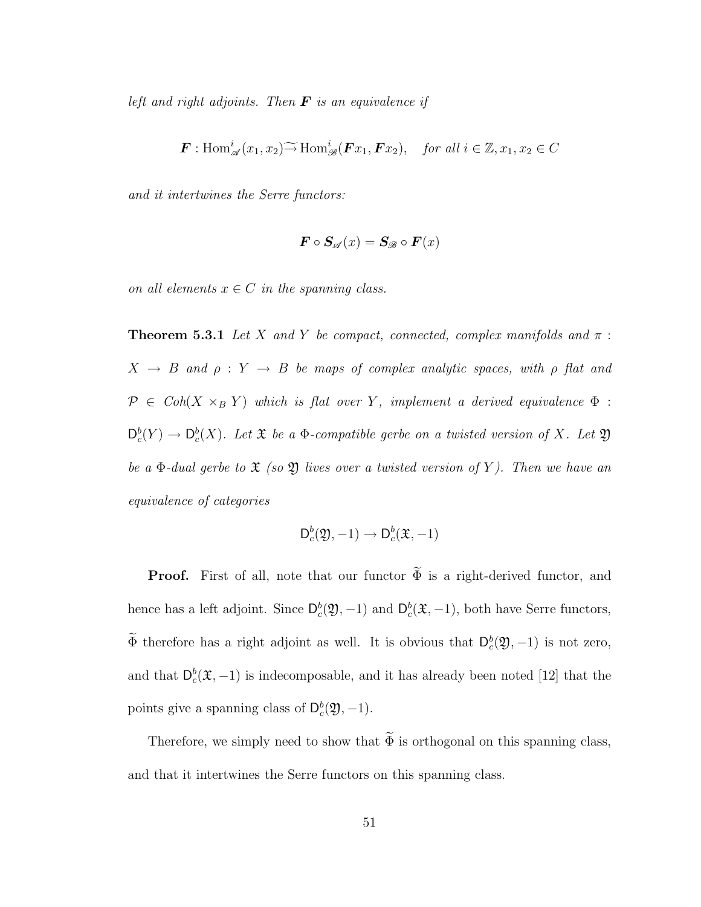*left and right adjoints. Then $\boldsymbol{F}$ is an equivalence if*

$$\boldsymbol{F} : \mathrm{Hom}^i_{\mathscr{A}}(x_1, x_2) \widetilde{\to} \mathrm{Hom}^i_{\mathscr{B}}(\boldsymbol{F}x_1, \boldsymbol{F}x_2), \quad \textit{for all } i \in \mathbb{Z}, x_1, x_2 \in C$$

*and it intertwines the Serre functors:*

$$\boldsymbol{F} \circ \boldsymbol{S}_{\mathscr{A}}(x) = \boldsymbol{S}_{\mathscr{B}} \circ \boldsymbol{F}(x)$$

*on all elements $x \in C$ in the spanning class.*

**Theorem 5.3.1** *Let $X$ and $Y$ be compact, connected, complex manifolds and $\pi : X \to B$ and $\rho : Y \to B$ be maps of complex analytic spaces, with $\rho$ flat and $\mathcal{P} \in Coh(X \times_B Y)$ which is flat over $Y$, implement a derived equivalence $\Phi : \mathsf{D}^b_c(Y) \to \mathsf{D}^b_c(X)$. Let $\mathfrak{X}$ be a $\Phi$-compatible gerbe on a twisted version of $X$. Let $\mathfrak{Y}$ be a $\Phi$-dual gerbe to $\mathfrak{X}$ (so $\mathfrak{Y}$ lives over a twisted version of $Y$). Then we have an equivalence of categories*

$$\mathsf{D}^b_c(\mathfrak{Y}, -1) \to \mathsf{D}^b_c(\mathfrak{X}, -1)$$

**Proof.** First of all, note that our functor $\widetilde{\Phi}$ is a right-derived functor, and hence has a left adjoint. Since $\mathsf{D}^b_c(\mathfrak{Y}, -1)$ and $\mathsf{D}^b_c(\mathfrak{X}, -1)$, both have Serre functors, $\widetilde{\Phi}$ therefore has a right adjoint as well. It is obvious that $\mathsf{D}^b_c(\mathfrak{Y}, -1)$ is not zero, and that $\mathsf{D}^b_c(\mathfrak{X}, -1)$ is indecomposable, and it has already been noted [12] that the points give a spanning class of $\mathsf{D}^b_c(\mathfrak{Y}, -1)$.

Therefore, we simply need to show that $\widetilde{\Phi}$ is orthogonal on this spanning class, and that it intertwines the Serre functors on this spanning class.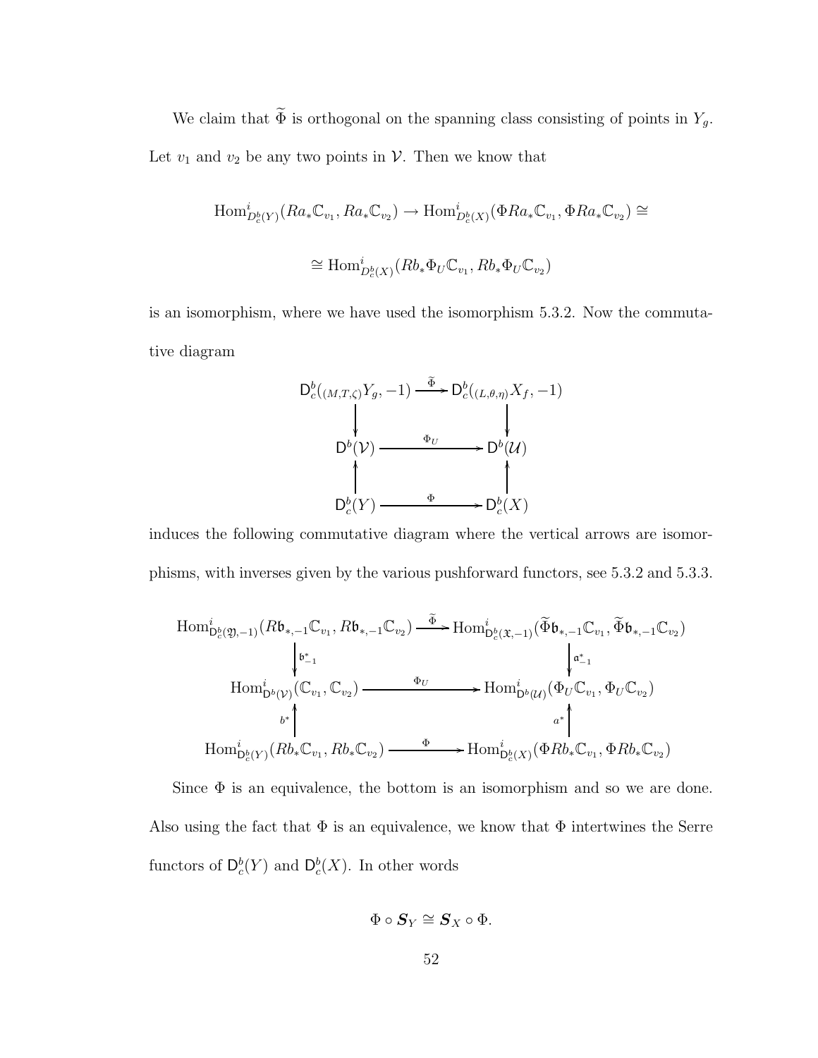We claim that $\widetilde{\Phi}$ is orthogonal on the spanning class consisting of points in $Y_g$. Let $v_1$ and $v_2$ be any two points in $\mathcal{V}$. Then we know that

$$\mathrm{Hom}^i_{D^b_c(Y)}(Ra_*\mathbb{C}_{v_1}, Ra_*\mathbb{C}_{v_2}) \to \mathrm{Hom}^i_{D^b_c(X)}(\Phi Ra_*\mathbb{C}_{v_1}, \Phi Ra_*\mathbb{C}_{v_2}) \cong$$

$$\cong \mathrm{Hom}^i_{D^b_c(X)}(Rb_*\Phi_U\mathbb{C}_{v_1}, Rb_*\Phi_U\mathbb{C}_{v_2})$$

is an isomorphism, where we have used the isomorphism 5.3.2. Now the commutative diagram

$$\begin{array}{ccc}
\mathsf{D}^b_c({}_{(M,T,\zeta)}Y_g, -1) & \xrightarrow{\widetilde{\Phi}} & \mathsf{D}^b_c({}_{(L,\theta,\eta)}X_f, -1) \\
\downarrow & & \downarrow \\
\mathsf{D}^b(\mathcal{V}) & \xrightarrow{\Phi_U} & \mathsf{D}^b(\mathcal{U}) \\
\uparrow & & \uparrow \\
\mathsf{D}^b_c(Y) & \xrightarrow{\Phi} & \mathsf{D}^b_c(X)
\end{array}$$

induces the following commutative diagram where the vertical arrows are isomorphisms, with inverses given by the various pushforward functors, see 5.3.2 and 5.3.3.

$$\begin{array}{ccc}
\mathrm{Hom}^i_{\mathsf{D}^b_c(\mathfrak{Y},-1)}(R\mathfrak{b}_{*,-1}\mathbb{C}_{v_1}, R\mathfrak{b}_{*,-1}\mathbb{C}_{v_2}) & \xrightarrow{\widetilde{\Phi}} & \mathrm{Hom}^i_{\mathsf{D}^b_c(\mathfrak{X},-1)}(\widetilde{\Phi}\mathfrak{b}_{*,-1}\mathbb{C}_{v_1}, \widetilde{\Phi}\mathfrak{b}_{*,-1}\mathbb{C}_{v_2}) \\
\downarrow \mathfrak{b}^*_{-1} & & \downarrow \mathfrak{a}^*_{-1} \\
\mathrm{Hom}^i_{\mathsf{D}^b(\mathcal{V})}(\mathbb{C}_{v_1}, \mathbb{C}_{v_2}) & \xrightarrow{\Phi_U} & \mathrm{Hom}^i_{\mathsf{D}^b(\mathcal{U})}(\Phi_U\mathbb{C}_{v_1}, \Phi_U\mathbb{C}_{v_2}) \\
b^* \uparrow & & \uparrow a^* \\
\mathrm{Hom}^i_{\mathsf{D}^b_c(Y)}(Rb_*\mathbb{C}_{v_1}, Rb_*\mathbb{C}_{v_2}) & \xrightarrow{\Phi} & \mathrm{Hom}^i_{\mathsf{D}^b_c(X)}(\Phi Rb_*\mathbb{C}_{v_1}, \Phi Rb_*\mathbb{C}_{v_2})
\end{array}$$

Since $\Phi$ is an equivalence, the bottom is an isomorphism and so we are done. Also using the fact that $\Phi$ is an equivalence, we know that $\Phi$ intertwines the Serre functors of $\mathsf{D}^b_c(Y)$ and $\mathsf{D}^b_c(X)$. In other words

$$\Phi \circ \boldsymbol{S}_Y \cong \boldsymbol{S}_X \circ \Phi.$$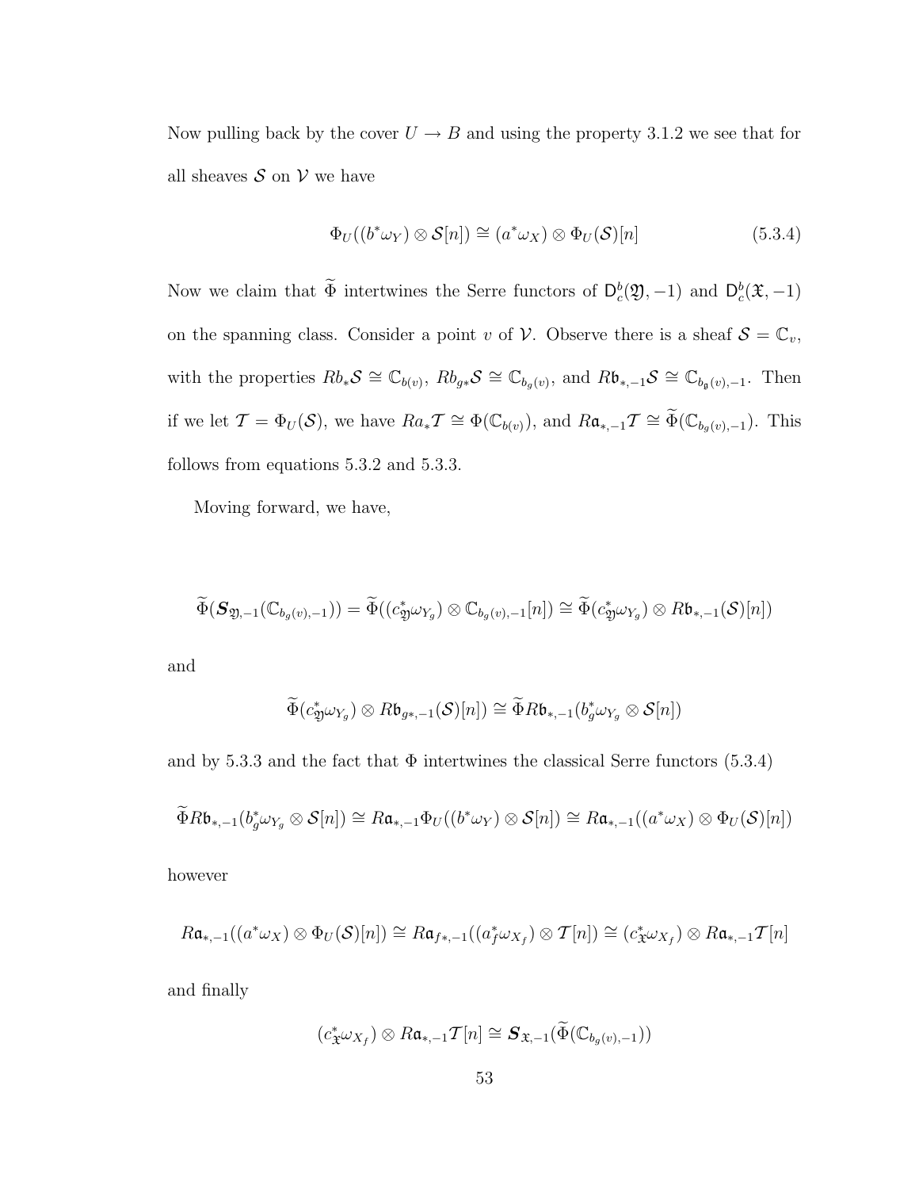Now pulling back by the cover $U \to B$ and using the property 3.1.2 we see that for all sheaves $\mathcal{S}$ on $\mathcal{V}$ we have

$$\Phi_U((b^*\omega_Y) \otimes \mathcal{S}[n]) \cong (a^*\omega_X) \otimes \Phi_U(\mathcal{S})[n] \tag{5.3.4}$$

Now we claim that $\widetilde{\Phi}$ intertwines the Serre functors of $\mathsf{D}^b_c(\mathfrak{Y}, -1)$ and $\mathsf{D}^b_c(\mathfrak{X}, -1)$ on the spanning class. Consider a point $v$ of $\mathcal{V}$. Observe there is a sheaf $\mathcal{S} = \mathbb{C}_v$, with the properties $Rb_*\mathcal{S} \cong \mathbb{C}_{b(v)}$, $Rb_{g*}\mathcal{S} \cong \mathbb{C}_{b_g(v)}$, and $R\mathfrak{b}_{*,-1}\mathcal{S} \cong \mathbb{C}_{b_{\mathfrak{g}}(v),-1}$. Then if we let $\mathcal{T} = \Phi_U(\mathcal{S})$, we have $Ra_*\mathcal{T} \cong \Phi(\mathbb{C}_{b(v)})$, and $R\mathfrak{a}_{*,-1}\mathcal{T} \cong \widetilde{\Phi}(\mathbb{C}_{b_g(v),-1})$. This follows from equations 5.3.2 and 5.3.3.

Moving forward, we have,

$$\widetilde{\Phi}(\boldsymbol{S}_{\mathfrak{Y},-1}(\mathbb{C}_{b_g(v),-1})) = \widetilde{\Phi}((c^*_{\mathfrak{Y}}\omega_{Y_g}) \otimes \mathbb{C}_{b_g(v),-1}[n]) \cong \widetilde{\Phi}(c^*_{\mathfrak{Y}}\omega_{Y_g}) \otimes R\mathfrak{b}_{*,-1}(\mathcal{S})[n])$$

and

$$\widetilde{\Phi}(c^*_{\mathfrak{Y}}\omega_{Y_g}) \otimes R\mathfrak{b}_{g*,-1}(\mathcal{S})[n]) \cong \widetilde{\Phi}R\mathfrak{b}_{*,-1}(b^*_g\omega_{Y_g} \otimes \mathcal{S}[n])$$

and by 5.3.3 and the fact that $\Phi$ intertwines the classical Serre functors (5.3.4)

$$\widetilde{\Phi}R\mathfrak{b}_{*,-1}(b^*_g\omega_{Y_g} \otimes \mathcal{S}[n]) \cong R\mathfrak{a}_{*,-1}\Phi_U((b^*\omega_Y) \otimes \mathcal{S}[n]) \cong R\mathfrak{a}_{*,-1}((a^*\omega_X) \otimes \Phi_U(\mathcal{S})[n])$$

however

$$R\mathfrak{a}_{*,-1}((a^*\omega_X) \otimes \Phi_U(\mathcal{S})[n]) \cong R\mathfrak{a}_{f*,-1}((a^*_f\omega_{X_f}) \otimes \mathcal{T}[n]) \cong (c^*_{\mathfrak{X}}\omega_{X_f}) \otimes R\mathfrak{a}_{*,-1}\mathcal{T}[n]$$

and finally

$$(c^*_{\mathfrak{X}}\omega_{X_f}) \otimes R\mathfrak{a}_{*,-1}\mathcal{T}[n] \cong \boldsymbol{S}_{\mathfrak{X},-1}(\widetilde{\Phi}(\mathbb{C}_{b_g(v),-1}))$$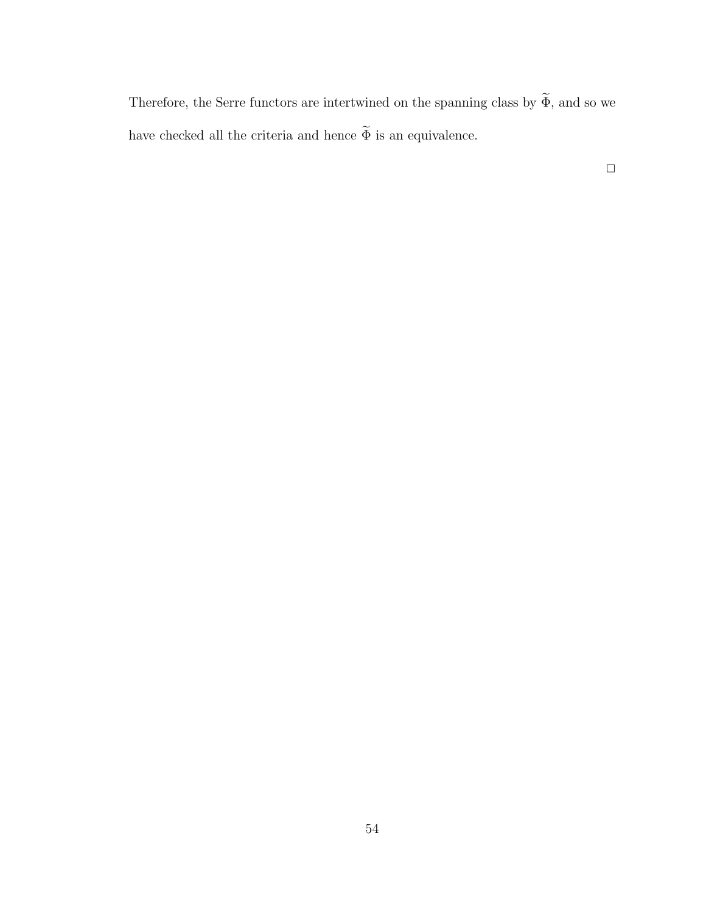Therefore, the Serre functors are intertwined on the spanning class by $\widetilde{\Phi}$, and so we have checked all the criteria and hence $\widetilde{\Phi}$ is an equivalence.

□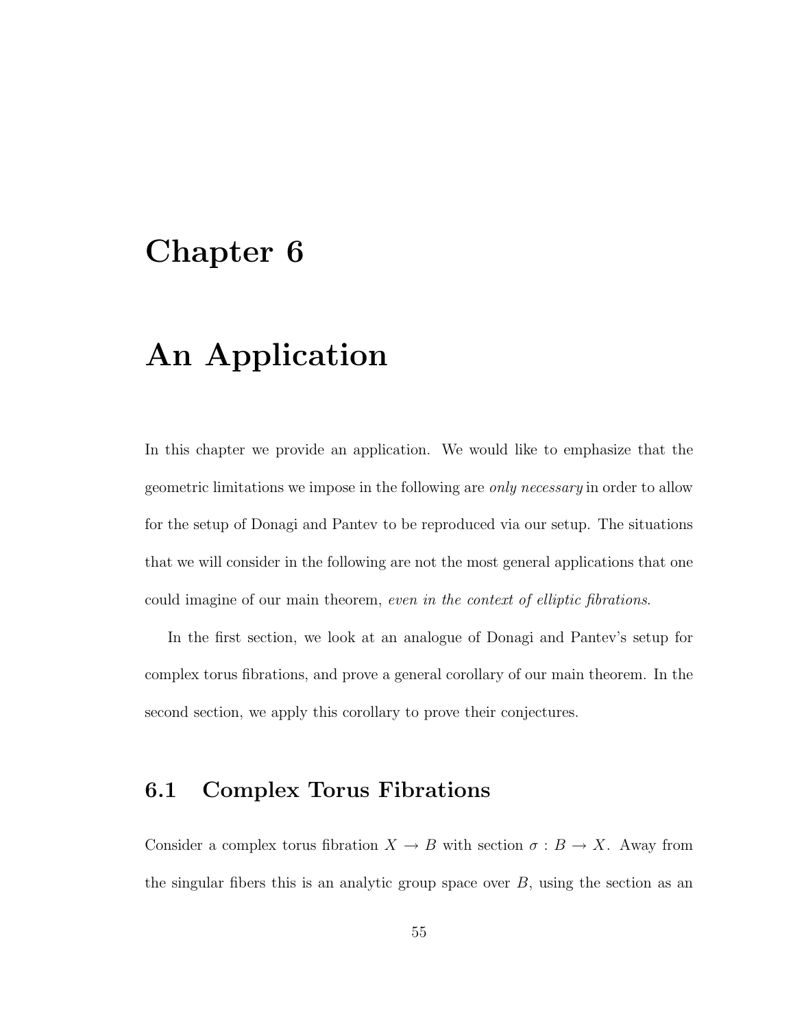# Chapter 6

# An Application

In this chapter we provide an application. We would like to emphasize that the geometric limitations we impose in the following are *only necessary* in order to allow for the setup of Donagi and Pantev to be reproduced via our setup. The situations that we will consider in the following are not the most general applications that one could imagine of our main theorem, *even in the context of elliptic fibrations*.

In the first section, we look at an analogue of Donagi and Pantev's setup for complex torus fibrations, and prove a general corollary of our main theorem. In the second section, we apply this corollary to prove their conjectures.

## 6.1 Complex Torus Fibrations

Consider a complex torus fibration $X \to B$ with section $\sigma : B \to X$. Away from the singular fibers this is an analytic group space over $B$, using the section as an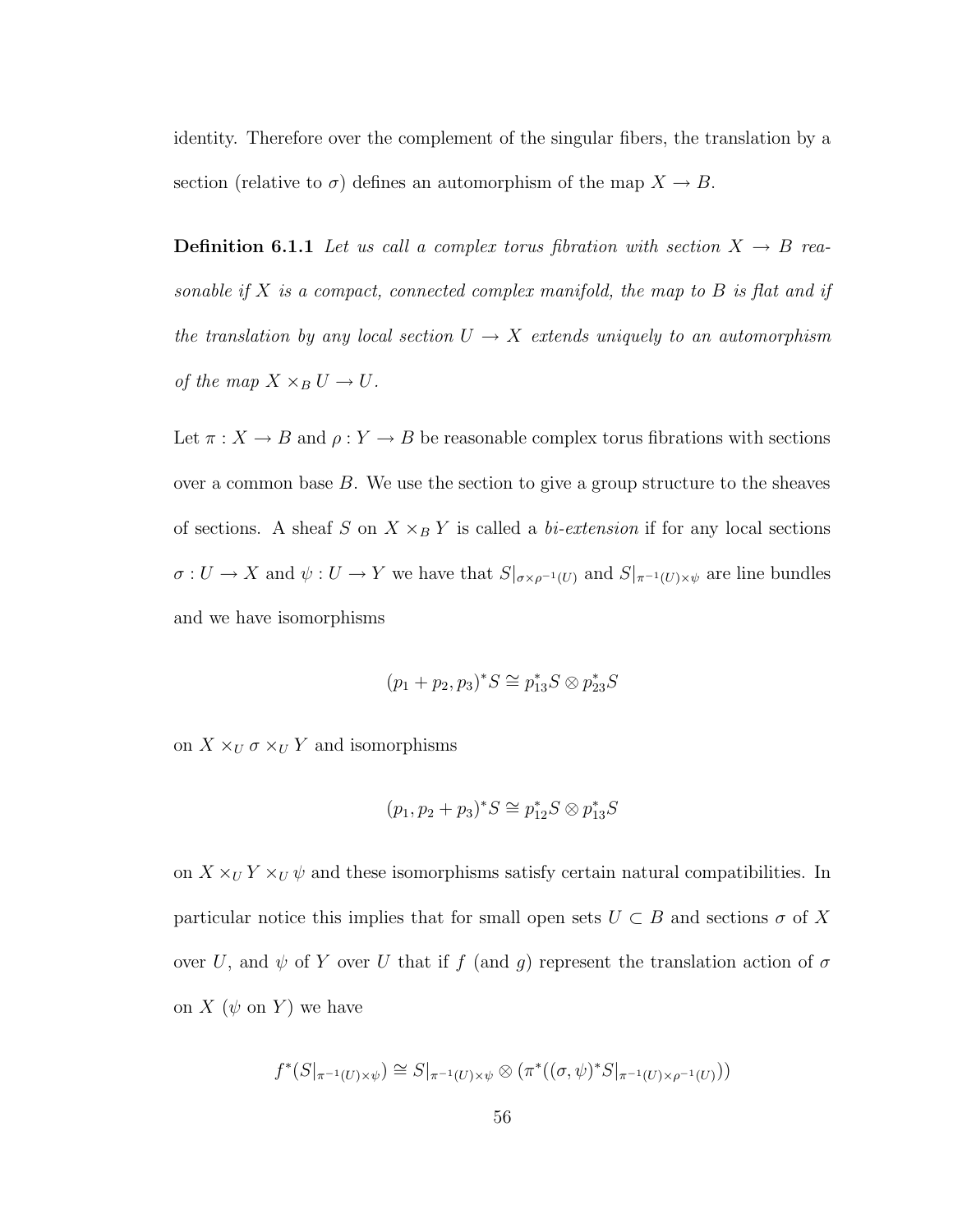identity. Therefore over the complement of the singular fibers, the translation by a section (relative to $\sigma$) defines an automorphism of the map $X \to B$.

**Definition 6.1.1** *Let us call a complex torus fibration with section $X \to B$ reasonable if $X$ is a compact, connected complex manifold, the map to $B$ is flat and if the translation by any local section $U \to X$ extends uniquely to an automorphism of the map $X \times_B U \to U$.*

Let $\pi : X \to B$ and $\rho : Y \to B$ be reasonable complex torus fibrations with sections over a common base $B$. We use the section to give a group structure to the sheaves of sections. A sheaf $S$ on $X \times_B Y$ is called a *bi-extension* if for any local sections $\sigma : U \to X$ and $\psi : U \to Y$ we have that $S|_{\sigma \times \rho^{-1}(U)}$ and $S|_{\pi^{-1}(U) \times \psi}$ are line bundles and we have isomorphisms

$$(p_1 + p_2, p_3)^* S \cong p_{13}^* S \otimes p_{23}^* S$$

on $X \times_U \sigma \times_U Y$ and isomorphisms

$$(p_1, p_2 + p_3)^* S \cong p_{12}^* S \otimes p_{13}^* S$$

on $X \times_U Y \times_U \psi$ and these isomorphisms satisfy certain natural compatibilities. In particular notice this implies that for small open sets $U \subset B$ and sections $\sigma$ of $X$ over $U$, and $\psi$ of $Y$ over $U$ that if $f$ (and $g$) represent the translation action of $\sigma$ on $X$ ($\psi$ on $Y$) we have

$$f^*(S|_{\pi^{-1}(U) \times \psi}) \cong S|_{\pi^{-1}(U) \times \psi} \otimes (\pi^*((\sigma, \psi)^* S|_{\pi^{-1}(U) \times \rho^{-1}(U)}))$$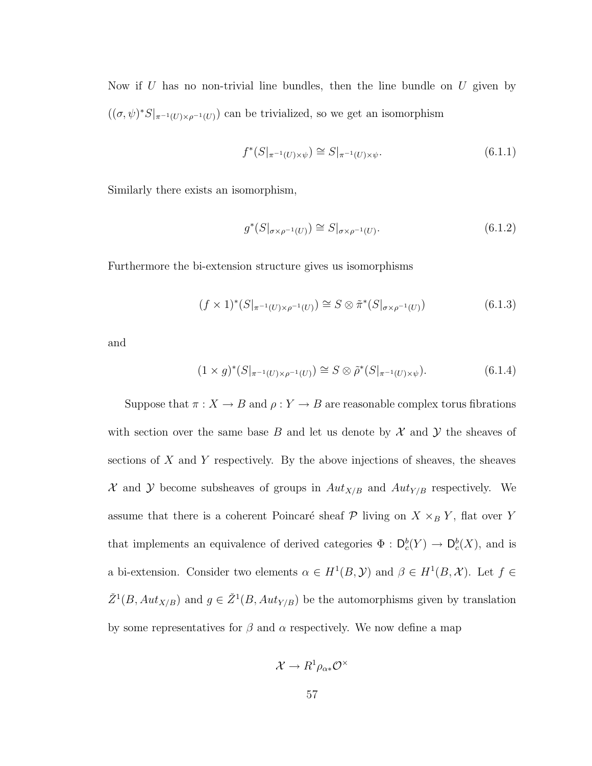Now if $U$ has no non-trivial line bundles, then the line bundle on $U$ given by $((\sigma, \psi)^* S|_{\pi^{-1}(U) \times \rho^{-1}(U)})$ can be trivialized, so we get an isomorphism

$$f^*(S|_{\pi^{-1}(U) \times \psi}) \cong S|_{\pi^{-1}(U) \times \psi}. \tag{6.1.1}$$

Similarly there exists an isomorphism,

$$g^*(S|_{\sigma \times \rho^{-1}(U)}) \cong S|_{\sigma \times \rho^{-1}(U)}. \tag{6.1.2}$$

Furthermore the bi-extension structure gives us isomorphisms

$$(f \times 1)^*(S|_{\pi^{-1}(U) \times \rho^{-1}(U)}) \cong S \otimes \tilde{\pi}^*(S|_{\sigma \times \rho^{-1}(U)}) \tag{6.1.3}$$

and

$$(1 \times g)^*(S|_{\pi^{-1}(U) \times \rho^{-1}(U)}) \cong S \otimes \tilde{\rho}^*(S|_{\pi^{-1}(U) \times \psi}). \tag{6.1.4}$$

Suppose that $\pi : X \to B$ and $\rho : Y \to B$ are reasonable complex torus fibrations with section over the same base $B$ and let us denote by $\mathcal{X}$ and $\mathcal{Y}$ the sheaves of sections of $X$ and $Y$ respectively. By the above injections of sheaves, the sheaves $\mathcal{X}$ and $\mathcal{Y}$ become subsheaves of groups in $Aut_{X/B}$ and $Aut_{Y/B}$ respectively. We assume that there is a coherent Poincaré sheaf $\mathcal{P}$ living on $X \times_B Y$, flat over $Y$ that implements an equivalence of derived categories $\Phi : \mathsf{D}^b_c(Y) \to \mathsf{D}^b_c(X)$, and is a bi-extension. Consider two elements $\alpha \in H^1(B, \mathcal{Y})$ and $\beta \in H^1(B, \mathcal{X})$. Let $f \in \check{Z}^1(B, Aut_{X/B})$ and $g \in \check{Z}^1(B, Aut_{Y/B})$ be the automorphisms given by translation by some representatives for $\beta$ and $\alpha$ respectively. We now define a map

$$\mathcal{X} \to R^1 \rho_{\alpha *} \mathcal{O}^{\times}$$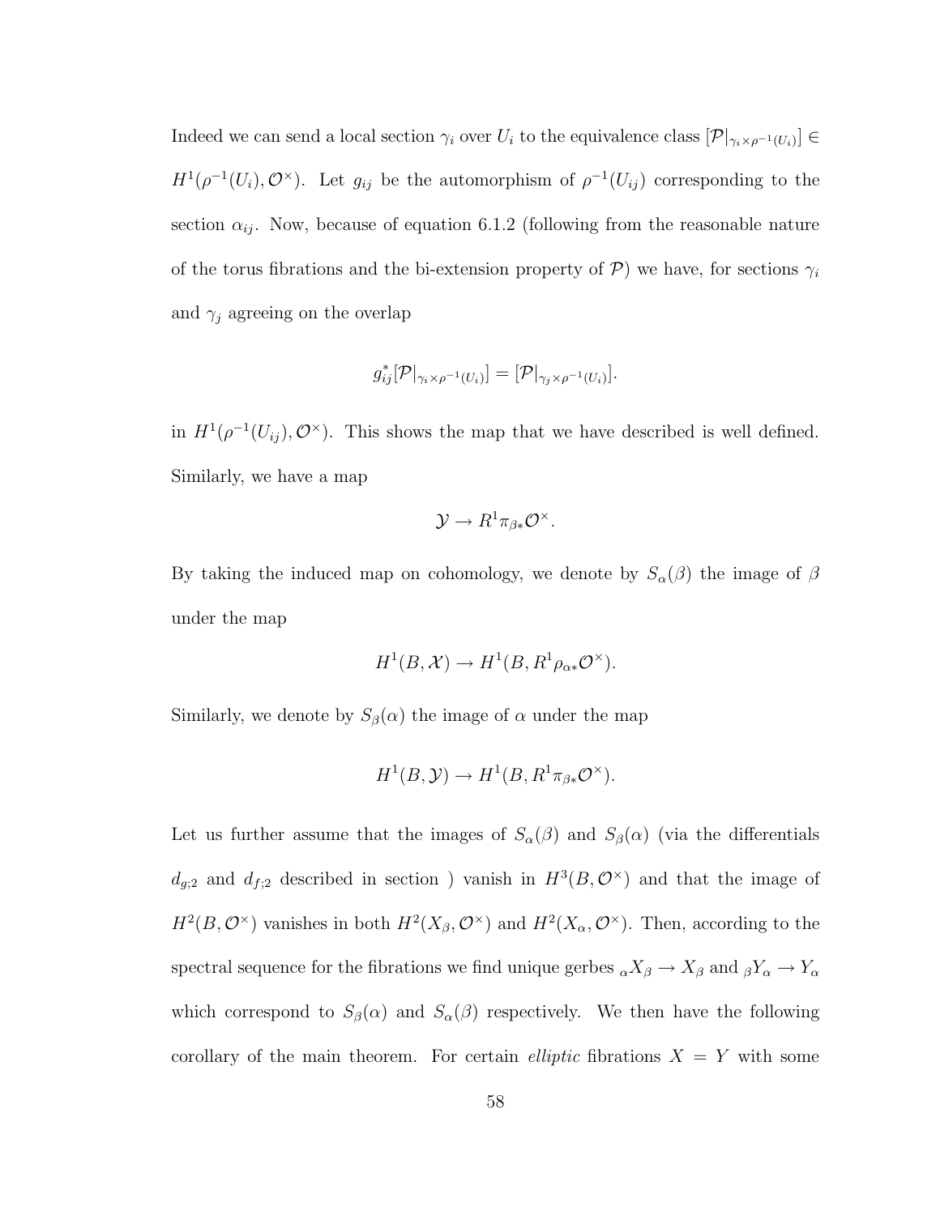Indeed we can send a local section $\gamma_i$ over $U_i$ to the equivalence class $[\mathcal{P}|_{\gamma_i \times \rho^{-1}(U_i)}] \in H^1(\rho^{-1}(U_i), \mathcal{O}^\times)$. Let $g_{ij}$ be the automorphism of $\rho^{-1}(U_{ij})$ corresponding to the section $\alpha_{ij}$. Now, because of equation 6.1.2 (following from the reasonable nature of the torus fibrations and the bi-extension property of $\mathcal{P}$) we have, for sections $\gamma_i$ and $\gamma_j$ agreeing on the overlap

$$g_{ij}^*[\mathcal{P}|_{\gamma_i \times \rho^{-1}(U_i)}] = [\mathcal{P}|_{\gamma_j \times \rho^{-1}(U_i)}].$$

in $H^1(\rho^{-1}(U_{ij}), \mathcal{O}^\times)$. This shows the map that we have described is well defined. Similarly, we have a map

$$\mathcal{Y} \to R^1\pi_{\beta *}\mathcal{O}^\times.$$

By taking the induced map on cohomology, we denote by $S_\alpha(\beta)$ the image of $\beta$ under the map

$$H^1(B, \mathcal{X}) \to H^1(B, R^1\rho_{\alpha *}\mathcal{O}^\times).$$

Similarly, we denote by $S_\beta(\alpha)$ the image of $\alpha$ under the map

$$H^1(B, \mathcal{Y}) \to H^1(B, R^1\pi_{\beta *}\mathcal{O}^\times).$$

Let us further assume that the images of $S_\alpha(\beta)$ and $S_\beta(\alpha)$ (via the differentials $d_{g;2}$ and $d_{f;2}$ described in section ) vanish in $H^3(B, \mathcal{O}^\times)$ and that the image of $H^2(B, \mathcal{O}^\times)$ vanishes in both $H^2(X_\beta, \mathcal{O}^\times)$ and $H^2(X_\alpha, \mathcal{O}^\times)$. Then, according to the spectral sequence for the fibrations we find unique gerbes ${}_\alpha X_\beta \to X_\beta$ and ${}_\beta Y_\alpha \to Y_\alpha$ which correspond to $S_\beta(\alpha)$ and $S_\alpha(\beta)$ respectively. We then have the following corollary of the main theorem. For certain *elliptic* fibrations $X = Y$ with some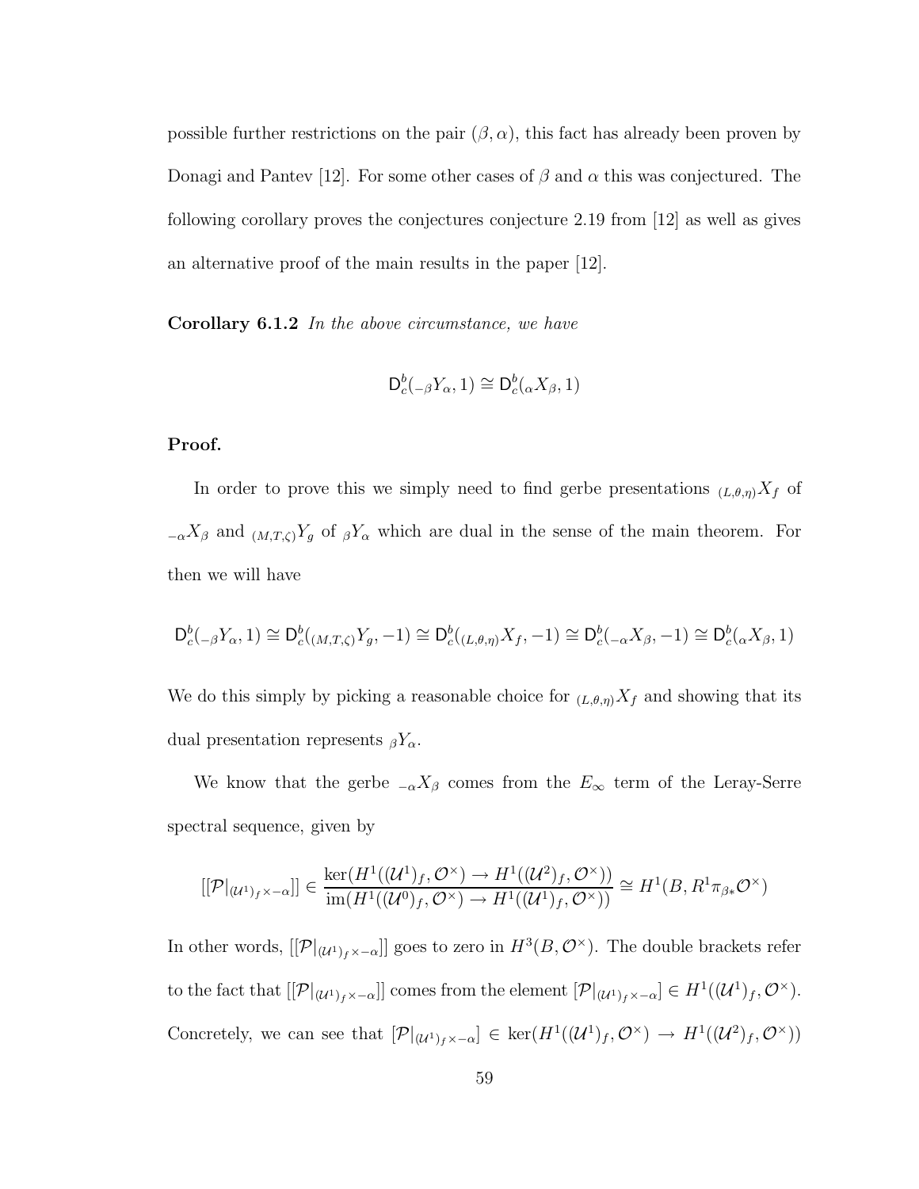possible further restrictions on the pair $(\beta, \alpha)$, this fact has already been proven by Donagi and Pantev [12]. For some other cases of $\beta$ and $\alpha$ this was conjectured. The following corollary proves the conjectures conjecture 2.19 from [12] as well as gives an alternative proof of the main results in the paper [12].

**Corollary 6.1.2** *In the above circumstance, we have*

$$\mathsf{D}^b_c({}_{-\beta}Y_\alpha, 1) \cong \mathsf{D}^b_c({}_\alpha X_\beta, 1)$$

**Proof.**

In order to prove this we simply need to find gerbe presentations ${}_{(L,\theta,\eta)}X_f$ of ${}_{-\alpha}X_\beta$ and ${}_{(M,T,\zeta)}Y_g$ of ${}_\beta Y_\alpha$ which are dual in the sense of the main theorem. For then we will have

$$\mathsf{D}^b_c({}_{-\beta}Y_\alpha, 1) \cong \mathsf{D}^b_c({}_{(M,T,\zeta)}Y_g, -1) \cong \mathsf{D}^b_c({}_{(L,\theta,\eta)}X_f, -1) \cong \mathsf{D}^b_c({}_{-\alpha}X_\beta, -1) \cong \mathsf{D}^b_c({}_\alpha X_\beta, 1)$$

We do this simply by picking a reasonable choice for ${}_{(L,\theta,\eta)}X_f$ and showing that its dual presentation represents ${}_\beta Y_\alpha$.

We know that the gerbe ${}_{-\alpha}X_\beta$ comes from the $E_\infty$ term of the Leray-Serre spectral sequence, given by

$$[[\mathcal{P}|_{(\mathcal{U}^1)_f \times -\alpha}]] \in \frac{\ker(H^1((\mathcal{U}^1)_f, \mathcal{O}^\times) \to H^1((\mathcal{U}^2)_f, \mathcal{O}^\times))}{\operatorname{im}(H^1((\mathcal{U}^0)_f, \mathcal{O}^\times) \to H^1((\mathcal{U}^1)_f, \mathcal{O}^\times))} \cong H^1(B, R^1\pi_{\beta *}\mathcal{O}^\times)$$

In other words, $[[\mathcal{P}|_{(\mathcal{U}^1)_f \times -\alpha}]]$ goes to zero in $H^3(B, \mathcal{O}^\times)$. The double brackets refer to the fact that $[[\mathcal{P}|_{(\mathcal{U}^1)_f \times -\alpha}]]$ comes from the element $[\mathcal{P}|_{(\mathcal{U}^1)_f \times -\alpha}] \in H^1((\mathcal{U}^1)_f, \mathcal{O}^\times)$. Concretely, we can see that $[\mathcal{P}|_{(\mathcal{U}^1)_f \times -\alpha}] \in \ker(H^1((\mathcal{U}^1)_f, \mathcal{O}^\times) \to H^1((\mathcal{U}^2)_f, \mathcal{O}^\times))$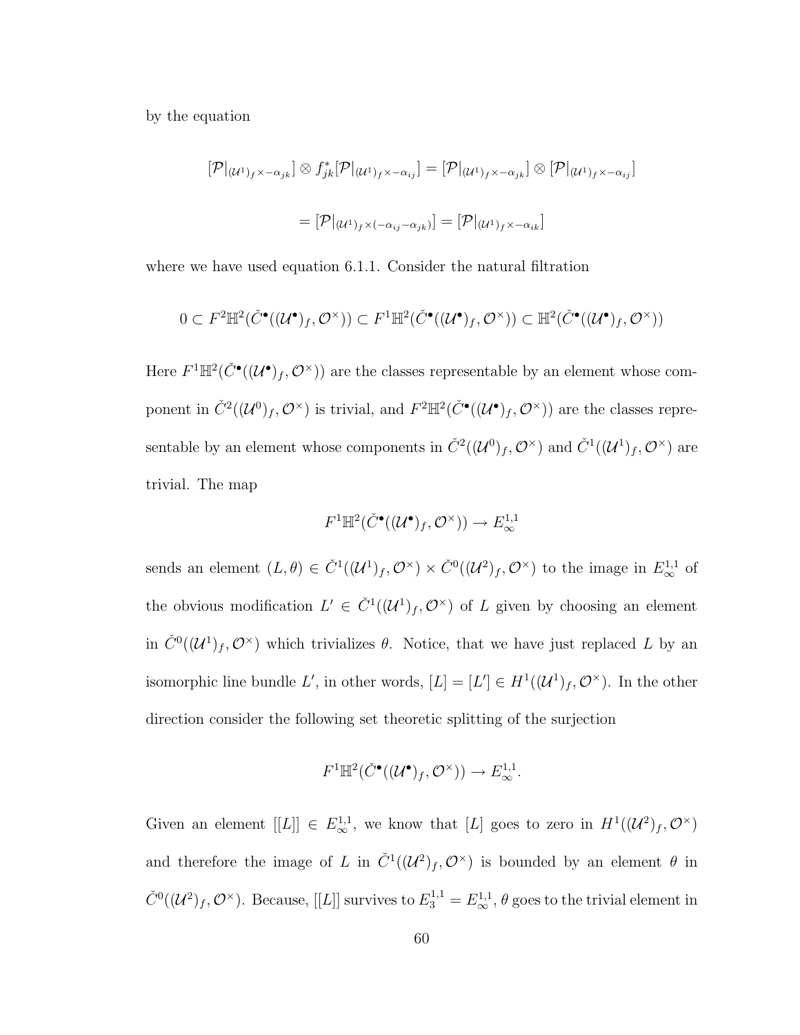by the equation

$$[\mathcal{P}|_{(\mathcal{U}^1)_f \times -\alpha_{jk}}] \otimes f_{jk}^*[\mathcal{P}|_{(\mathcal{U}^1)_f \times -\alpha_{ij}}] = [\mathcal{P}|_{(\mathcal{U}^1)_f \times -\alpha_{jk}}] \otimes [\mathcal{P}|_{(\mathcal{U}^1)_f \times -\alpha_{ij}}]$$

$$= [\mathcal{P}|_{(\mathcal{U}^1)_f \times (-\alpha_{ij} - \alpha_{jk})}] = [\mathcal{P}|_{(\mathcal{U}^1)_f \times -\alpha_{ik}}]$$

where we have used equation 6.1.1. Consider the natural filtration

$$0 \subset F^2\mathbb{H}^2(\check{C}^\bullet((\mathcal{U}^\bullet)_f, \mathcal{O}^\times)) \subset F^1\mathbb{H}^2(\check{C}^\bullet((\mathcal{U}^\bullet)_f, \mathcal{O}^\times)) \subset \mathbb{H}^2(\check{C}^\bullet((\mathcal{U}^\bullet)_f, \mathcal{O}^\times))$$

Here $F^1\mathbb{H}^2(\check{C}^\bullet((\mathcal{U}^\bullet)_f, \mathcal{O}^\times))$ are the classes representable by an element whose component in $\check{C}^2((\mathcal{U}^0)_f, \mathcal{O}^\times)$ is trivial, and $F^2\mathbb{H}^2(\check{C}^\bullet((\mathcal{U}^\bullet)_f, \mathcal{O}^\times))$ are the classes representable by an element whose components in $\check{C}^2((\mathcal{U}^0)_f, \mathcal{O}^\times)$ and $\check{C}^1((\mathcal{U}^1)_f, \mathcal{O}^\times)$ are trivial. The map

$$F^1\mathbb{H}^2(\check{C}^\bullet((\mathcal{U}^\bullet)_f, \mathcal{O}^\times)) \to E_\infty^{1,1}$$

sends an element $(L, \theta) \in \check{C}^1((\mathcal{U}^1)_f, \mathcal{O}^\times) \times \check{C}^0((\mathcal{U}^2)_f, \mathcal{O}^\times)$ to the image in $E_\infty^{1,1}$ of the obvious modification $L' \in \check{C}^1((\mathcal{U}^1)_f, \mathcal{O}^\times)$ of $L$ given by choosing an element in $\check{C}^0((\mathcal{U}^1)_f, \mathcal{O}^\times)$ which trivializes $\theta$. Notice, that we have just replaced $L$ by an isomorphic line bundle $L'$, in other words, $[L] = [L'] \in H^1((\mathcal{U}^1)_f, \mathcal{O}^\times)$. In the other direction consider the following set theoretic splitting of the surjection

$$F^1\mathbb{H}^2(\check{C}^\bullet((\mathcal{U}^\bullet)_f, \mathcal{O}^\times)) \to E_\infty^{1,1}.$$

Given an element $[[L]] \in E_\infty^{1,1}$, we know that $[L]$ goes to zero in $H^1((\mathcal{U}^2)_f, \mathcal{O}^\times)$ and therefore the image of $L$ in $\check{C}^1((\mathcal{U}^2)_f, \mathcal{O}^\times)$ is bounded by an element $\theta$ in $\check{C}^0((\mathcal{U}^2)_f, \mathcal{O}^\times)$. Because, $[[L]]$ survives to $E_3^{1,1} = E_\infty^{1,1}$, $\theta$ goes to the trivial element in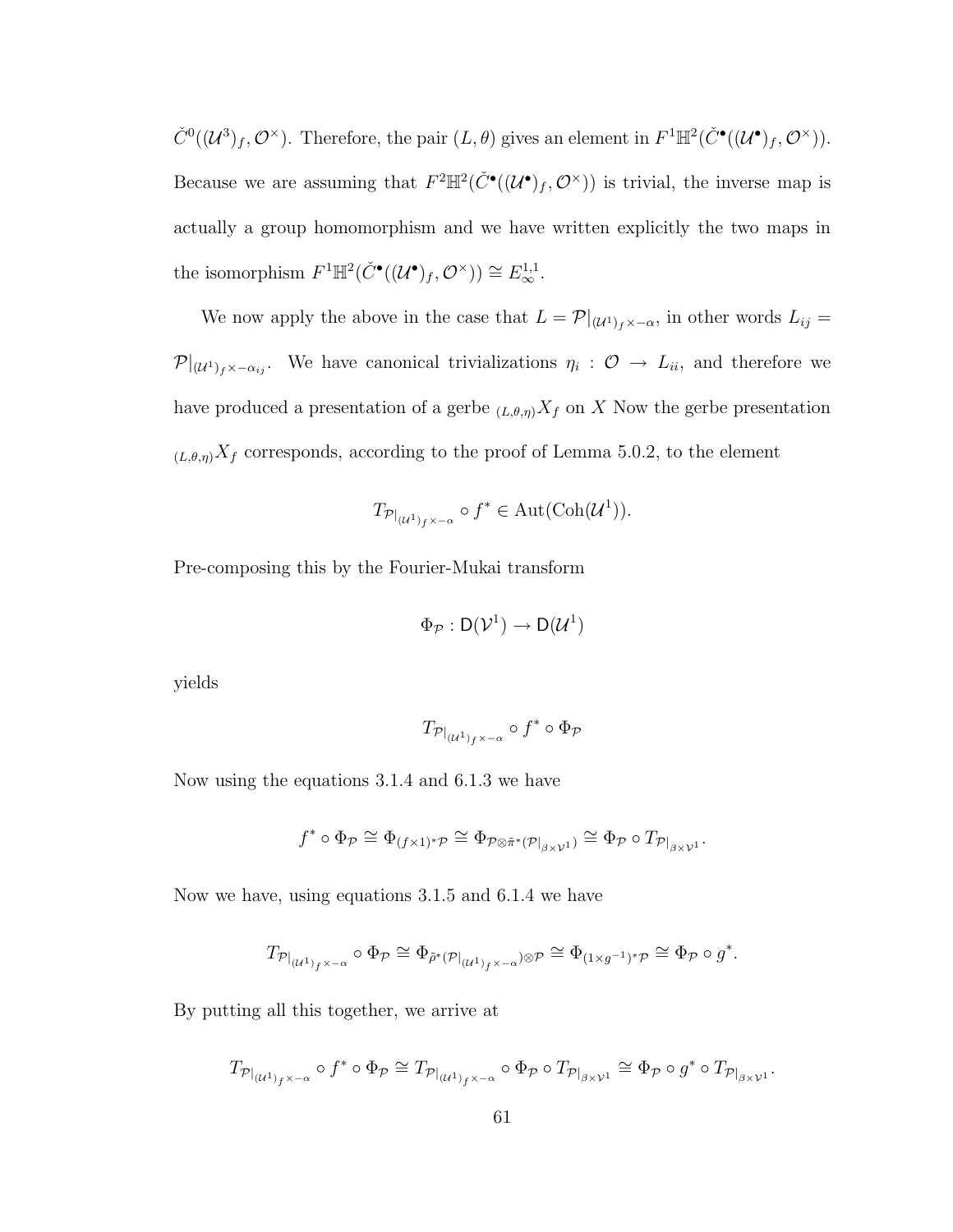$\check{C}^0((\mathcal{U}^3)_f, \mathcal{O}^\times)$. Therefore, the pair $(L, \theta)$ gives an element in $F^1\mathbb{H}^2(\check{C}^\bullet((\mathcal{U}^\bullet)_f, \mathcal{O}^\times))$. Because we are assuming that $F^2\mathbb{H}^2(\check{C}^\bullet((\mathcal{U}^\bullet)_f, \mathcal{O}^\times))$ is trivial, the inverse map is actually a group homomorphism and we have written explicitly the two maps in the isomorphism $F^1\mathbb{H}^2(\check{C}^\bullet((\mathcal{U}^\bullet)_f, \mathcal{O}^\times)) \cong E_\infty^{1,1}$.

We now apply the above in the case that $L = \mathcal{P}|_{(\mathcal{U}^1)_f \times -\alpha}$, in other words $L_{ij} = \mathcal{P}|_{(\mathcal{U}^1)_f \times -\alpha_{ij}}$. We have canonical trivializations $\eta_i : \mathcal{O} \to L_{ii}$, and therefore we have produced a presentation of a gerbe ${}_{(L,\theta,\eta)}X_f$ on $X$ Now the gerbe presentation ${}_{(L,\theta,\eta)}X_f$ corresponds, according to the proof of Lemma 5.0.2, to the element

$$T_{\mathcal{P}|_{(\mathcal{U}^1)_f \times -\alpha}} \circ f^* \in \operatorname{Aut}(\operatorname{Coh}(\mathcal{U}^1)).$$

Pre-composing this by the Fourier-Mukai transform

$$\Phi_{\mathcal{P}} : \mathsf{D}(\mathcal{V}^1) \to \mathsf{D}(\mathcal{U}^1)$$

yields

$$T_{\mathcal{P}|_{(\mathcal{U}^1)_f \times -\alpha}} \circ f^* \circ \Phi_{\mathcal{P}}$$

Now using the equations 3.1.4 and 6.1.3 we have

$$f^* \circ \Phi_{\mathcal{P}} \cong \Phi_{(f\times 1)^*\mathcal{P}} \cong \Phi_{\mathcal{P} \otimes \tilde{\pi}^*(\mathcal{P}|_{\beta \times \mathcal{V}^1})} \cong \Phi_{\mathcal{P}} \circ T_{\mathcal{P}|_{\beta \times \mathcal{V}^1}}.$$

Now we have, using equations 3.1.5 and 6.1.4 we have

$$T_{\mathcal{P}|_{(\mathcal{U}^1)_f \times -\alpha}} \circ \Phi_{\mathcal{P}} \cong \Phi_{\tilde{\rho}^*(\mathcal{P}|_{(\mathcal{U}^1)_f \times -\alpha}) \otimes \mathcal{P}} \cong \Phi_{(1 \times g^{-1})^*\mathcal{P}} \cong \Phi_{\mathcal{P}} \circ g^*.$$

By putting all this together, we arrive at

$$T_{\mathcal{P}|_{(\mathcal{U}^1)_f \times -\alpha}} \circ f^* \circ \Phi_{\mathcal{P}} \cong T_{\mathcal{P}|_{(\mathcal{U}^1)_f \times -\alpha}} \circ \Phi_{\mathcal{P}} \circ T_{\mathcal{P}|_{\beta \times \mathcal{V}^1}} \cong \Phi_{\mathcal{P}} \circ g^* \circ T_{\mathcal{P}|_{\beta \times \mathcal{V}^1}}.$$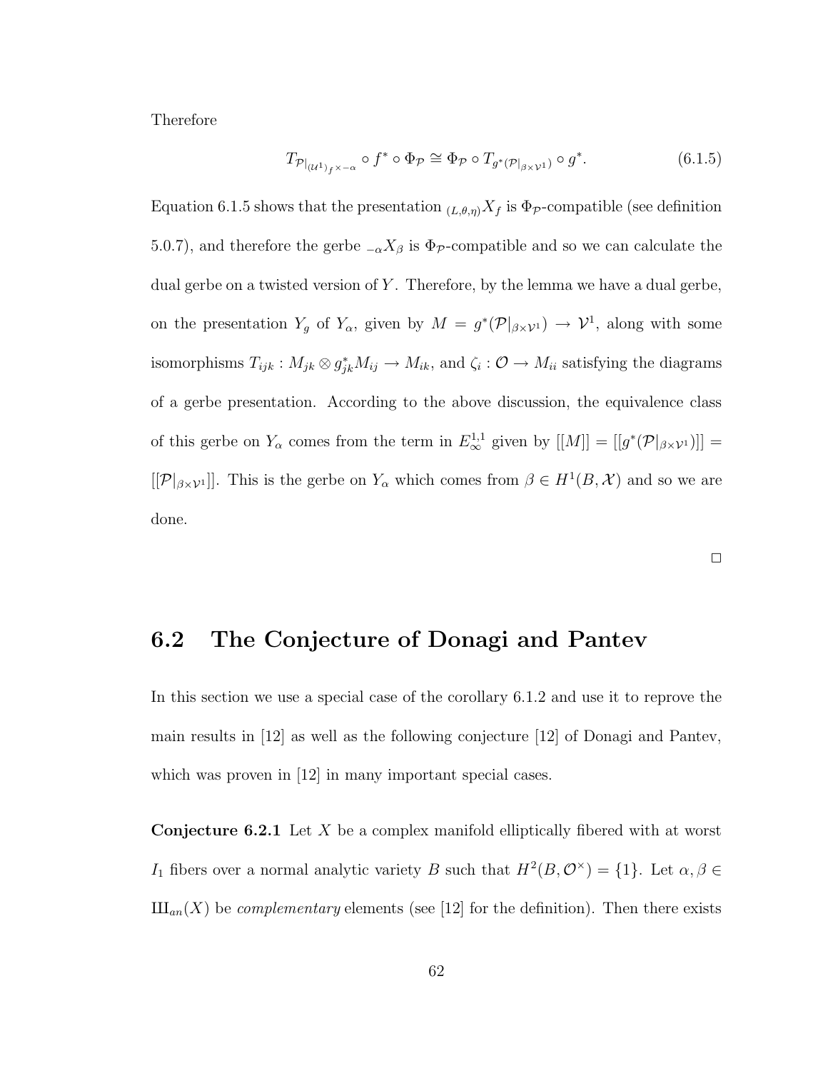Therefore

$$T_{\mathcal{P}|_{(\mathcal{U}^1)_f \times -\alpha}} \circ f^* \circ \Phi_{\mathcal{P}} \cong \Phi_{\mathcal{P}} \circ T_{g^*(\mathcal{P}|_{\beta \times \mathcal{V}^1})} \circ g^*. \tag{6.1.5}$$

Equation 6.1.5 shows that the presentation ${}_{(L,\theta,\eta)}X_f$ is $\Phi_{\mathcal{P}}$-compatible (see definition 5.0.7), and therefore the gerbe ${}_{-\alpha}X_\beta$ is $\Phi_{\mathcal{P}}$-compatible and so we can calculate the dual gerbe on a twisted version of $Y$. Therefore, by the lemma we have a dual gerbe, on the presentation $Y_g$ of $Y_\alpha$, given by $M = g^*(\mathcal{P}|_{\beta \times \mathcal{V}^1}) \to \mathcal{V}^1$, along with some isomorphisms $T_{ijk} : M_{jk} \otimes g^*_{jk} M_{ij} \to M_{ik}$, and $\zeta_i : \mathcal{O} \to M_{ii}$ satisfying the diagrams of a gerbe presentation. According to the above discussion, the equivalence class of this gerbe on $Y_\alpha$ comes from the term in $E^{1,1}_\infty$ given by $[[M]] = [[g^*(\mathcal{P}|_{\beta \times \mathcal{V}^1})]] = [[\mathcal{P}|_{\beta \times \mathcal{V}^1}]]$. This is the gerbe on $Y_\alpha$ which comes from $\beta \in H^1(B, \mathcal{X})$ and so we are done.

□

## 6.2 The Conjecture of Donagi and Pantev

In this section we use a special case of the corollary 6.1.2 and use it to reprove the main results in [12] as well as the following conjecture [12] of Donagi and Pantev, which was proven in [12] in many important special cases.

**Conjecture 6.2.1** Let $X$ be a complex manifold elliptically fibered with at worst $I_1$ fibers over a normal analytic variety $B$ such that $H^2(B, \mathcal{O}^\times) = \{1\}$. Let $\alpha, \beta \in$ Ш$_{an}(X)$ be *complementary* elements (see [12] for the definition). Then there exists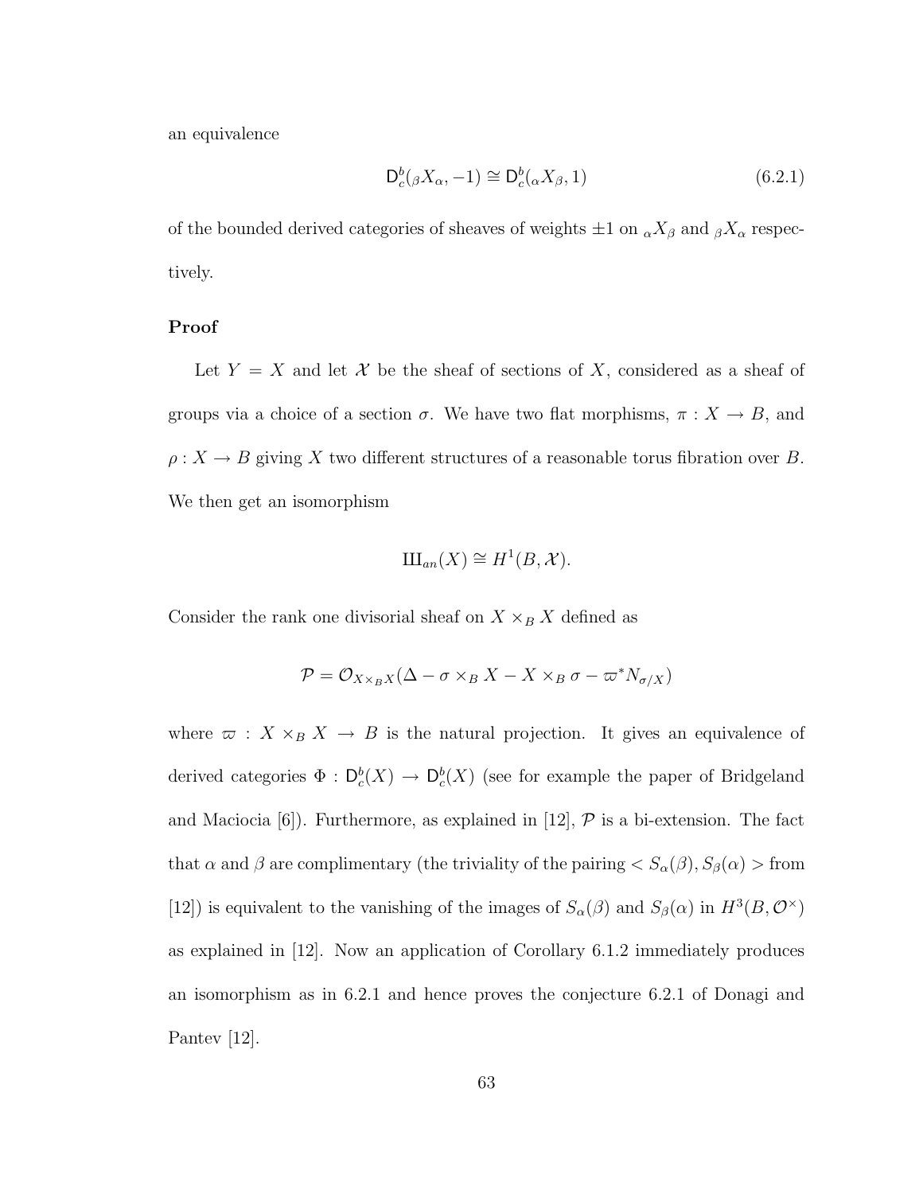an equivalence

$$\mathsf{D}^b_c({}_\beta X_\alpha, -1) \cong \mathsf{D}^b_c({}_\alpha X_\beta, 1) \tag{6.2.1}$$

of the bounded derived categories of sheaves of weights $\pm 1$ on ${}_\alpha X_\beta$ and ${}_\beta X_\alpha$ respectively.

**Proof**

Let $Y = X$ and let $\mathcal{X}$ be the sheaf of sections of $X$, considered as a sheaf of groups via a choice of a section $\sigma$. We have two flat morphisms, $\pi : X \to B$, and $\rho : X \to B$ giving $X$ two different structures of a reasonable torus fibration over $B$. We then get an isomorphism

$$\text{Ш}_{an}(X) \cong H^1(B, \mathcal{X}).$$

Consider the rank one divisorial sheaf on $X \times_B X$ defined as

$$\mathcal{P} = \mathcal{O}_{X \times_B X}(\Delta - \sigma \times_B X - X \times_B \sigma - \varpi^* N_{\sigma/X})$$

where $\varpi : X \times_B X \to B$ is the natural projection. It gives an equivalence of derived categories $\Phi : \mathsf{D}^b_c(X) \to \mathsf{D}^b_c(X)$ (see for example the paper of Bridgeland and Maciocia [6]). Furthermore, as explained in [12], $\mathcal{P}$ is a bi-extension. The fact that $\alpha$ and $\beta$ are complimentary (the triviality of the pairing $< S_\alpha(\beta), S_\beta(\alpha) >$ from [12]) is equivalent to the vanishing of the images of $S_\alpha(\beta)$ and $S_\beta(\alpha)$ in $H^3(B, \mathcal{O}^\times)$ as explained in [12]. Now an application of Corollary 6.1.2 immediately produces an isomorphism as in 6.2.1 and hence proves the conjecture 6.2.1 of Donagi and Pantev [12].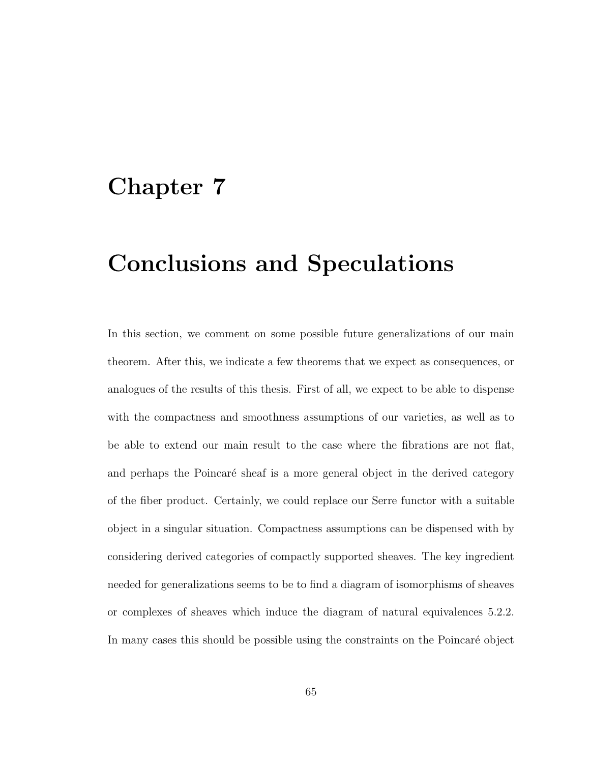# Chapter 7

# Conclusions and Speculations

In this section, we comment on some possible future generalizations of our main theorem. After this, we indicate a few theorems that we expect as consequences, or analogues of the results of this thesis. First of all, we expect to be able to dispense with the compactness and smoothness assumptions of our varieties, as well as to be able to extend our main result to the case where the fibrations are not flat, and perhaps the Poincaré sheaf is a more general object in the derived category of the fiber product. Certainly, we could replace our Serre functor with a suitable object in a singular situation. Compactness assumptions can be dispensed with by considering derived categories of compactly supported sheaves. The key ingredient needed for generalizations seems to be to find a diagram of isomorphisms of sheaves or complexes of sheaves which induce the diagram of natural equivalences 5.2.2. In many cases this should be possible using the constraints on the Poincaré object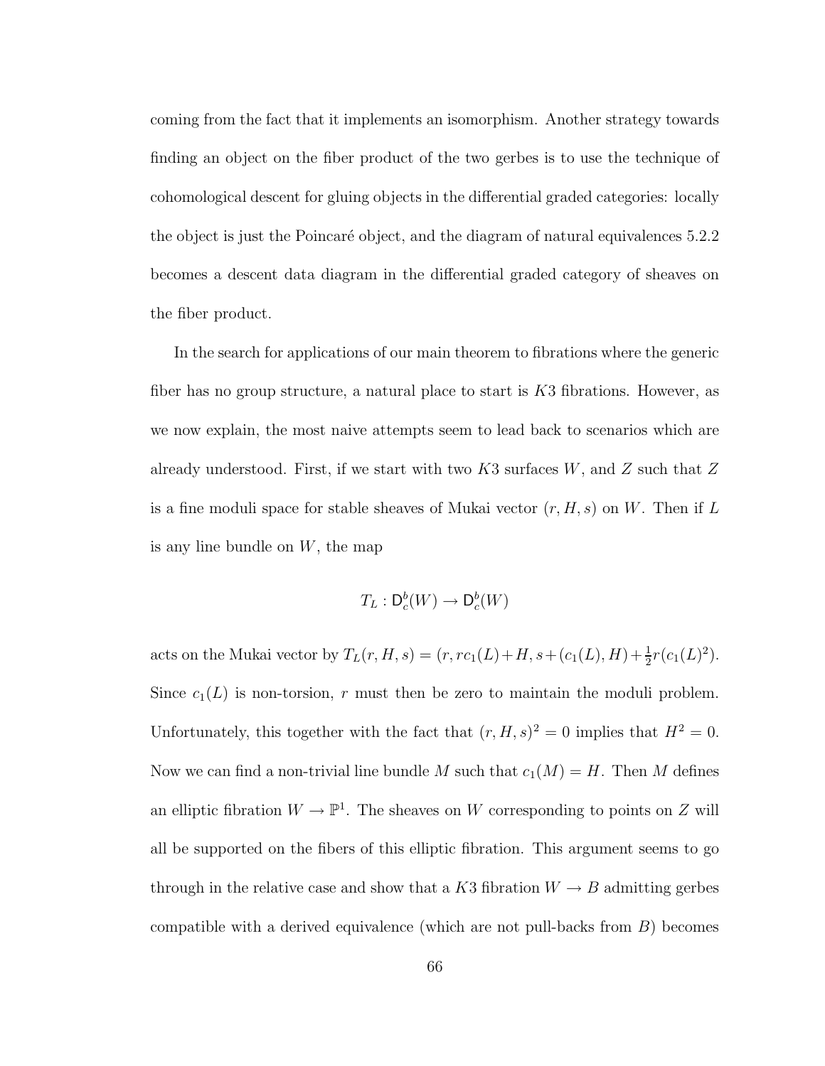coming from the fact that it implements an isomorphism. Another strategy towards finding an object on the fiber product of the two gerbes is to use the technique of cohomological descent for gluing objects in the differential graded categories: locally the object is just the Poincaré object, and the diagram of natural equivalences 5.2.2 becomes a descent data diagram in the differential graded category of sheaves on the fiber product.

In the search for applications of our main theorem to fibrations where the generic fiber has no group structure, a natural place to start is $K3$ fibrations. However, as we now explain, the most naive attempts seem to lead back to scenarios which are already understood. First, if we start with two $K3$ surfaces $W$, and $Z$ such that $Z$ is a fine moduli space for stable sheaves of Mukai vector $(r, H, s)$ on $W$. Then if $L$ is any line bundle on $W$, the map

$$T_L : \mathsf{D}^b_c(W) \to \mathsf{D}^b_c(W)$$

acts on the Mukai vector by $T_L(r, H, s) = (r, rc_1(L) + H, s + (c_1(L), H) + \frac{1}{2}r(c_1(L)^2)$. Since $c_1(L)$ is non-torsion, $r$ must then be zero to maintain the moduli problem. Unfortunately, this together with the fact that $(r, H, s)^2 = 0$ implies that $H^2 = 0$. Now we can find a non-trivial line bundle $M$ such that $c_1(M) = H$. Then $M$ defines an elliptic fibration $W \to \mathbb{P}^1$. The sheaves on $W$ corresponding to points on $Z$ will all be supported on the fibers of this elliptic fibration. This argument seems to go through in the relative case and show that a $K3$ fibration $W \to B$ admitting gerbes compatible with a derived equivalence (which are not pull-backs from $B$) becomes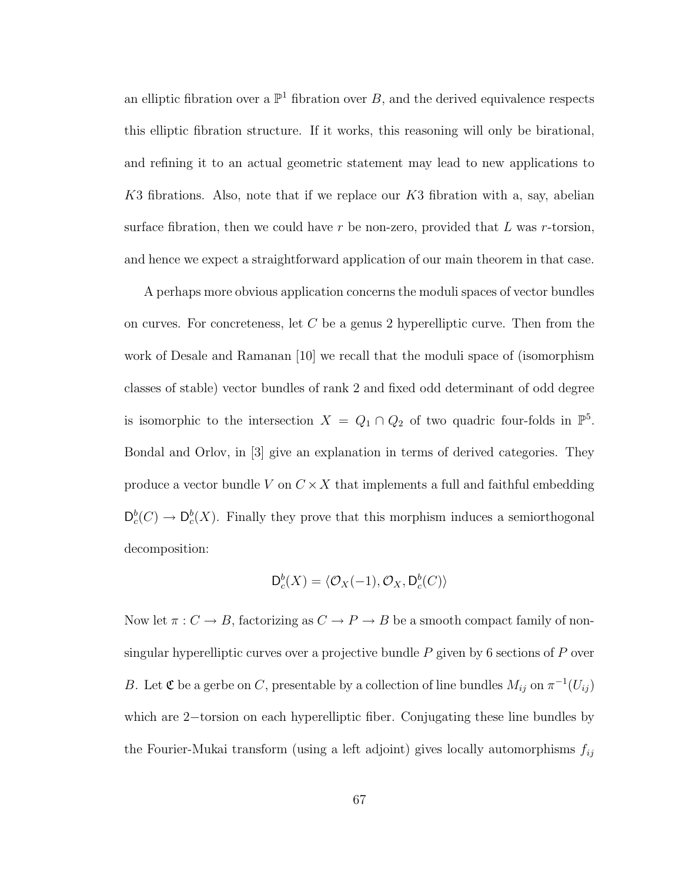an elliptic fibration over a $\mathbb{P}^1$ fibration over $B$, and the derived equivalence respects this elliptic fibration structure. If it works, this reasoning will only be birational, and refining it to an actual geometric statement may lead to new applications to $K3$ fibrations. Also, note that if we replace our $K3$ fibration with a, say, abelian surface fibration, then we could have $r$ be non-zero, provided that $L$ was $r$-torsion, and hence we expect a straightforward application of our main theorem in that case.

A perhaps more obvious application concerns the moduli spaces of vector bundles on curves. For concreteness, let $C$ be a genus 2 hyperelliptic curve. Then from the work of Desale and Ramanan [10] we recall that the moduli space of (isomorphism classes of stable) vector bundles of rank 2 and fixed odd determinant of odd degree is isomorphic to the intersection $X = Q_1 \cap Q_2$ of two quadric four-folds in $\mathbb{P}^5$. Bondal and Orlov, in [3] give an explanation in terms of derived categories. They produce a vector bundle $V$ on $C \times X$ that implements a full and faithful embedding $\mathsf{D}^b_c(C) \to \mathsf{D}^b_c(X)$. Finally they prove that this morphism induces a semiorthogonal decomposition:

$$\mathsf{D}^b_c(X) = \langle \mathcal{O}_X(-1), \mathcal{O}_X, \mathsf{D}^b_c(C) \rangle$$

Now let $\pi : C \to B$, factorizing as $C \to P \to B$ be a smooth compact family of non-singular hyperelliptic curves over a projective bundle $P$ given by 6 sections of $P$ over $B$. Let $\mathfrak{C}$ be a gerbe on $C$, presentable by a collection of line bundles $M_{ij}$ on $\pi^{-1}(U_{ij})$ which are $2-$torsion on each hyperelliptic fiber. Conjugating these line bundles by the Fourier-Mukai transform (using a left adjoint) gives locally automorphisms $f_{ij}$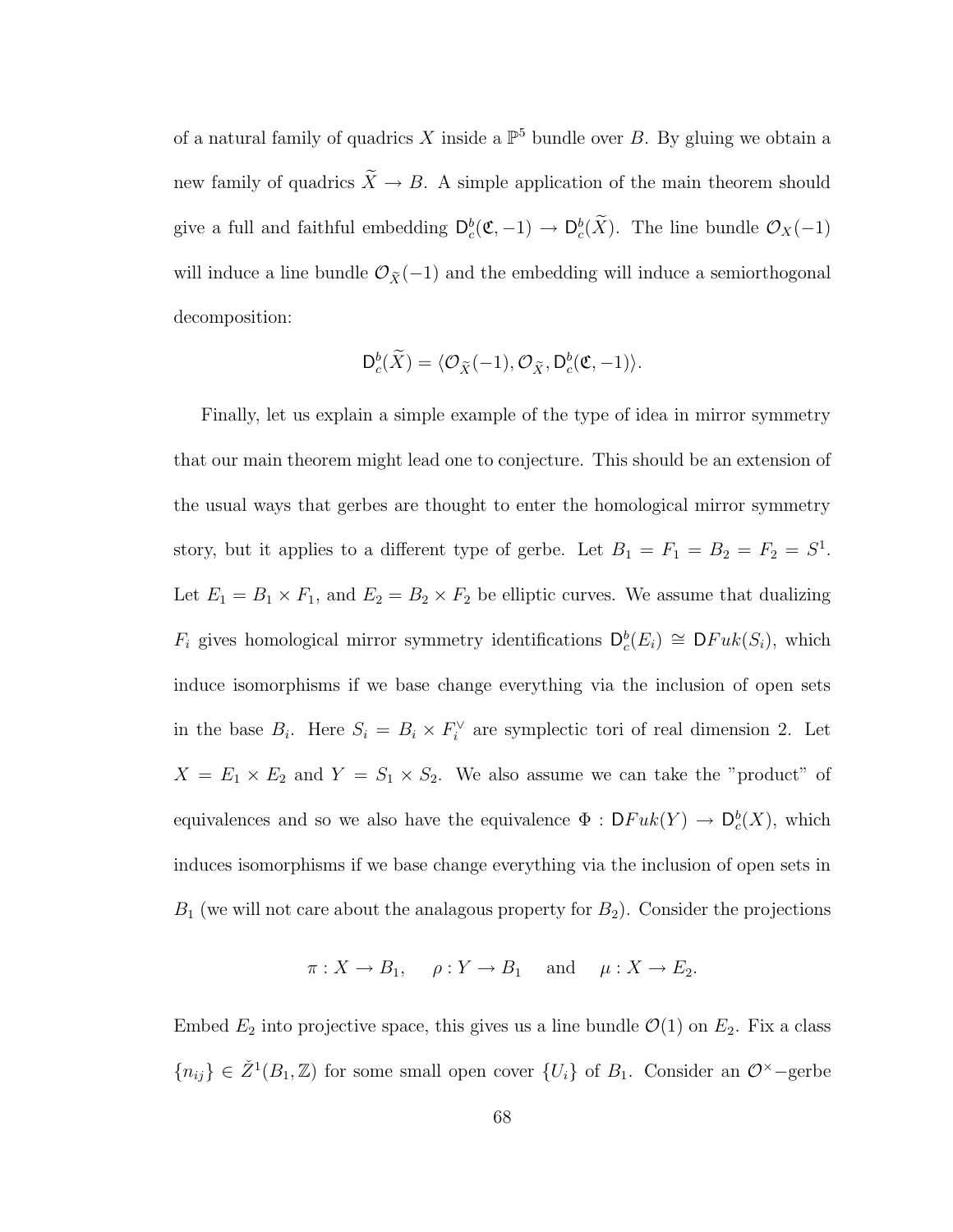of a natural family of quadrics $X$ inside a $\mathbb{P}^5$ bundle over $B$. By gluing we obtain a new family of quadrics $\widetilde{X} \to B$. A simple application of the main theorem should give a full and faithful embedding $\mathsf{D}^b_c(\mathfrak{C}, -1) \to \mathsf{D}^b_c(\widetilde{X})$. The line bundle $\mathcal{O}_X(-1)$ will induce a line bundle $\mathcal{O}_{\widetilde{X}}(-1)$ and the embedding will induce a semiorthogonal decomposition:

$$\mathsf{D}^b_c(\widetilde{X}) = \langle \mathcal{O}_{\widetilde{X}}(-1), \mathcal{O}_{\widetilde{X}}, \mathsf{D}^b_c(\mathfrak{C}, -1)\rangle.$$

Finally, let us explain a simple example of the type of idea in mirror symmetry that our main theorem might lead one to conjecture. This should be an extension of the usual ways that gerbes are thought to enter the homological mirror symmetry story, but it applies to a different type of gerbe. Let $B_1 = F_1 = B_2 = F_2 = S^1$. Let $E_1 = B_1 \times F_1$, and $E_2 = B_2 \times F_2$ be elliptic curves. We assume that dualizing $F_i$ gives homological mirror symmetry identifications $\mathsf{D}^b_c(E_i) \cong \mathsf{D}Fuk(S_i)$, which induce isomorphisms if we base change everything via the inclusion of open sets in the base $B_i$. Here $S_i = B_i \times F_i^\vee$ are symplectic tori of real dimension 2. Let $X = E_1 \times E_2$ and $Y = S_1 \times S_2$. We also assume we can take the "product" of equivalences and so we also have the equivalence $\Phi : \mathsf{D}Fuk(Y) \to \mathsf{D}^b_c(X)$, which induces isomorphisms if we base change everything via the inclusion of open sets in $B_1$ (we will not care about the analagous property for $B_2$). Consider the projections

$$\pi : X \to B_1, \quad \rho : Y \to B_1 \quad \text{and} \quad \mu : X \to E_2.$$

Embed $E_2$ into projective space, this gives us a line bundle $\mathcal{O}(1)$ on $E_2$. Fix a class $\{n_{ij}\} \in \check{Z}^1(B_1, \mathbb{Z})$ for some small open cover $\{U_i\}$ of $B_1$. Consider an $\mathcal{O}^\times-$gerbe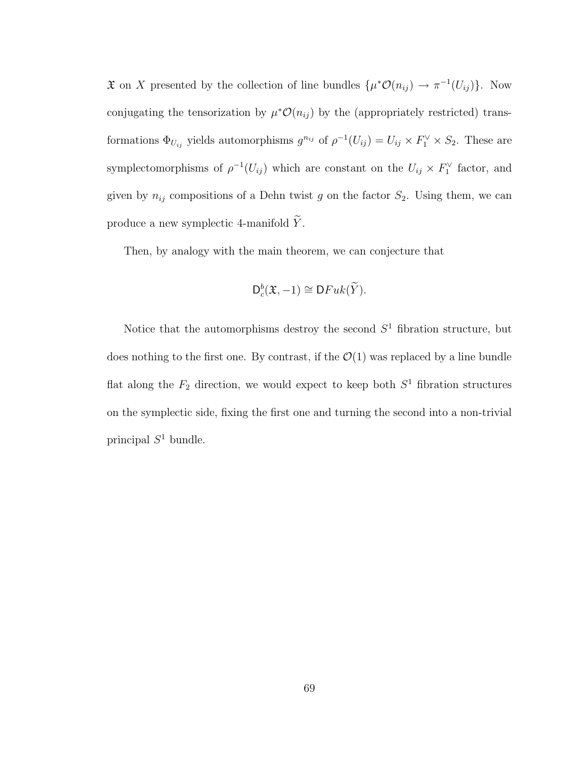$\mathfrak{X}$ on $X$ presented by the collection of line bundles $\{\mu^*\mathcal{O}(n_{ij}) \to \pi^{-1}(U_{ij})\}$. Now conjugating the tensorization by $\mu^*\mathcal{O}(n_{ij})$ by the (appropriately restricted) transformations $\Phi_{U_{ij}}$ yields automorphisms $g^{n_{ij}}$ of $\rho^{-1}(U_{ij}) = U_{ij} \times F_1^\vee \times S_2$. These are symplectomorphisms of $\rho^{-1}(U_{ij})$ which are constant on the $U_{ij} \times F_1^\vee$ factor, and given by $n_{ij}$ compositions of a Dehn twist $g$ on the factor $S_2$. Using them, we can produce a new symplectic 4-manifold $\widetilde{Y}$.

Then, by analogy with the main theorem, we can conjecture that

$$\mathsf{D}^b_c(\mathfrak{X}, -1) \cong \mathsf{D}Fuk(\widetilde{Y}).$$

Notice that the automorphisms destroy the second $S^1$ fibration structure, but does nothing to the first one. By contrast, if the $\mathcal{O}(1)$ was replaced by a line bundle flat along the $F_2$ direction, we would expect to keep both $S^1$ fibration structures on the symplectic side, fixing the first one and turning the second into a non-trivial principal $S^1$ bundle.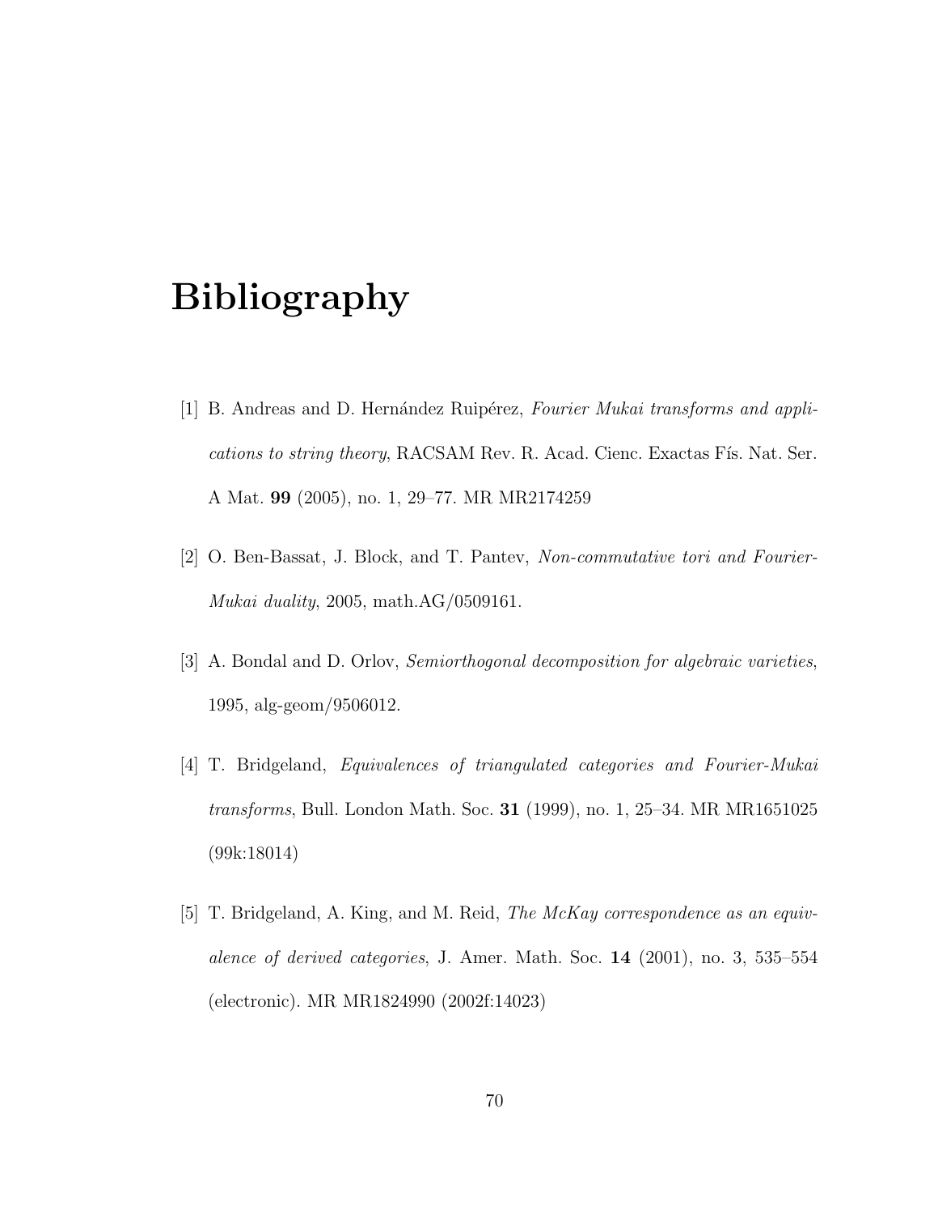# Bibliography

[1] B. Andreas and D. Hernández Ruipérez, *Fourier Mukai transforms and applications to string theory*, RACSAM Rev. R. Acad. Cienc. Exactas Fís. Nat. Ser. A Mat. **99** (2005), no. 1, 29–77. MR MR2174259

[2] O. Ben-Bassat, J. Block, and T. Pantev, *Non-commutative tori and Fourier-Mukai duality*, 2005, math.AG/0509161.

[3] A. Bondal and D. Orlov, *Semiorthogonal decomposition for algebraic varieties*, 1995, alg-geom/9506012.

[4] T. Bridgeland, *Equivalences of triangulated categories and Fourier-Mukai transforms*, Bull. London Math. Soc. **31** (1999), no. 1, 25–34. MR MR1651025 (99k:18014)

[5] T. Bridgeland, A. King, and M. Reid, *The McKay correspondence as an equivalence of derived categories*, J. Amer. Math. Soc. **14** (2001), no. 3, 535–554 (electronic). MR MR1824990 (2002f:14023)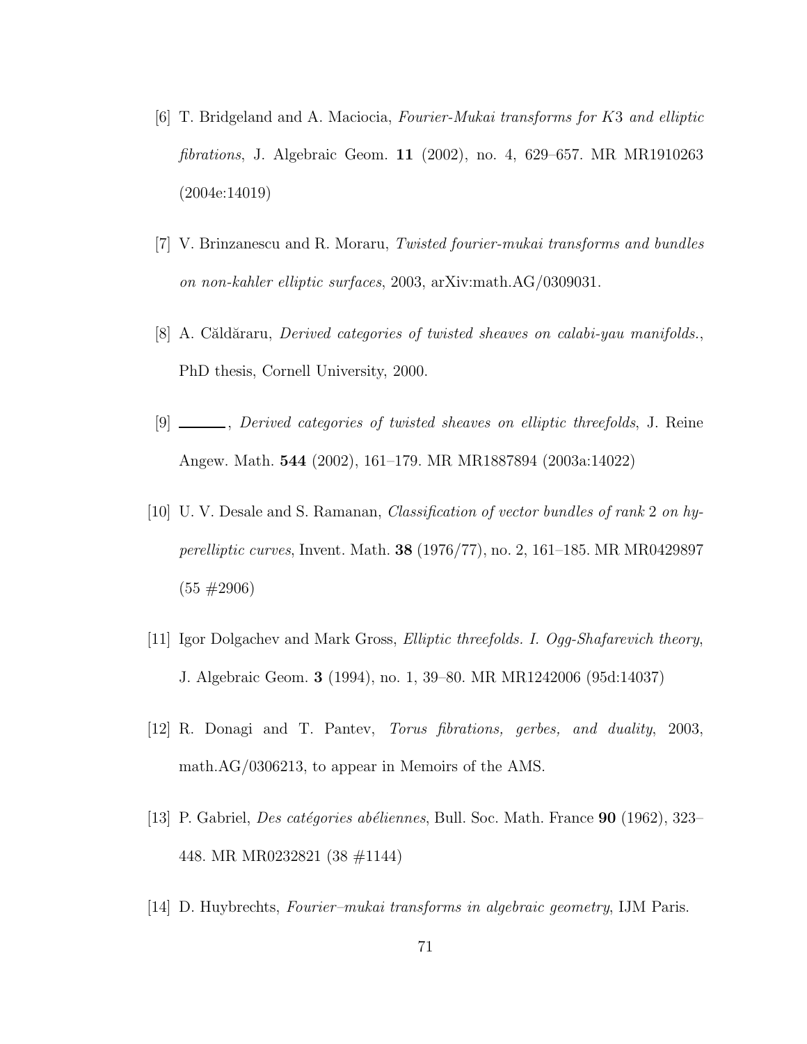[6] T. Bridgeland and A. Maciocia, *Fourier-Mukai transforms for $K3$ and elliptic fibrations*, J. Algebraic Geom. **11** (2002), no. 4, 629–657. MR MR1910263 (2004e:14019)

[7] V. Brinzanescu and R. Moraru, *Twisted fourier-mukai transforms and bundles on non-kahler elliptic surfaces*, 2003, arXiv:math.AG/0309031.

[8] A. Căldăraru, *Derived categories of twisted sheaves on calabi-yau manifolds.*, PhD thesis, Cornell University, 2000.

[9] ______, *Derived categories of twisted sheaves on elliptic threefolds*, J. Reine Angew. Math. **544** (2002), 161–179. MR MR1887894 (2003a:14022)

[10] U. V. Desale and S. Ramanan, *Classification of vector bundles of rank* 2 *on hyperelliptic curves*, Invent. Math. **38** (1976/77), no. 2, 161–185. MR MR0429897 (55 #2906)

[11] Igor Dolgachev and Mark Gross, *Elliptic threefolds. I. Ogg-Shafarevich theory*, J. Algebraic Geom. **3** (1994), no. 1, 39–80. MR MR1242006 (95d:14037)

[12] R. Donagi and T. Pantev, *Torus fibrations, gerbes, and duality*, 2003, math.AG/0306213, to appear in Memoirs of the AMS.

[13] P. Gabriel, *Des catégories abéliennes*, Bull. Soc. Math. France **90** (1962), 323–448. MR MR0232821 (38 #1144)

[14] D. Huybrechts, *Fourier–mukai transforms in algebraic geometry*, IJM Paris.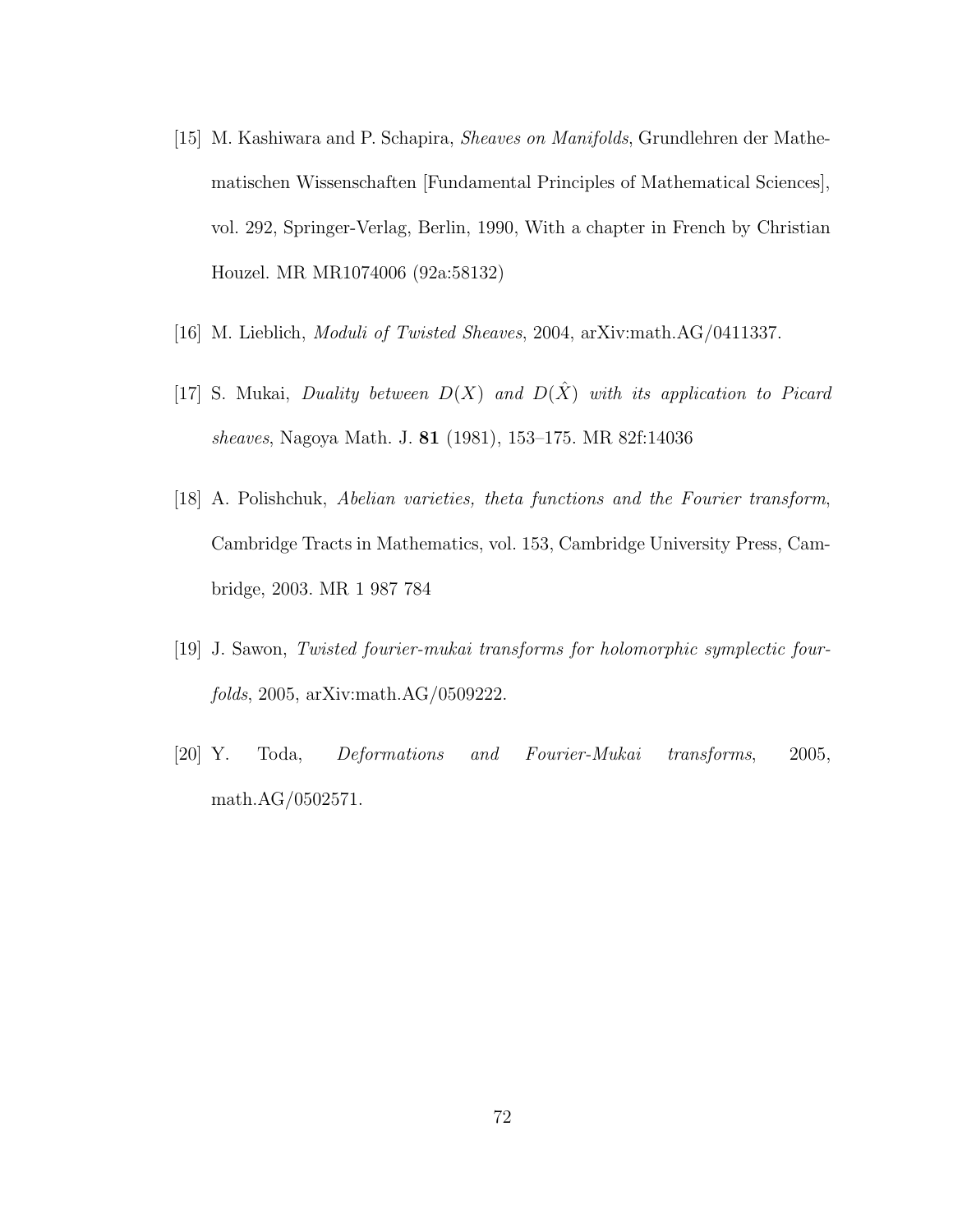[15] M. Kashiwara and P. Schapira, *Sheaves on Manifolds*, Grundlehren der Mathematischen Wissenschaften [Fundamental Principles of Mathematical Sciences], vol. 292, Springer-Verlag, Berlin, 1990, With a chapter in French by Christian Houzel. MR MR1074006 (92a:58132)

[16] M. Lieblich, *Moduli of Twisted Sheaves*, 2004, arXiv:math.AG/0411337.

[17] S. Mukai, *Duality between $D(X)$ and $D(\hat{X})$ with its application to Picard sheaves*, Nagoya Math. J. **81** (1981), 153–175. MR 82f:14036

[18] A. Polishchuk, *Abelian varieties, theta functions and the Fourier transform*, Cambridge Tracts in Mathematics, vol. 153, Cambridge University Press, Cambridge, 2003. MR 1 987 784

[19] J. Sawon, *Twisted fourier-mukai transforms for holomorphic symplectic fourfolds*, 2005, arXiv:math.AG/0509222.

[20] Y. Toda, *Deformations and Fourier-Mukai transforms*, 2005, math.AG/0502571.